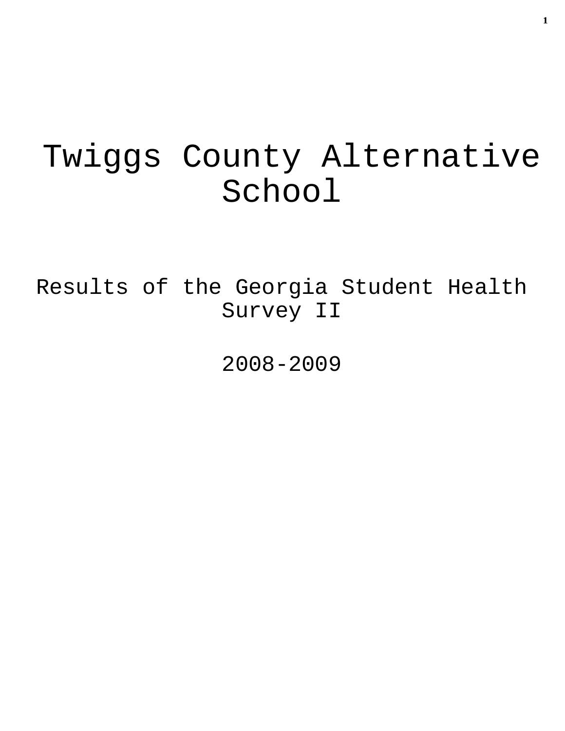# Twiggs County Alternative School

## Results of the Georgia Student Health Survey II

## 2008-2009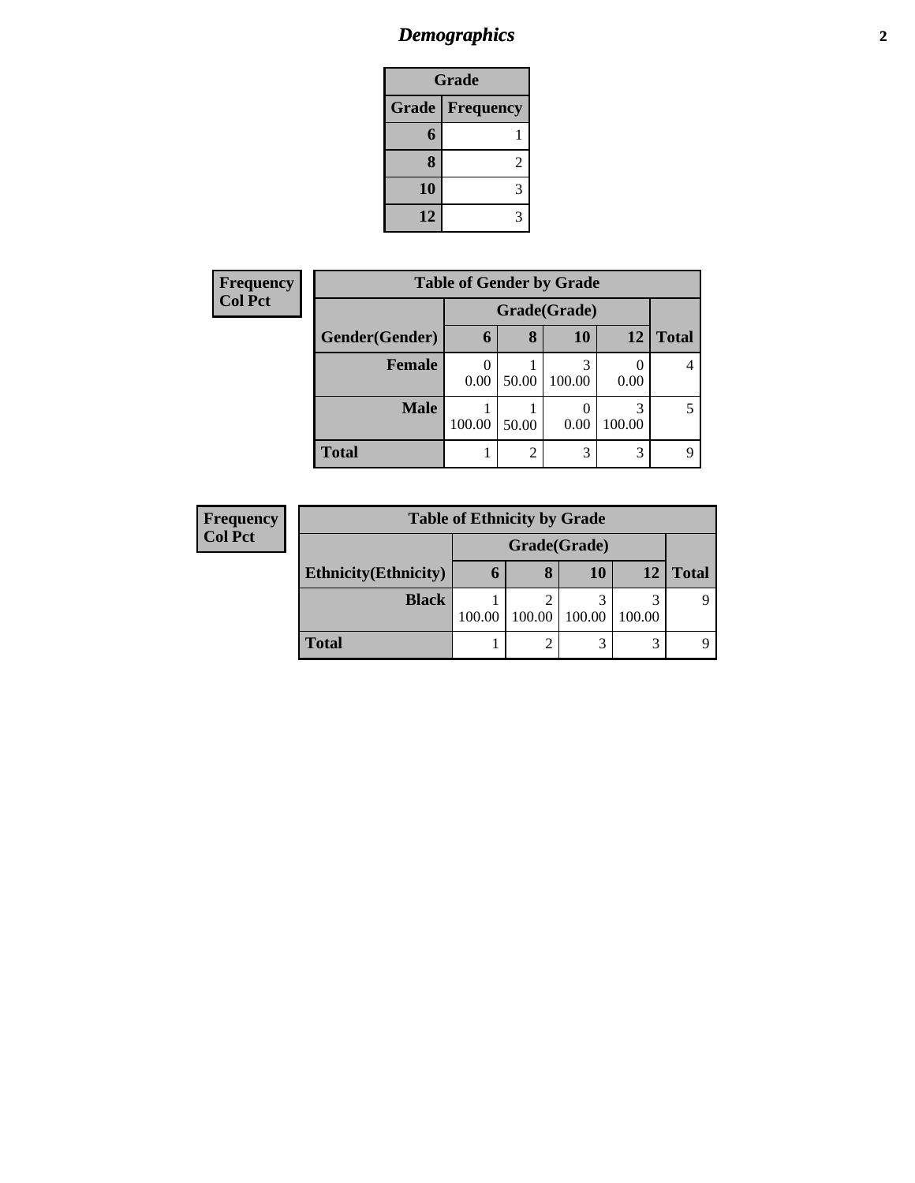# *Demographics*

| Grade | |
|---|---|
| **Grade** | **Frequency** |
| **6** | 1 |
| **8** | 2 |
| **10** | 3 |
| **12** | 3 |

**Frequency**
**Col Pct**

| Table of Gender by Grade | | | | | |
|---|---|---|---|---|---|
| | Grade(Grade) | | | | |
| **Gender(Gender)** | **6** | **8** | **10** | **12** | **Total** |
| **Female** | 0<br>0.00 | 1<br>50.00 | 3<br>100.00 | 0<br>0.00 | 4 |
| **Male** | 1<br>100.00 | 1<br>50.00 | 0<br>0.00 | 3<br>100.00 | 5 |
| **Total** | 1 | 2 | 3 | 3 | 9 |

**Frequency**
**Col Pct**

| Table of Ethnicity by Grade | | | | | |
|---|---|---|---|---|---|
| | Grade(Grade) | | | | |
| **Ethnicity(Ethnicity)** | **6** | **8** | **10** | **12** | **Total** |
| **Black** | 1<br>100.00 | 2<br>100.00 | 3<br>100.00 | 3<br>100.00 | 9 |
| **Total** | 1 | 2 | 3 | 3 | 9 |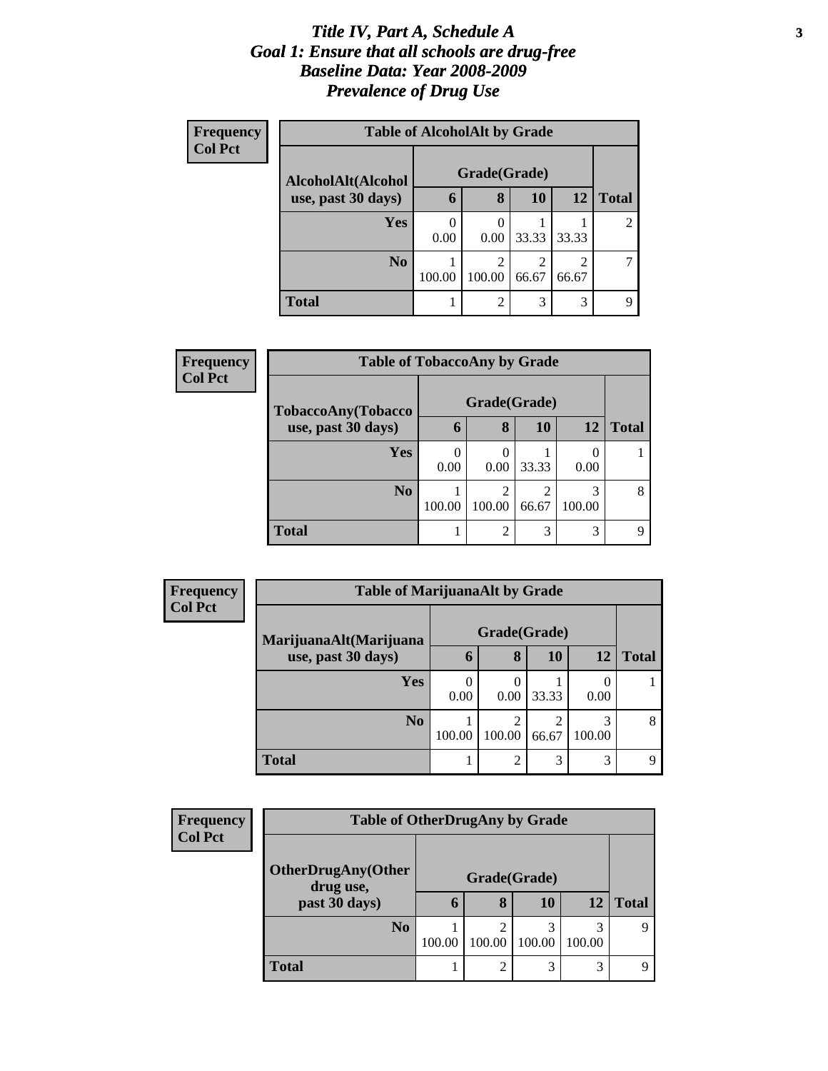# *Title IV, Part A, Schedule A*
# *Goal 1: Ensure that all schools are drug-free*
# *Baseline Data: Year 2008-2009*
# *Prevalence of Drug Use*

**Frequency**
**Col Pct**

**Table of AlcoholAlt by Grade**

| AlcoholAlt(Alcohol use, past 30 days) | Grade(Grade) | | | | |
|---|---|---|---|---|---|
| | **6** | **8** | **10** | **12** | **Total** |
| **Yes** | 0<br>0.00 | 0<br>0.00 | 1<br>33.33 | 1<br>33.33 | 2 |
| **No** | 1<br>100.00 | 2<br>100.00 | 2<br>66.67 | 2<br>66.67 | 7 |
| **Total** | 1 | 2 | 3 | 3 | 9 |

**Frequency**
**Col Pct**

**Table of TobaccoAny by Grade**

| TobaccoAny(Tobacco use, past 30 days) | Grade(Grade) | | | | |
|---|---|---|---|---|---|
| | **6** | **8** | **10** | **12** | **Total** |
| **Yes** | 0<br>0.00 | 0<br>0.00 | 1<br>33.33 | 0<br>0.00 | 1 |
| **No** | 1<br>100.00 | 2<br>100.00 | 2<br>66.67 | 3<br>100.00 | 8 |
| **Total** | 1 | 2 | 3 | 3 | 9 |

**Frequency**
**Col Pct**

**Table of MarijuanaAlt by Grade**

| MarijuanaAlt(Marijuana use, past 30 days) | Grade(Grade) | | | | |
|---|---|---|---|---|---|
| | **6** | **8** | **10** | **12** | **Total** |
| **Yes** | 0<br>0.00 | 0<br>0.00 | 1<br>33.33 | 0<br>0.00 | 1 |
| **No** | 1<br>100.00 | 2<br>100.00 | 2<br>66.67 | 3<br>100.00 | 8 |
| **Total** | 1 | 2 | 3 | 3 | 9 |

**Frequency**
**Col Pct**

**Table of OtherDrugAny by Grade**

| OtherDrugAny(Other drug use, past 30 days) | Grade(Grade) | | | | |
|---|---|---|---|---|---|
| | **6** | **8** | **10** | **12** | **Total** |
| **No** | 1<br>100.00 | 2<br>100.00 | 3<br>100.00 | 3<br>100.00 | 9 |
| **Total** | 1 | 2 | 3 | 3 | 9 |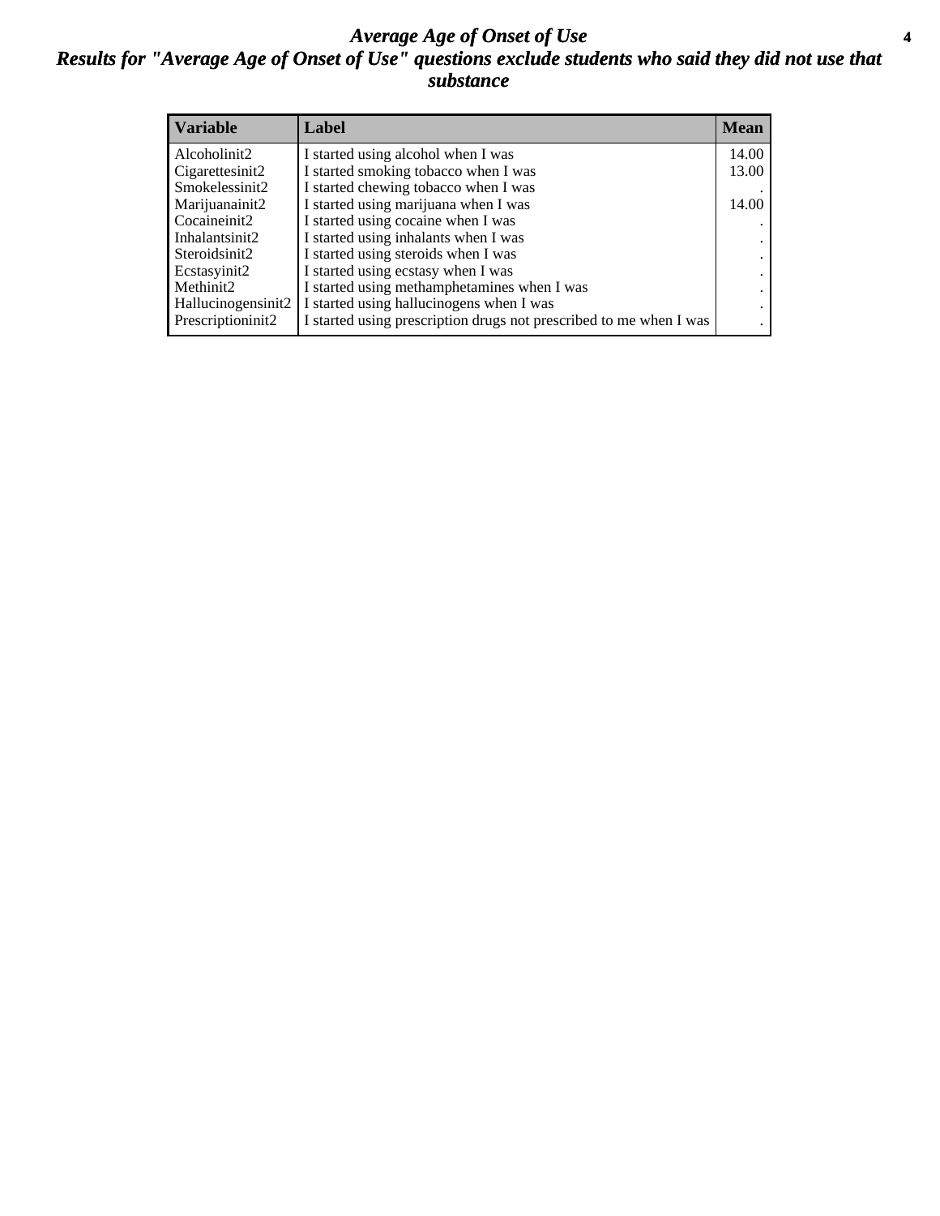# *Average Age of Onset of Use*
## *Results for "Average Age of Onset of Use" questions exclude students who said they did not use that substance*

| Variable | Label | Mean |
|---|---|---|
| Alcoholinit2 | I started using alcohol when I was | 14.00 |
| Cigarettesinit2 | I started smoking tobacco when I was | 13.00 |
| Smokelessinit2 | I started chewing tobacco when I was | . |
| Marijuanainit2 | I started using marijuana when I was | 14.00 |
| Cocaineinit2 | I started using cocaine when I was | . |
| Inhalantsinit2 | I started using inhalants when I was | . |
| Steroidsinit2 | I started using steroids when I was | . |
| Ecstasyinit2 | I started using ecstasy when I was | . |
| Methinit2 | I started using methamphetamines when I was | . |
| Hallucinogensinit2 | I started using hallucinogens when I was | . |
| Prescriptioninit2 | I started using prescription drugs not prescribed to me when I was | . |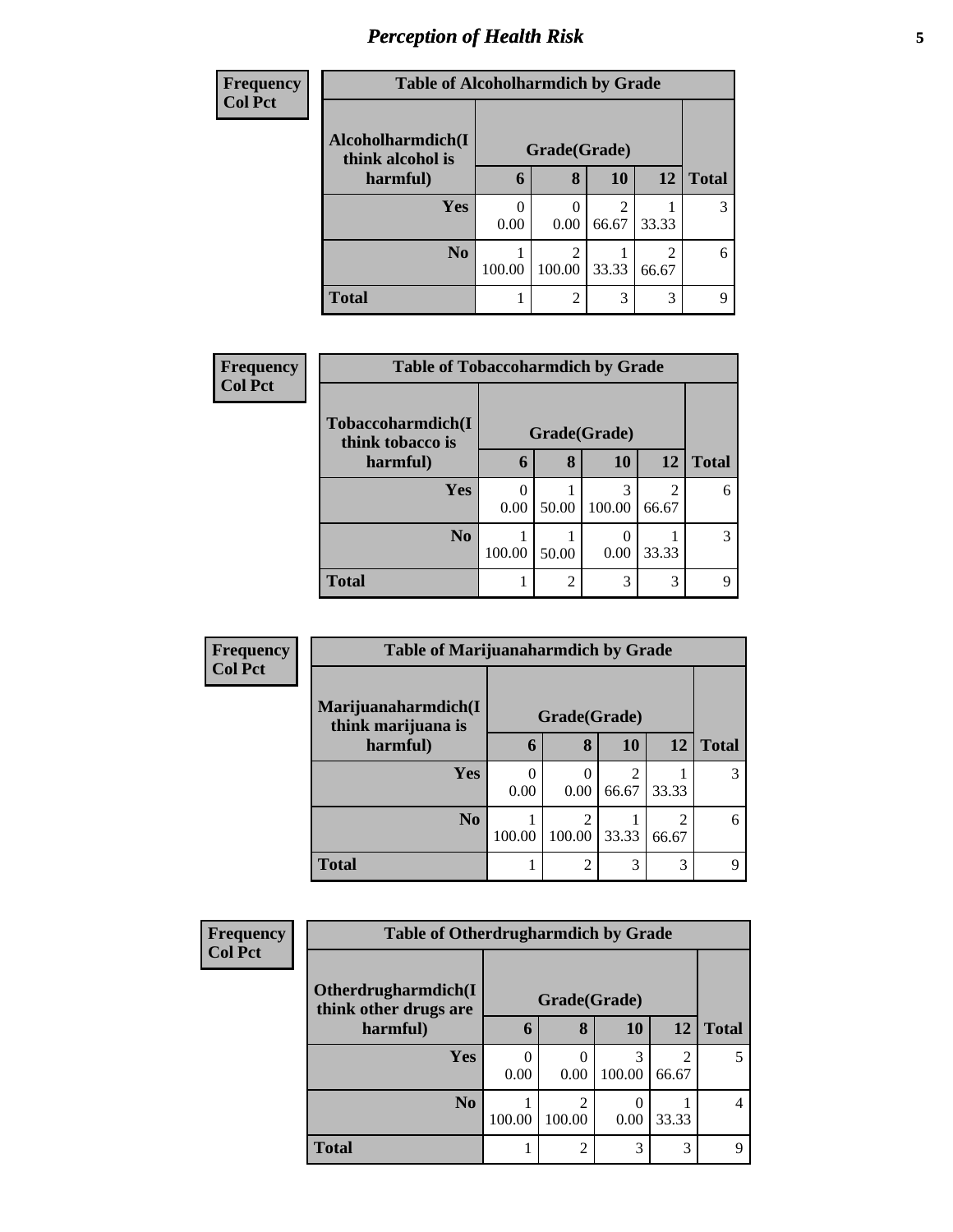## *Perception of Health Risk*

| Frequency<br>Col Pct | Table of Alcoholharmdich by Grade | | | | |
|---|---|---|---|---|---|
| **Alcoholharmdich(I think alcohol is harmful)** | **Grade(Grade)** | | | | |
| | **6** | **8** | **10** | **12** | **Total** |
| **Yes** | 0<br>0.00 | 0<br>0.00 | 2<br>66.67 | 1<br>33.33 | 3 |
| **No** | 1<br>100.00 | 2<br>100.00 | 1<br>33.33 | 2<br>66.67 | 6 |
| **Total** | 1 | 2 | 3 | 3 | 9 |

| Frequency<br>Col Pct | Table of Tobaccoharmdich by Grade | | | | |
|---|---|---|---|---|---|
| **Tobaccoharmdich(I think tobacco is harmful)** | **Grade(Grade)** | | | | |
| | **6** | **8** | **10** | **12** | **Total** |
| **Yes** | 0<br>0.00 | 1<br>50.00 | 3<br>100.00 | 2<br>66.67 | 6 |
| **No** | 1<br>100.00 | 1<br>50.00 | 0<br>0.00 | 1<br>33.33 | 3 |
| **Total** | 1 | 2 | 3 | 3 | 9 |

| Frequency<br>Col Pct | Table of Marijuanaharmdich by Grade | | | | |
|---|---|---|---|---|---|
| **Marijuanaharmdich(I think marijuana is harmful)** | **Grade(Grade)** | | | | |
| | **6** | **8** | **10** | **12** | **Total** |
| **Yes** | 0<br>0.00 | 0<br>0.00 | 2<br>66.67 | 1<br>33.33 | 3 |
| **No** | 1<br>100.00 | 2<br>100.00 | 1<br>33.33 | 2<br>66.67 | 6 |
| **Total** | 1 | 2 | 3 | 3 | 9 |

| Frequency<br>Col Pct | Table of Otherdrugharmdich by Grade | | | | |
|---|---|---|---|---|---|
| **Otherdrugharmdich(I think other drugs are harmful)** | **Grade(Grade)** | | | | |
| | **6** | **8** | **10** | **12** | **Total** |
| **Yes** | 0<br>0.00 | 0<br>0.00 | 3<br>100.00 | 2<br>66.67 | 5 |
| **No** | 1<br>100.00 | 2<br>100.00 | 0<br>0.00 | 1<br>33.33 | 4 |
| **Total** | 1 | 2 | 3 | 3 | 9 |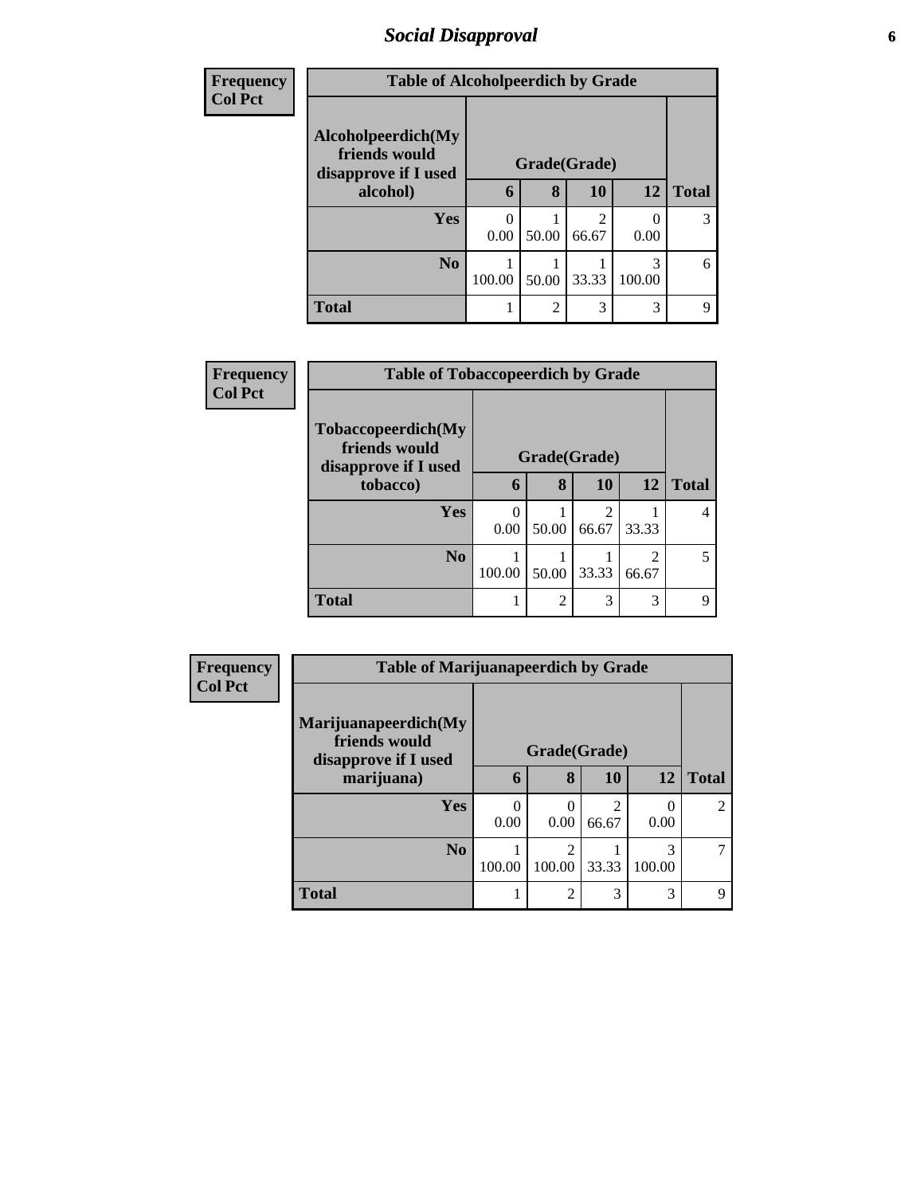# Social Disapproval

| Frequency<br>Col Pct |
|---|

**Table of Alcoholpeerdich by Grade**

| Alcoholpeerdich(My friends would disapprove if I used alcohol) | Grade(Grade) 6 | 8 | 10 | 12 | Total |
|---|---|---|---|---|---|
| Yes | 0<br>0.00 | 1<br>50.00 | 2<br>66.67 | 0<br>0.00 | 3 |
| No | 1<br>100.00 | 1<br>50.00 | 1<br>33.33 | 3<br>100.00 | 6 |
| Total | 1 | 2 | 3 | 3 | 9 |

| Frequency<br>Col Pct |
|---|

**Table of Tobaccopeerdich by Grade**

| Tobaccopeerdich(My friends would disapprove if I used tobacco) | Grade(Grade) 6 | 8 | 10 | 12 | Total |
|---|---|---|---|---|---|
| Yes | 0<br>0.00 | 1<br>50.00 | 2<br>66.67 | 1<br>33.33 | 4 |
| No | 1<br>100.00 | 1<br>50.00 | 1<br>33.33 | 2<br>66.67 | 5 |
| Total | 1 | 2 | 3 | 3 | 9 |

| Frequency<br>Col Pct |
|---|

**Table of Marijuanapeerdich by Grade**

| Marijuanapeerdich(My friends would disapprove if I used marijuana) | Grade(Grade) 6 | 8 | 10 | 12 | Total |
|---|---|---|---|---|---|
| Yes | 0<br>0.00 | 0<br>0.00 | 2<br>66.67 | 0<br>0.00 | 2 |
| No | 1<br>100.00 | 2<br>100.00 | 1<br>33.33 | 3<br>100.00 | 7 |
| Total | 1 | 2 | 3 | 3 | 9 |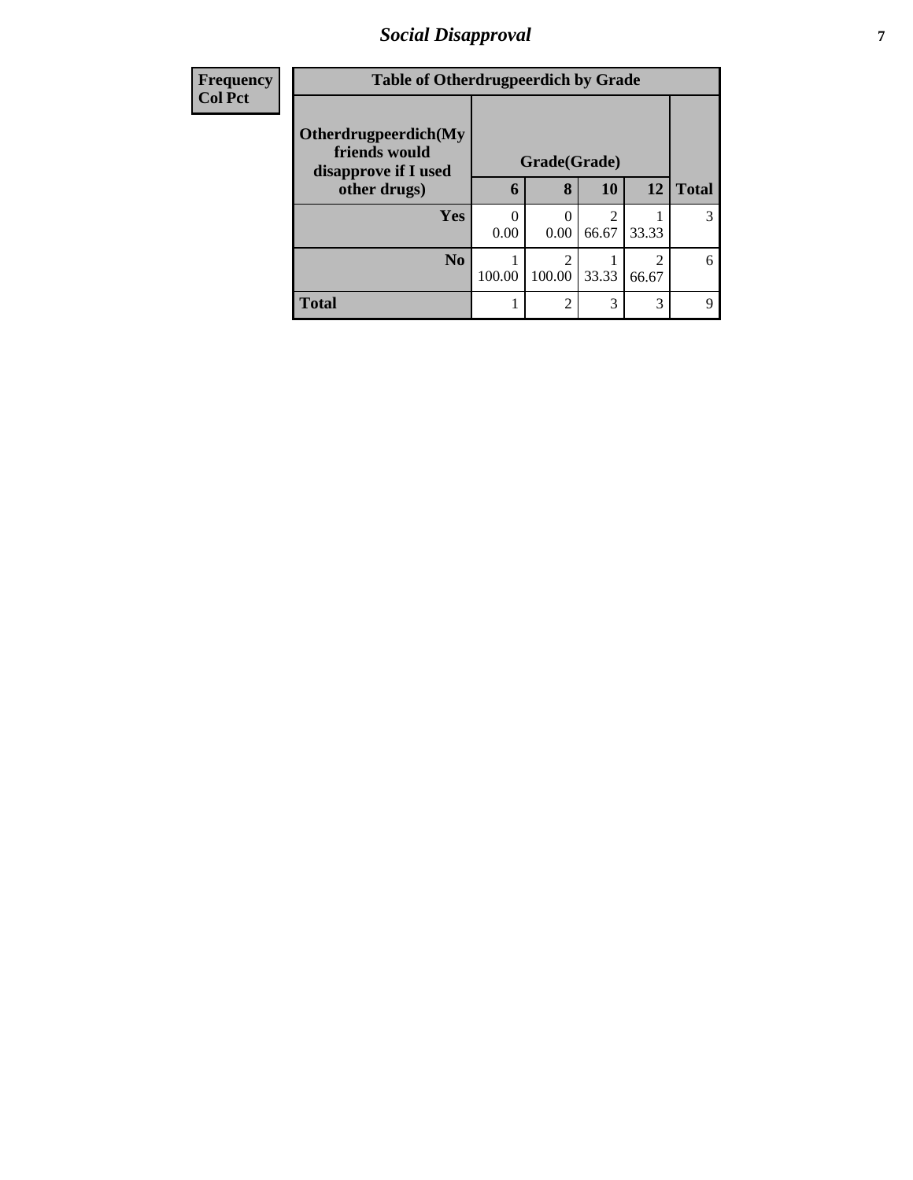| Frequency Col Pct | Table of Otherdrugpeerdich by Grade | | | | |
|---|---|---|---|---|---|
| Otherdrugpeerdich(My friends would disapprove if I used other drugs) | Grade(Grade) | | | | |
| | 6 | 8 | 10 | 12 | Total |
| Yes | 0<br>0.00 | 0<br>0.00 | 2<br>66.67 | 1<br>33.33 | 3 |
| No | 1<br>100.00 | 2<br>100.00 | 1<br>33.33 | 2<br>66.67 | 6 |
| Total | 1 | 2 | 3 | 3 | 9 |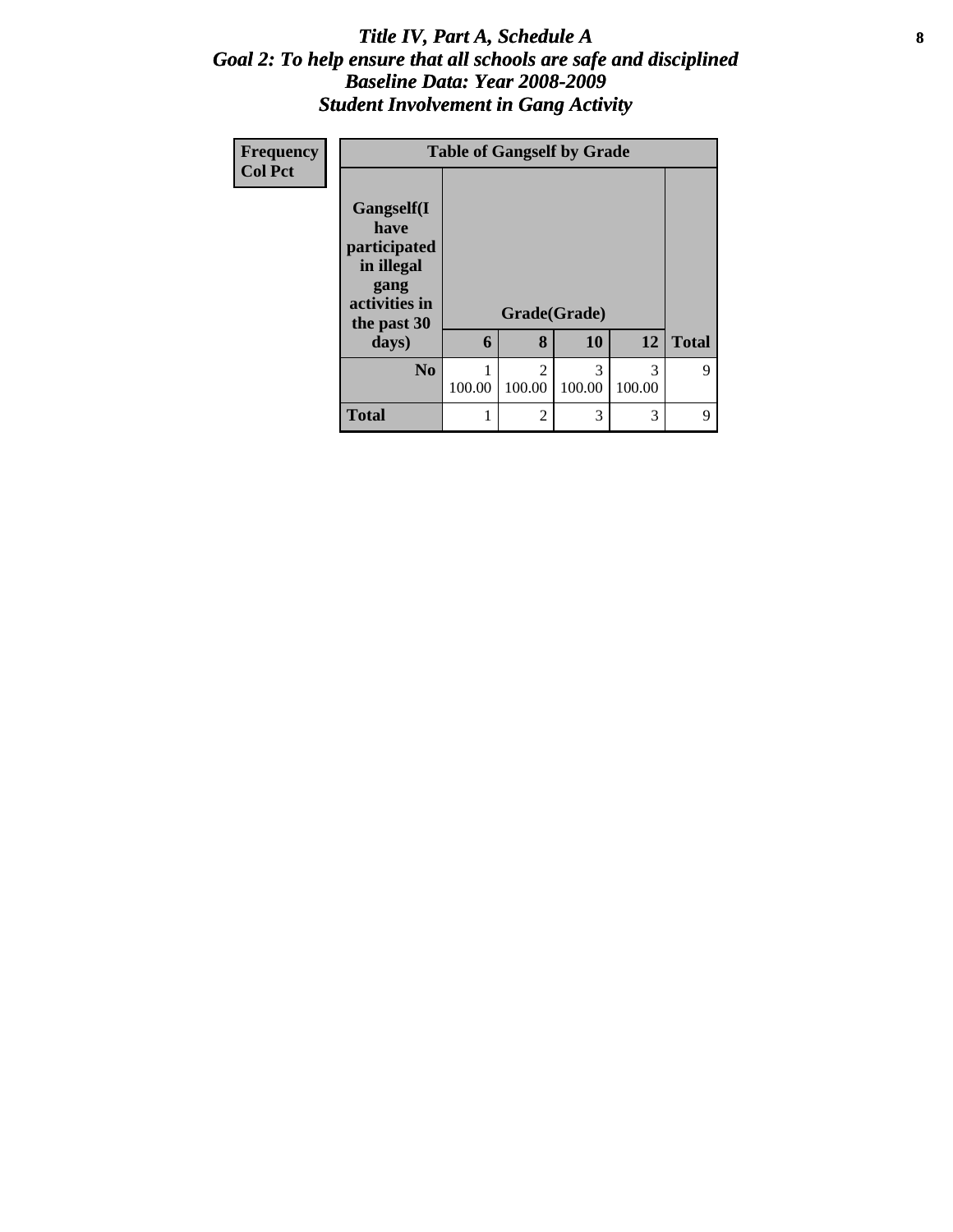# *Title IV, Part A, Schedule A*
## *Goal 2: To help ensure that all schools are safe and disciplined*
## *Baseline Data: Year 2008-2009*
## *Student Involvement in Gang Activity*

**Frequency**
**Col Pct**

**Table of Gangself by Grade**

| Gangself(I have participated in illegal gang activities in the past 30 days) | Grade(Grade) | | | | |
|---|---|---|---|---|---|
| | **6** | **8** | **10** | **12** | **Total** |
| **No** | 1<br>100.00 | 2<br>100.00 | 3<br>100.00 | 3<br>100.00 | 9 |
| **Total** | 1 | 2 | 3 | 3 | 9 |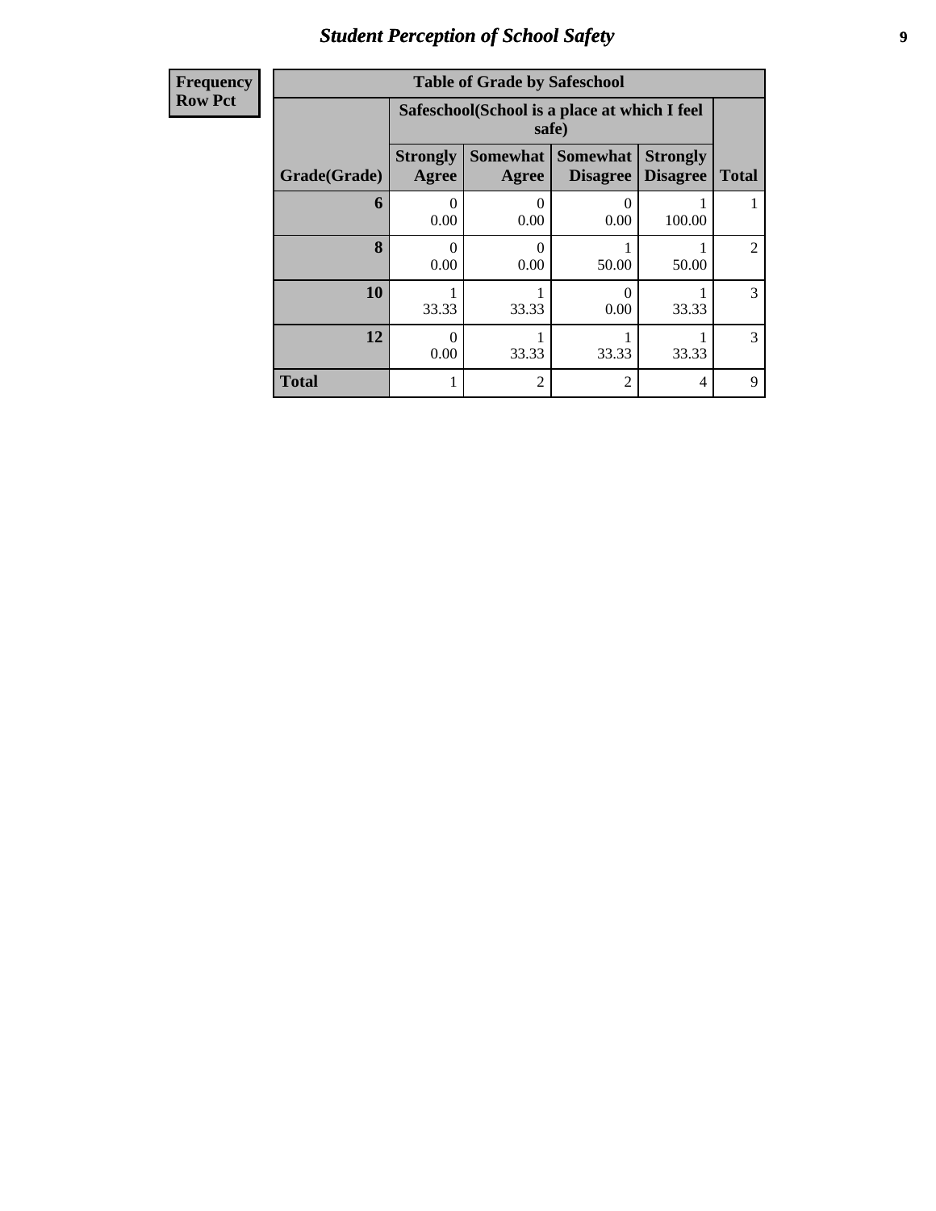| Frequency<br>Row Pct |
|---|

| Table of Grade by Safeschool | | | | | |
|---|---|---|---|---|---|
| | Safeschool(School is a place at which I feel safe) | | | | |
| Grade(Grade) | Strongly Agree | Somewhat Agree | Somewhat Disagree | Strongly Disagree | Total |
| 6 | 0<br>0.00 | 0<br>0.00 | 0<br>0.00 | 1<br>100.00 | 1 |
| 8 | 0<br>0.00 | 0<br>0.00 | 1<br>50.00 | 1<br>50.00 | 2 |
| 10 | 1<br>33.33 | 1<br>33.33 | 0<br>0.00 | 1<br>33.33 | 3 |
| 12 | 0<br>0.00 | 1<br>33.33 | 1<br>33.33 | 1<br>33.33 | 3 |
| Total | 1 | 2 | 2 | 4 | 9 |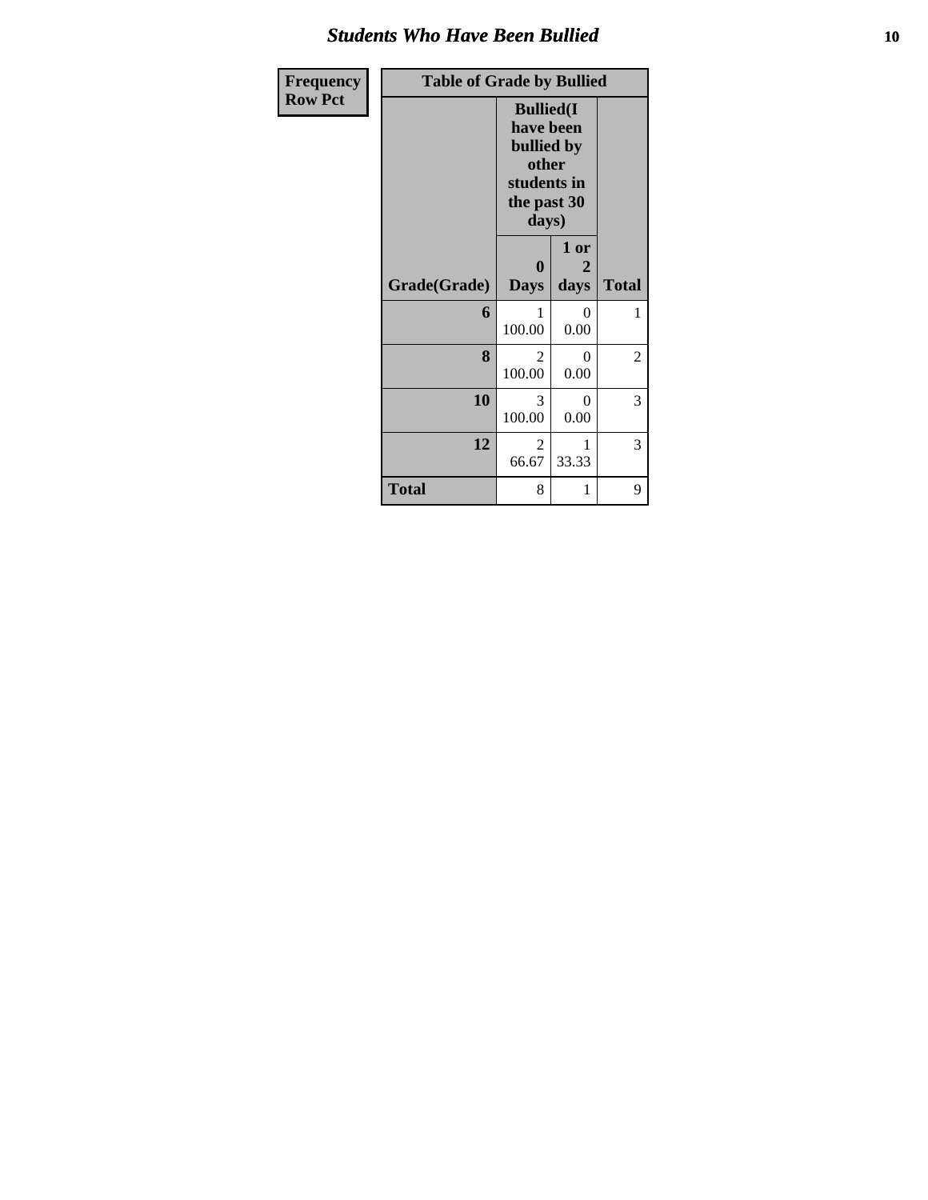## Students Who Have Been Bullied

| Frequency<br>Row Pct | | | |
|---|---|---|---|

| Table of Grade by Bullied | | | |
|---|---|---|---|
| | Bullied(I have been bullied by other students in the past 30 days) | | |
| Grade(Grade) | 0 Days | 1 or 2 days | Total |
| 6 | 1<br>100.00 | 0<br>0.00 | 1 |
| 8 | 2<br>100.00 | 0<br>0.00 | 2 |
| 10 | 3<br>100.00 | 0<br>0.00 | 3 |
| 12 | 2<br>66.67 | 1<br>33.33 | 3 |
| Total | 8 | 1 | 9 |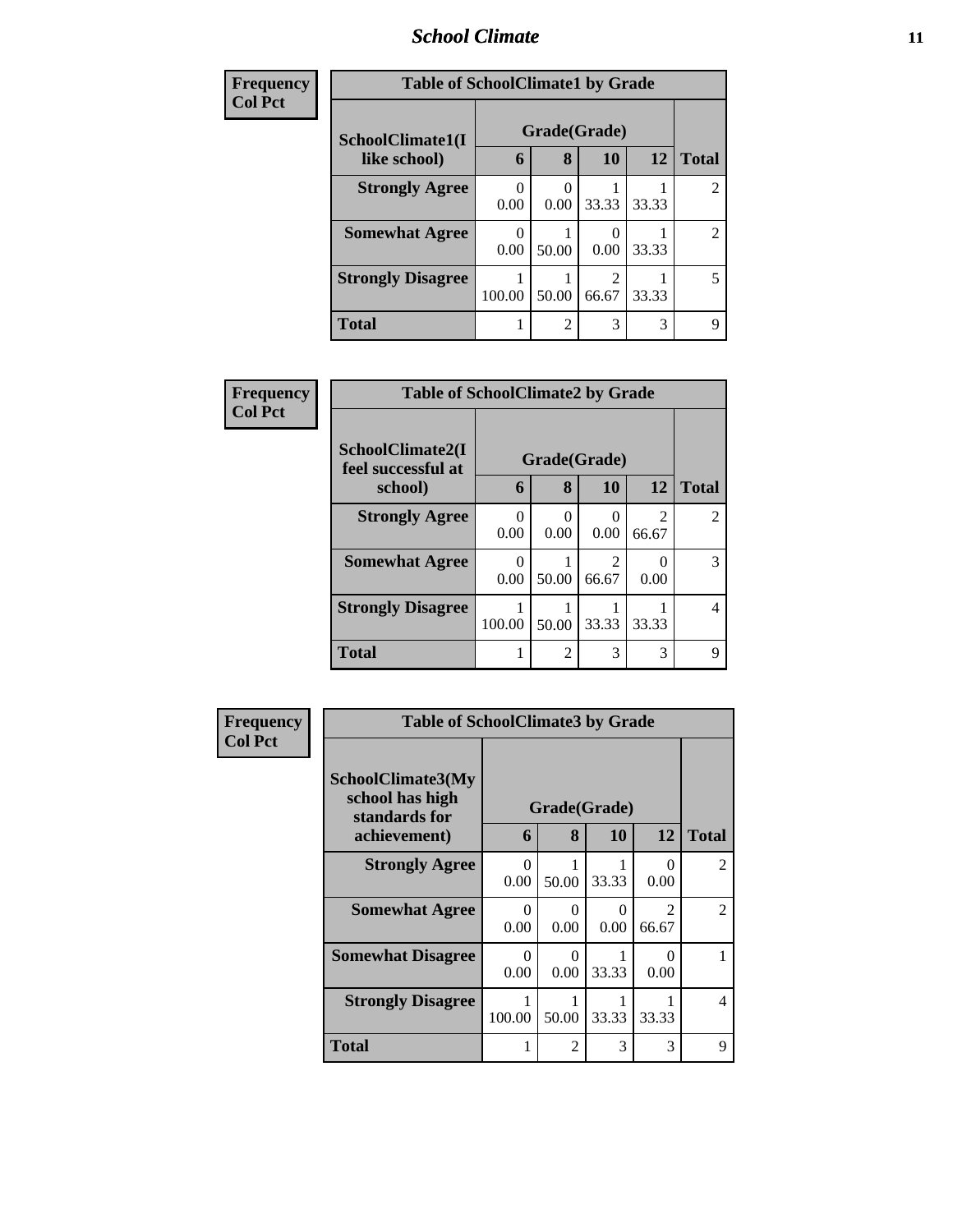| Frequency |
|---|
| Col Pct |

| Table of SchoolClimate1 by Grade | | | | | |
|---|---|---|---|---|---|
| SchoolClimate1(I like school) | Grade(Grade) | | | | |
| | 6 | 8 | 10 | 12 | Total |
| Strongly Agree | 0<br>0.00 | 0<br>0.00 | 1<br>33.33 | 1<br>33.33 | 2 |
| Somewhat Agree | 0<br>0.00 | 1<br>50.00 | 0<br>0.00 | 1<br>33.33 | 2 |
| Strongly Disagree | 1<br>100.00 | 1<br>50.00 | 2<br>66.67 | 1<br>33.33 | 5 |
| Total | 1 | 2 | 3 | 3 | 9 |

| Frequency |
|---|
| Col Pct |

| Table of SchoolClimate2 by Grade | | | | | |
|---|---|---|---|---|---|
| SchoolClimate2(I feel successful at school) | Grade(Grade) | | | | |
| | 6 | 8 | 10 | 12 | Total |
| Strongly Agree | 0<br>0.00 | 0<br>0.00 | 0<br>0.00 | 2<br>66.67 | 2 |
| Somewhat Agree | 0<br>0.00 | 1<br>50.00 | 2<br>66.67 | 0<br>0.00 | 3 |
| Strongly Disagree | 1<br>100.00 | 1<br>50.00 | 1<br>33.33 | 1<br>33.33 | 4 |
| Total | 1 | 2 | 3 | 3 | 9 |

| Frequency |
|---|
| Col Pct |

| Table of SchoolClimate3 by Grade | | | | | |
|---|---|---|---|---|---|
| SchoolClimate3(My school has high standards for achievement) | Grade(Grade) | | | | |
| | 6 | 8 | 10 | 12 | Total |
| Strongly Agree | 0<br>0.00 | 1<br>50.00 | 1<br>33.33 | 0<br>0.00 | 2 |
| Somewhat Agree | 0<br>0.00 | 0<br>0.00 | 0<br>0.00 | 2<br>66.67 | 2 |
| Somewhat Disagree | 0<br>0.00 | 0<br>0.00 | 1<br>33.33 | 0<br>0.00 | 1 |
| Strongly Disagree | 1<br>100.00 | 1<br>50.00 | 1<br>33.33 | 1<br>33.33 | 4 |
| Total | 1 | 2 | 3 | 3 | 9 |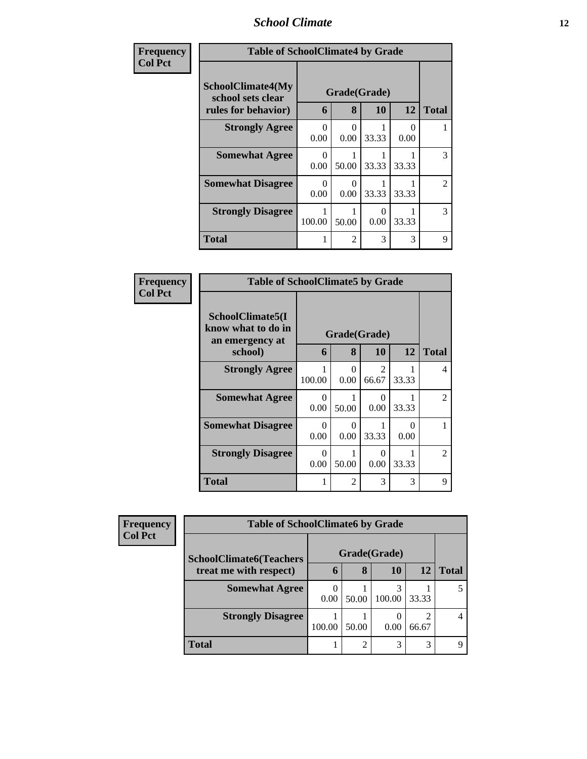| Frequency<br>Col Pct | Table of SchoolClimate4 by Grade | | | | |
|---|---|---|---|---|---|
| SchoolClimate4(My school sets clear rules for behavior) | Grade(Grade) | | | | |
| | 6 | 8 | 10 | 12 | Total |
| Strongly Agree | 0<br>0.00 | 0<br>0.00 | 1<br>33.33 | 0<br>0.00 | 1 |
| Somewhat Agree | 0<br>0.00 | 1<br>50.00 | 1<br>33.33 | 1<br>33.33 | 3 |
| Somewhat Disagree | 0<br>0.00 | 0<br>0.00 | 1<br>33.33 | 1<br>33.33 | 2 |
| Strongly Disagree | 1<br>100.00 | 1<br>50.00 | 0<br>0.00 | 1<br>33.33 | 3 |
| Total | 1 | 2 | 3 | 3 | 9 |

| Frequency<br>Col Pct | Table of SchoolClimate5 by Grade | | | | |
|---|---|---|---|---|---|
| SchoolClimate5(I know what to do in an emergency at school) | Grade(Grade) | | | | |
| | 6 | 8 | 10 | 12 | Total |
| Strongly Agree | 1<br>100.00 | 0<br>0.00 | 2<br>66.67 | 1<br>33.33 | 4 |
| Somewhat Agree | 0<br>0.00 | 1<br>50.00 | 0<br>0.00 | 1<br>33.33 | 2 |
| Somewhat Disagree | 0<br>0.00 | 0<br>0.00 | 1<br>33.33 | 0<br>0.00 | 1 |
| Strongly Disagree | 0<br>0.00 | 1<br>50.00 | 0<br>0.00 | 1<br>33.33 | 2 |
| Total | 1 | 2 | 3 | 3 | 9 |

| Frequency<br>Col Pct | Table of SchoolClimate6 by Grade | | | | |
|---|---|---|---|---|---|
| SchoolClimate6(Teachers treat me with respect) | Grade(Grade) | | | | |
| | 6 | 8 | 10 | 12 | Total |
| Somewhat Agree | 0<br>0.00 | 1<br>50.00 | 3<br>100.00 | 1<br>33.33 | 5 |
| Strongly Disagree | 1<br>100.00 | 1<br>50.00 | 0<br>0.00 | 2<br>66.67 | 4 |
| Total | 1 | 2 | 3 | 3 | 9 |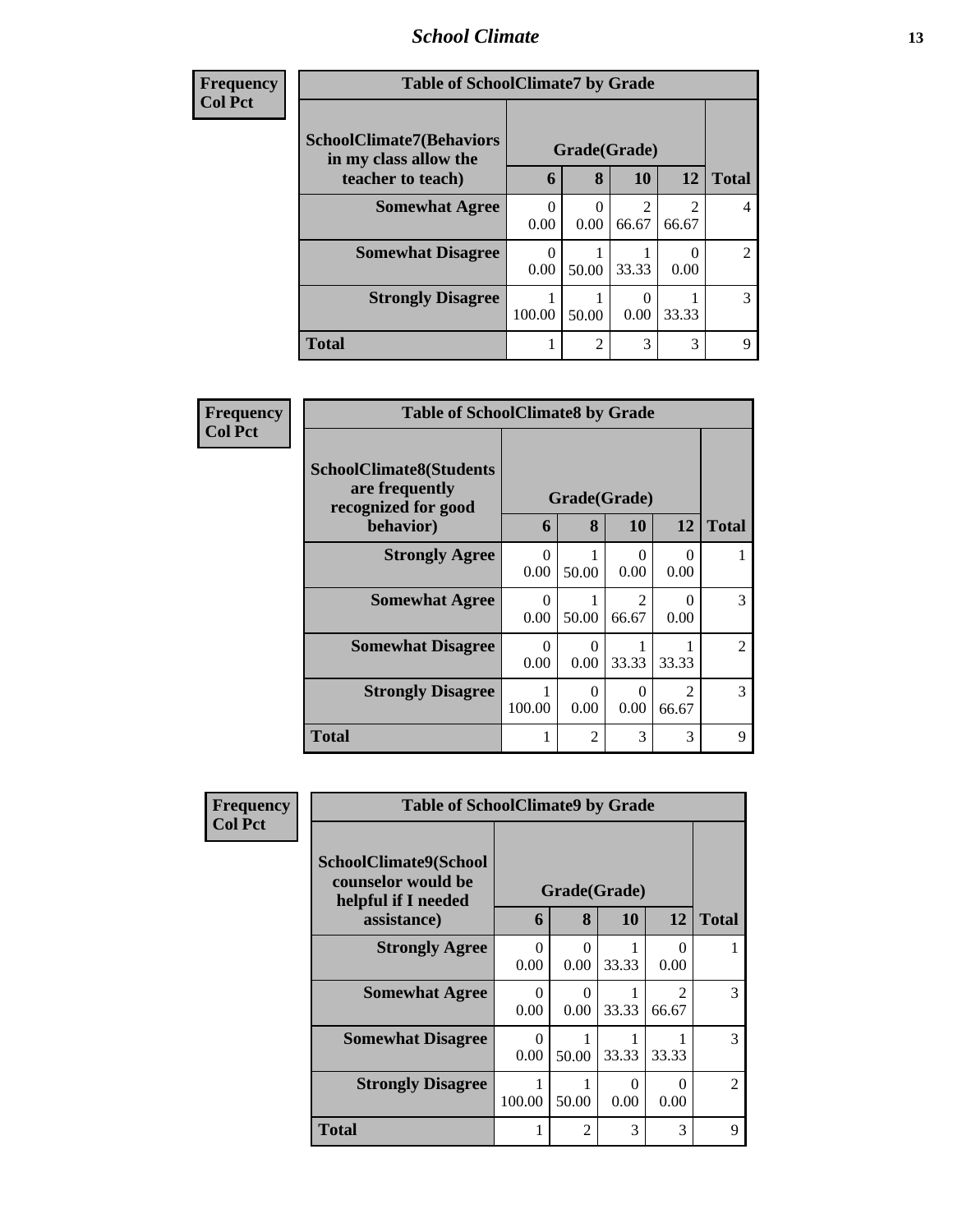| Frequency |
|---|
| Col Pct |

| Table of SchoolClimate7 by Grade | | | | | |
|---|---|---|---|---|---|
| SchoolClimate7(Behaviors in my class allow the teacher to teach) | Grade(Grade) | | | | |
| | 6 | 8 | 10 | 12 | Total |
| Somewhat Agree | 0<br>0.00 | 0<br>0.00 | 2<br>66.67 | 2<br>66.67 | 4 |
| Somewhat Disagree | 0<br>0.00 | 1<br>50.00 | 1<br>33.33 | 0<br>0.00 | 2 |
| Strongly Disagree | 1<br>100.00 | 1<br>50.00 | 0<br>0.00 | 1<br>33.33 | 3 |
| Total | 1 | 2 | 3 | 3 | 9 |

| Frequency |
|---|
| Col Pct |

| Table of SchoolClimate8 by Grade | | | | | |
|---|---|---|---|---|---|
| SchoolClimate8(Students are frequently recognized for good behavior) | Grade(Grade) | | | | |
| | 6 | 8 | 10 | 12 | Total |
| Strongly Agree | 0<br>0.00 | 1<br>50.00 | 0<br>0.00 | 0<br>0.00 | 1 |
| Somewhat Agree | 0<br>0.00 | 1<br>50.00 | 2<br>66.67 | 0<br>0.00 | 3 |
| Somewhat Disagree | 0<br>0.00 | 0<br>0.00 | 1<br>33.33 | 1<br>33.33 | 2 |
| Strongly Disagree | 1<br>100.00 | 0<br>0.00 | 0<br>0.00 | 2<br>66.67 | 3 |
| Total | 1 | 2 | 3 | 3 | 9 |

| Frequency |
|---|
| Col Pct |

| Table of SchoolClimate9 by Grade | | | | | |
|---|---|---|---|---|---|
| SchoolClimate9(School counselor would be helpful if I needed assistance) | Grade(Grade) | | | | |
| | 6 | 8 | 10 | 12 | Total |
| Strongly Agree | 0<br>0.00 | 0<br>0.00 | 1<br>33.33 | 0<br>0.00 | 1 |
| Somewhat Agree | 0<br>0.00 | 0<br>0.00 | 1<br>33.33 | 2<br>66.67 | 3 |
| Somewhat Disagree | 0<br>0.00 | 1<br>50.00 | 1<br>33.33 | 1<br>33.33 | 3 |
| Strongly Disagree | 1<br>100.00 | 1<br>50.00 | 0<br>0.00 | 0<br>0.00 | 2 |
| Total | 1 | 2 | 3 | 3 | 9 |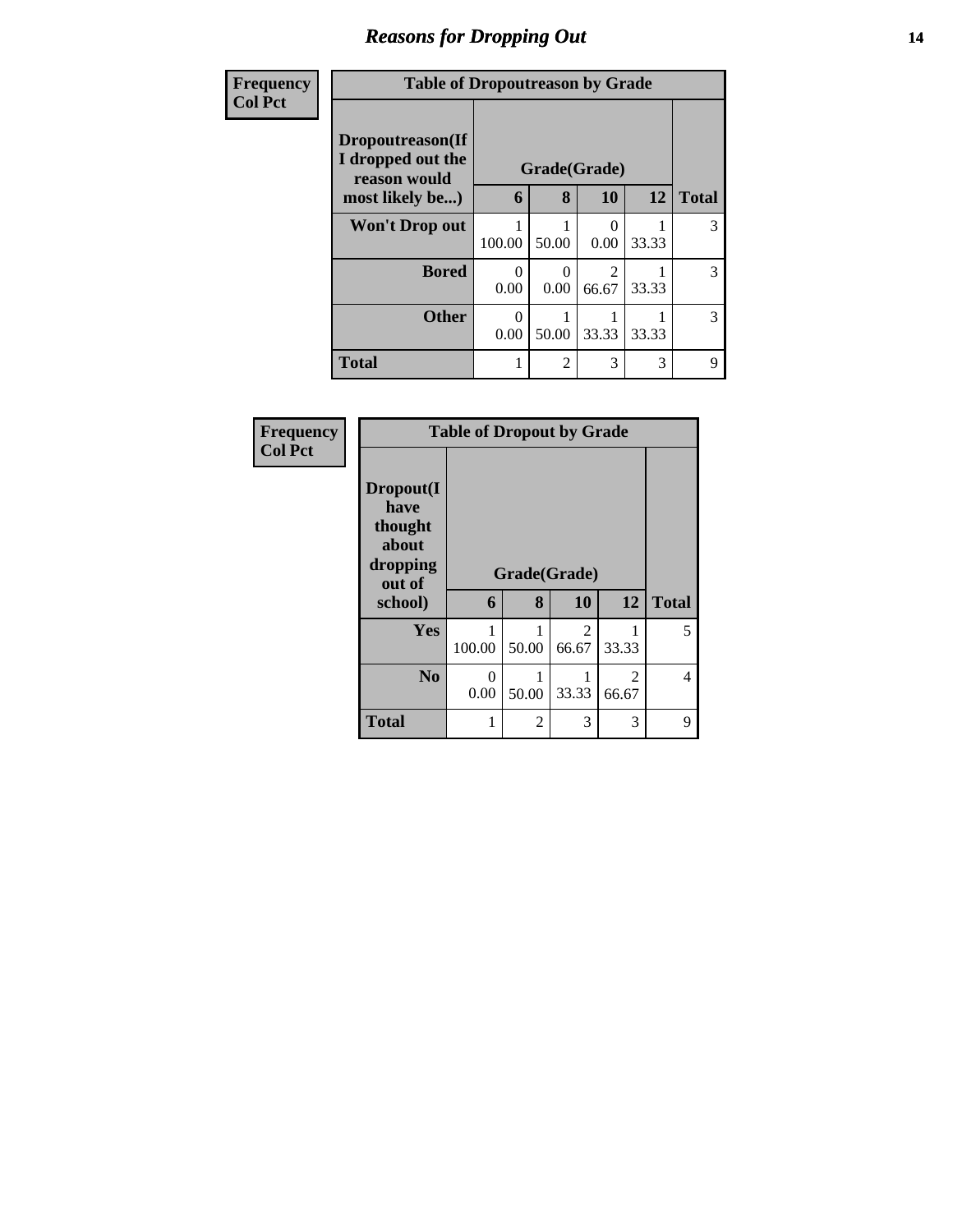## Reasons for Dropping Out

Frequency
Col Pct

**Table of Dropoutreason by Grade**

| Dropoutreason(If I dropped out the reason would most likely be...) | Grade(Grade) | | | | |
|---|---|---|---|---|---|
| | 6 | 8 | 10 | 12 | Total |
| Won't Drop out | 1<br>100.00 | 1<br>50.00 | 0<br>0.00 | 1<br>33.33 | 3 |
| Bored | 0<br>0.00 | 0<br>0.00 | 2<br>66.67 | 1<br>33.33 | 3 |
| Other | 0<br>0.00 | 1<br>50.00 | 1<br>33.33 | 1<br>33.33 | 3 |
| Total | 1 | 2 | 3 | 3 | 9 |

Frequency
Col Pct

**Table of Dropout by Grade**

| Dropout(I have thought about dropping out of school) | Grade(Grade) | | | | |
|---|---|---|---|---|---|
| | 6 | 8 | 10 | 12 | Total |
| Yes | 1<br>100.00 | 1<br>50.00 | 2<br>66.67 | 1<br>33.33 | 5 |
| No | 0<br>0.00 | 1<br>50.00 | 1<br>33.33 | 2<br>66.67 | 4 |
| Total | 1 | 2 | 3 | 3 | 9 |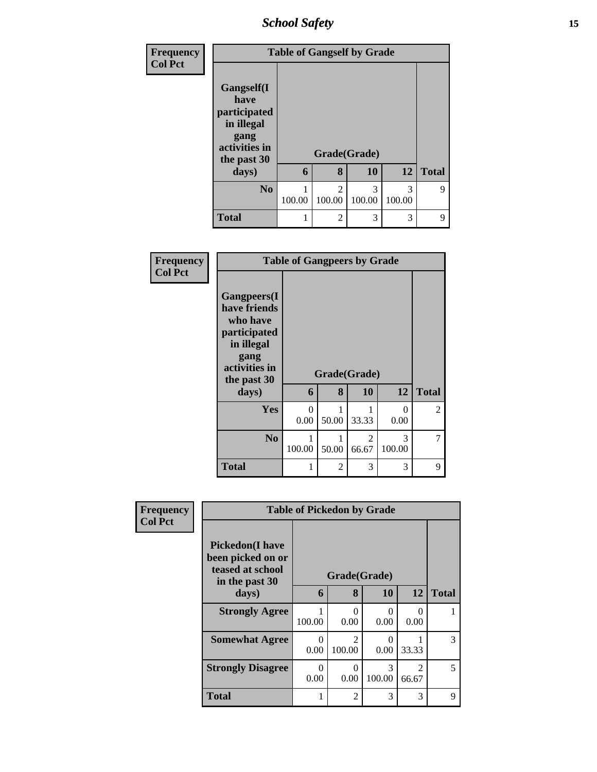| Frequency<br>Col Pct | Table of Gangself by Grade | | | | |
|---|---|---|---|---|---|
| Gangself(I have participated in illegal gang activities in the past 30 days) | Grade(Grade) | | | | Total |
| | 6 | 8 | 10 | 12 | |
| No | 1<br>100.00 | 2<br>100.00 | 3<br>100.00 | 3<br>100.00 | 9 |
| Total | 1 | 2 | 3 | 3 | 9 |

| Frequency<br>Col Pct | Table of Gangpeers by Grade | | | | |
|---|---|---|---|---|---|
| Gangpeers(I have friends who have participated in illegal gang activities in the past 30 days) | Grade(Grade) | | | | Total |
| | 6 | 8 | 10 | 12 | |
| Yes | 0<br>0.00 | 1<br>50.00 | 1<br>33.33 | 0<br>0.00 | 2 |
| No | 1<br>100.00 | 1<br>50.00 | 2<br>66.67 | 3<br>100.00 | 7 |
| Total | 1 | 2 | 3 | 3 | 9 |

| Frequency<br>Col Pct | Table of Pickedon by Grade | | | | |
|---|---|---|---|---|---|
| Pickedon(I have been picked on or teased at school in the past 30 days) | Grade(Grade) | | | | Total |
| | 6 | 8 | 10 | 12 | |
| Strongly Agree | 1<br>100.00 | 0<br>0.00 | 0<br>0.00 | 0<br>0.00 | 1 |
| Somewhat Agree | 0<br>0.00 | 2<br>100.00 | 0<br>0.00 | 1<br>33.33 | 3 |
| Strongly Disagree | 0<br>0.00 | 0<br>0.00 | 3<br>100.00 | 2<br>66.67 | 5 |
| Total | 1 | 2 | 3 | 3 | 9 |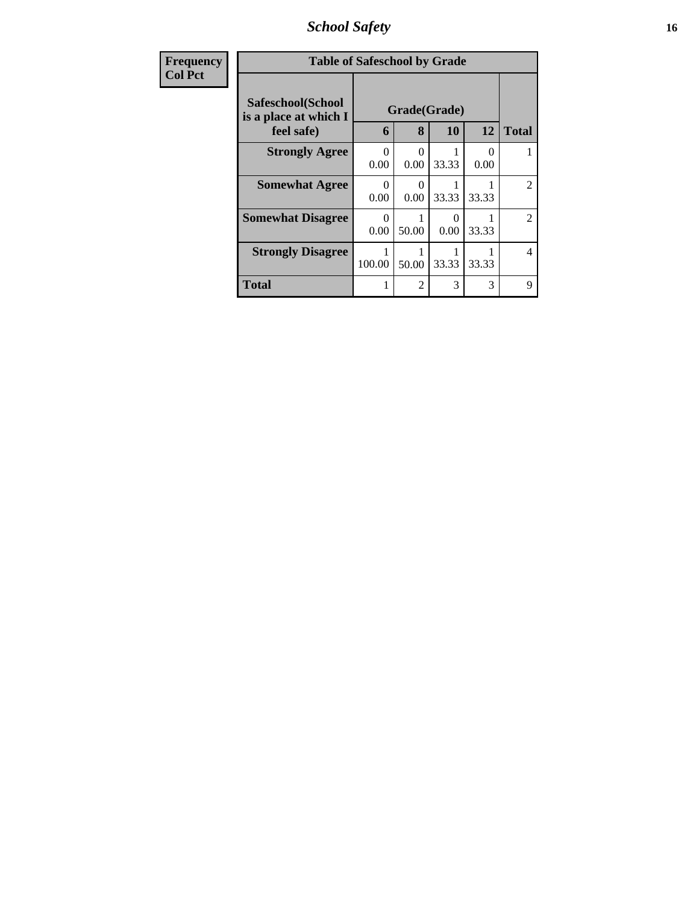| Frequency<br>Col Pct | Table of Safeschool by Grade | | | | |
|---|---|---|---|---|---|
| **Safeschool(School is a place at which I feel safe)** | **Grade(Grade)** | | | | |
| | **6** | **8** | **10** | **12** | **Total** |
| **Strongly Agree** | 0<br>0.00 | 0<br>0.00 | 1<br>33.33 | 0<br>0.00 | 1 |
| **Somewhat Agree** | 0<br>0.00 | 0<br>0.00 | 1<br>33.33 | 1<br>33.33 | 2 |
| **Somewhat Disagree** | 0<br>0.00 | 1<br>50.00 | 0<br>0.00 | 1<br>33.33 | 2 |
| **Strongly Disagree** | 1<br>100.00 | 1<br>50.00 | 1<br>33.33 | 1<br>33.33 | 4 |
| **Total** | 1 | 2 | 3 | 3 | 9 |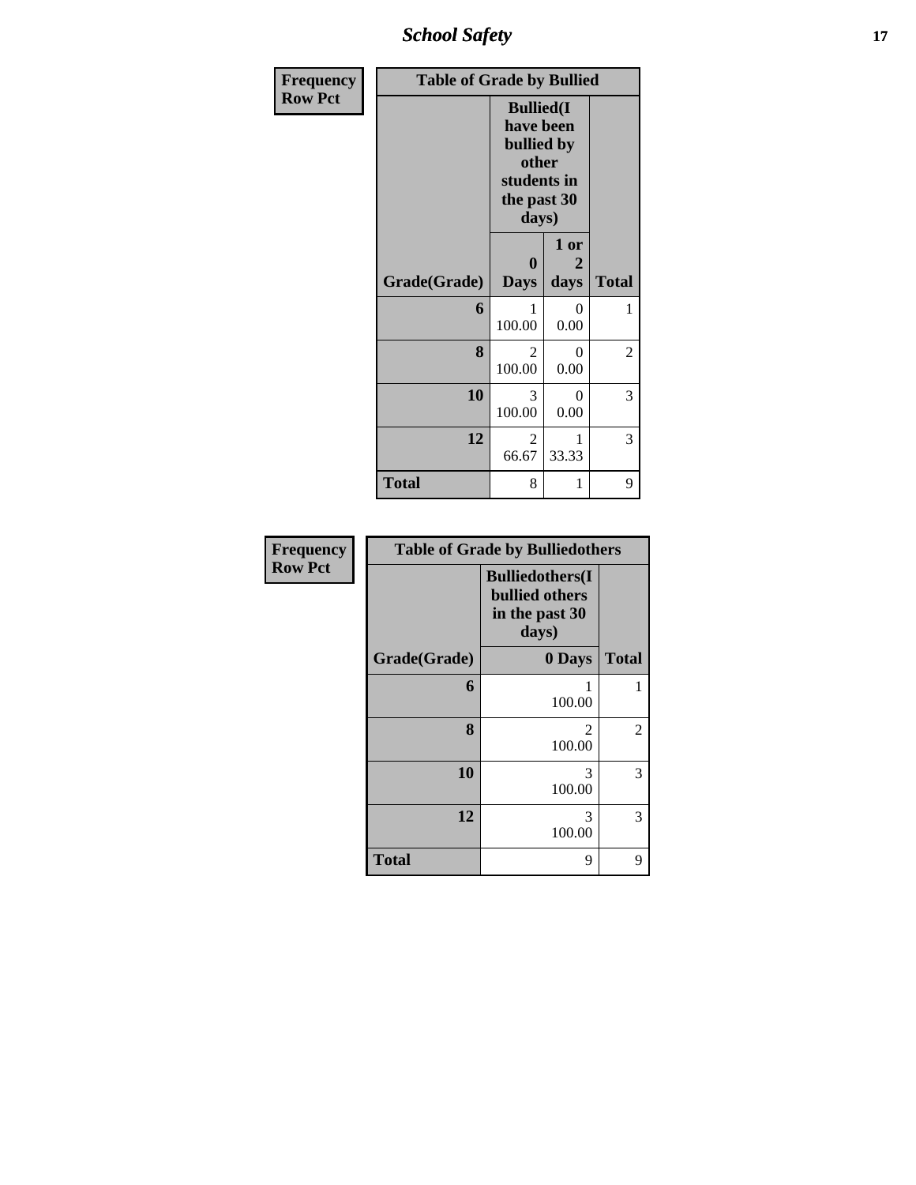| Frequency<br>Row Pct | Table of Grade by Bullied | | |
|---|---|---|---|
| | Bullied(I have been bullied by other students in the past 30 days) | | |
| Grade(Grade) | 0 Days | 1 or 2 days | Total |
| 6 | 1<br>100.00 | 0<br>0.00 | 1 |
| 8 | 2<br>100.00 | 0<br>0.00 | 2 |
| 10 | 3<br>100.00 | 0<br>0.00 | 3 |
| 12 | 2<br>66.67 | 1<br>33.33 | 3 |
| Total | 8 | 1 | 9 |

| Frequency<br>Row Pct | Table of Grade by Bulliedothers | |
|---|---|---|
| | Bulliedothers(I bullied others in the past 30 days) | |
| Grade(Grade) | 0 Days | Total |
| 6 | 1<br>100.00 | 1 |
| 8 | 2<br>100.00 | 2 |
| 10 | 3<br>100.00 | 3 |
| 12 | 3<br>100.00 | 3 |
| Total | 9 | 9 |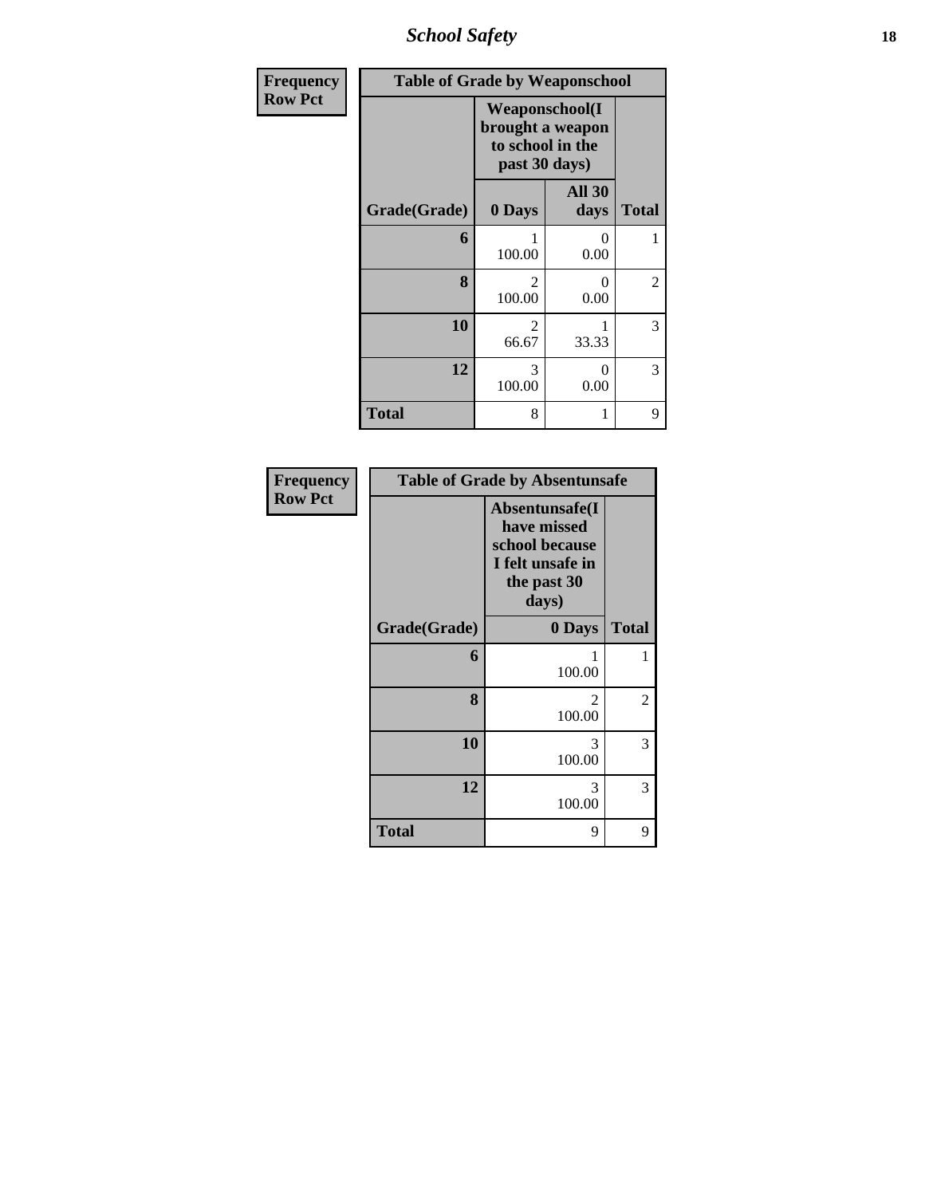| Frequency Row Pct | Table of Grade by Weaponschool | | |
|---|---|---|---|
| | Weaponschool(I brought a weapon to school in the past 30 days) | | |
| Grade(Grade) | 0 Days | All 30 days | Total |
| 6 | 1<br>100.00 | 0<br>0.00 | 1 |
| 8 | 2<br>100.00 | 0<br>0.00 | 2 |
| 10 | 2<br>66.67 | 1<br>33.33 | 3 |
| 12 | 3<br>100.00 | 0<br>0.00 | 3 |
| Total | 8 | 1 | 9 |

| Frequency Row Pct | Table of Grade by Absentunsafe | |
|---|---|---|
| | Absentunsafe(I have missed school because I felt unsafe in the past 30 days) | |
| Grade(Grade) | 0 Days | Total |
| 6 | 1<br>100.00 | 1 |
| 8 | 2<br>100.00 | 2 |
| 10 | 3<br>100.00 | 3 |
| 12 | 3<br>100.00 | 3 |
| Total | 9 | 9 |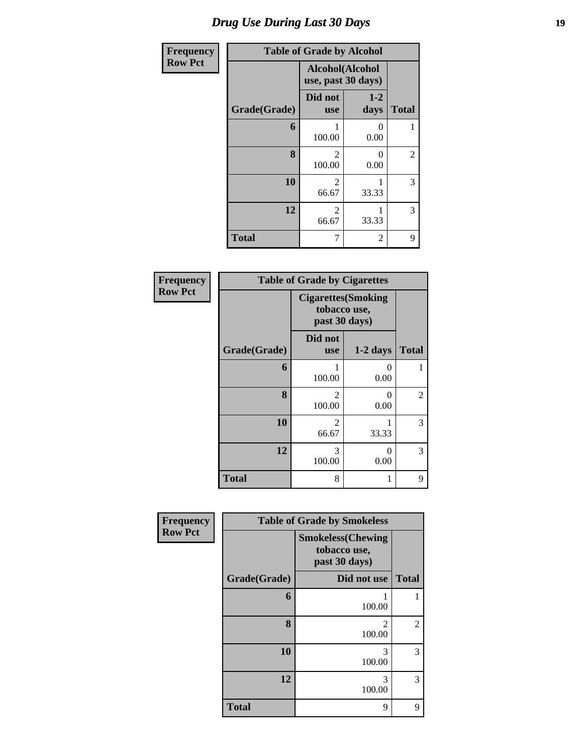# Drug Use During Last 30 Days

| Frequency<br>Row Pct | | | |
|---|---|---|---|
| **Table of Grade by Alcohol** | | | |
| | **Alcohol(Alcohol use, past 30 days)** | | |
| **Grade(Grade)** | **Did not use** | **1-2 days** | **Total** |
| **6** | 1<br>100.00 | 0<br>0.00 | 1 |
| **8** | 2<br>100.00 | 0<br>0.00 | 2 |
| **10** | 2<br>66.67 | 1<br>33.33 | 3 |
| **12** | 2<br>66.67 | 1<br>33.33 | 3 |
| **Total** | 7 | 2 | 9 |

| Frequency<br>Row Pct | | | |
|---|---|---|---|
| **Table of Grade by Cigarettes** | | | |
| | **Cigarettes(Smoking tobacco use, past 30 days)** | | |
| **Grade(Grade)** | **Did not use** | **1-2 days** | **Total** |
| **6** | 1<br>100.00 | 0<br>0.00 | 1 |
| **8** | 2<br>100.00 | 0<br>0.00 | 2 |
| **10** | 2<br>66.67 | 1<br>33.33 | 3 |
| **12** | 3<br>100.00 | 0<br>0.00 | 3 |
| **Total** | 8 | 1 | 9 |

| Frequency<br>Row Pct | | |
|---|---|---|
| **Table of Grade by Smokeless** | | |
| | **Smokeless(Chewing tobacco use, past 30 days)** | |
| **Grade(Grade)** | **Did not use** | **Total** |
| **6** | 1<br>100.00 | 1 |
| **8** | 2<br>100.00 | 2 |
| **10** | 3<br>100.00 | 3 |
| **12** | 3<br>100.00 | 3 |
| **Total** | 9 | 9 |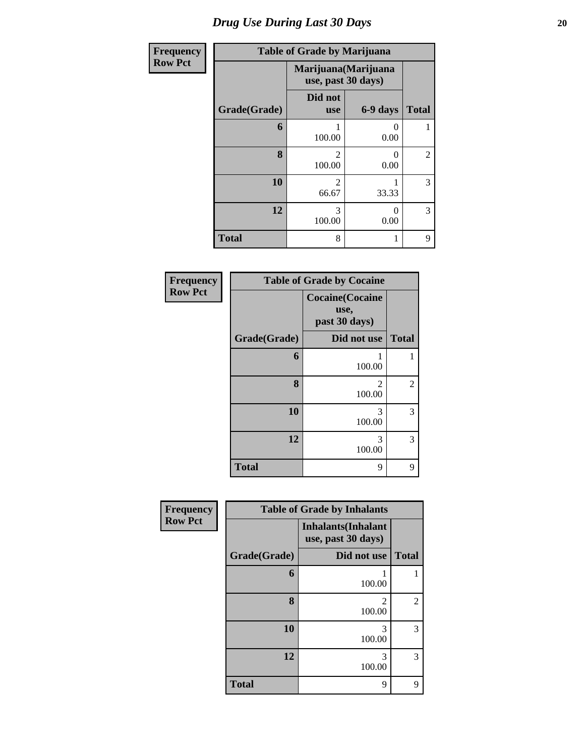# Drug Use During Last 30 Days

**Frequency**
**Row Pct**

| Table of Grade by Marijuana | | | |
|---|---|---|---|
| | Marijuana(Marijuana use, past 30 days) | | |
| Grade(Grade) | Did not use | 6-9 days | Total |
| 6 | 1<br>100.00 | 0<br>0.00 | 1 |
| 8 | 2<br>100.00 | 0<br>0.00 | 2 |
| 10 | 2<br>66.67 | 1<br>33.33 | 3 |
| 12 | 3<br>100.00 | 0<br>0.00 | 3 |
| Total | 8 | 1 | 9 |

**Frequency**
**Row Pct**

| Table of Grade by Cocaine | | |
|---|---|---|
| | Cocaine(Cocaine use, past 30 days) | |
| Grade(Grade) | Did not use | Total |
| 6 | 1<br>100.00 | 1 |
| 8 | 2<br>100.00 | 2 |
| 10 | 3<br>100.00 | 3 |
| 12 | 3<br>100.00 | 3 |
| Total | 9 | 9 |

**Frequency**
**Row Pct**

| Table of Grade by Inhalants | | |
|---|---|---|
| | Inhalants(Inhalant use, past 30 days) | |
| Grade(Grade) | Did not use | Total |
| 6 | 1<br>100.00 | 1 |
| 8 | 2<br>100.00 | 2 |
| 10 | 3<br>100.00 | 3 |
| 12 | 3<br>100.00 | 3 |
| Total | 9 | 9 |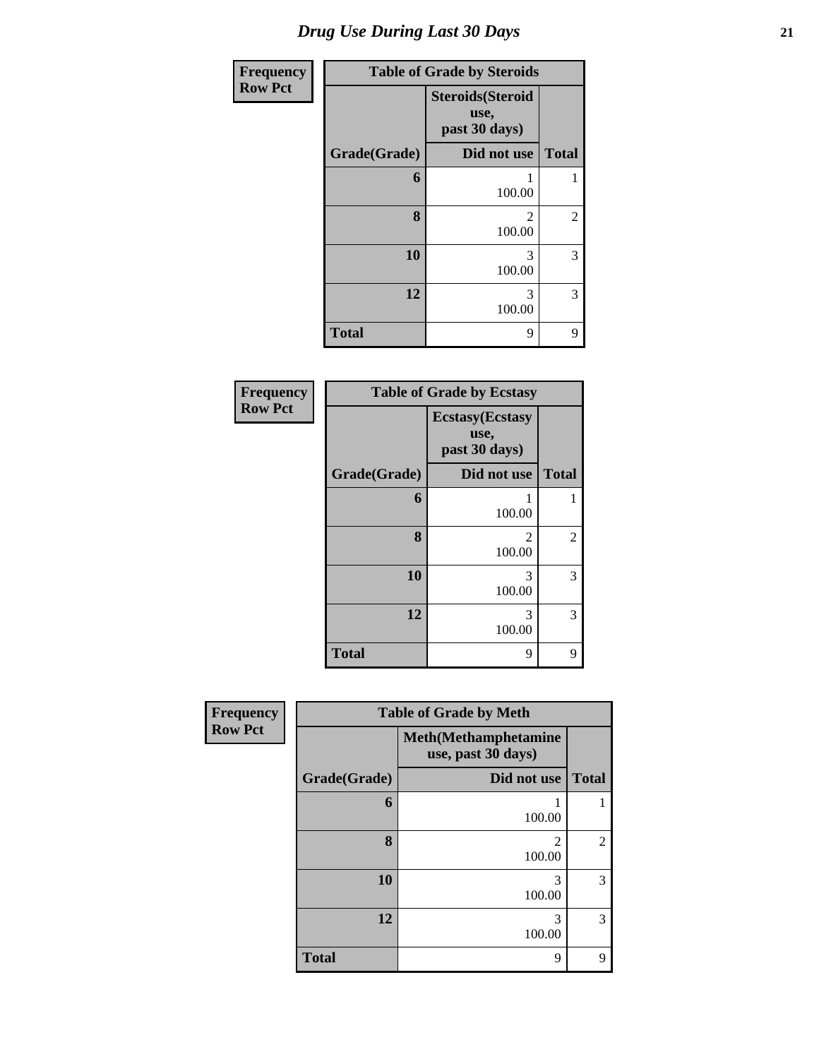# Drug Use During Last 30 Days

| Frequency<br>Row Pct | Table of Grade by Steroids | |
|---|---|---|
| | Steroids(Steroid use, past 30 days) | |
| Grade(Grade) | Did not use | Total |
| 6 | 1<br>100.00 | 1 |
| 8 | 2<br>100.00 | 2 |
| 10 | 3<br>100.00 | 3 |
| 12 | 3<br>100.00 | 3 |
| Total | 9 | 9 |

| Frequency<br>Row Pct | Table of Grade by Ecstasy | |
|---|---|---|
| | Ecstasy(Ecstasy use, past 30 days) | |
| Grade(Grade) | Did not use | Total |
| 6 | 1<br>100.00 | 1 |
| 8 | 2<br>100.00 | 2 |
| 10 | 3<br>100.00 | 3 |
| 12 | 3<br>100.00 | 3 |
| Total | 9 | 9 |

| Frequency<br>Row Pct | Table of Grade by Meth | |
|---|---|---|
| | Meth(Methamphetamine use, past 30 days) | |
| Grade(Grade) | Did not use | Total |
| 6 | 1<br>100.00 | 1 |
| 8 | 2<br>100.00 | 2 |
| 10 | 3<br>100.00 | 3 |
| 12 | 3<br>100.00 | 3 |
| Total | 9 | 9 |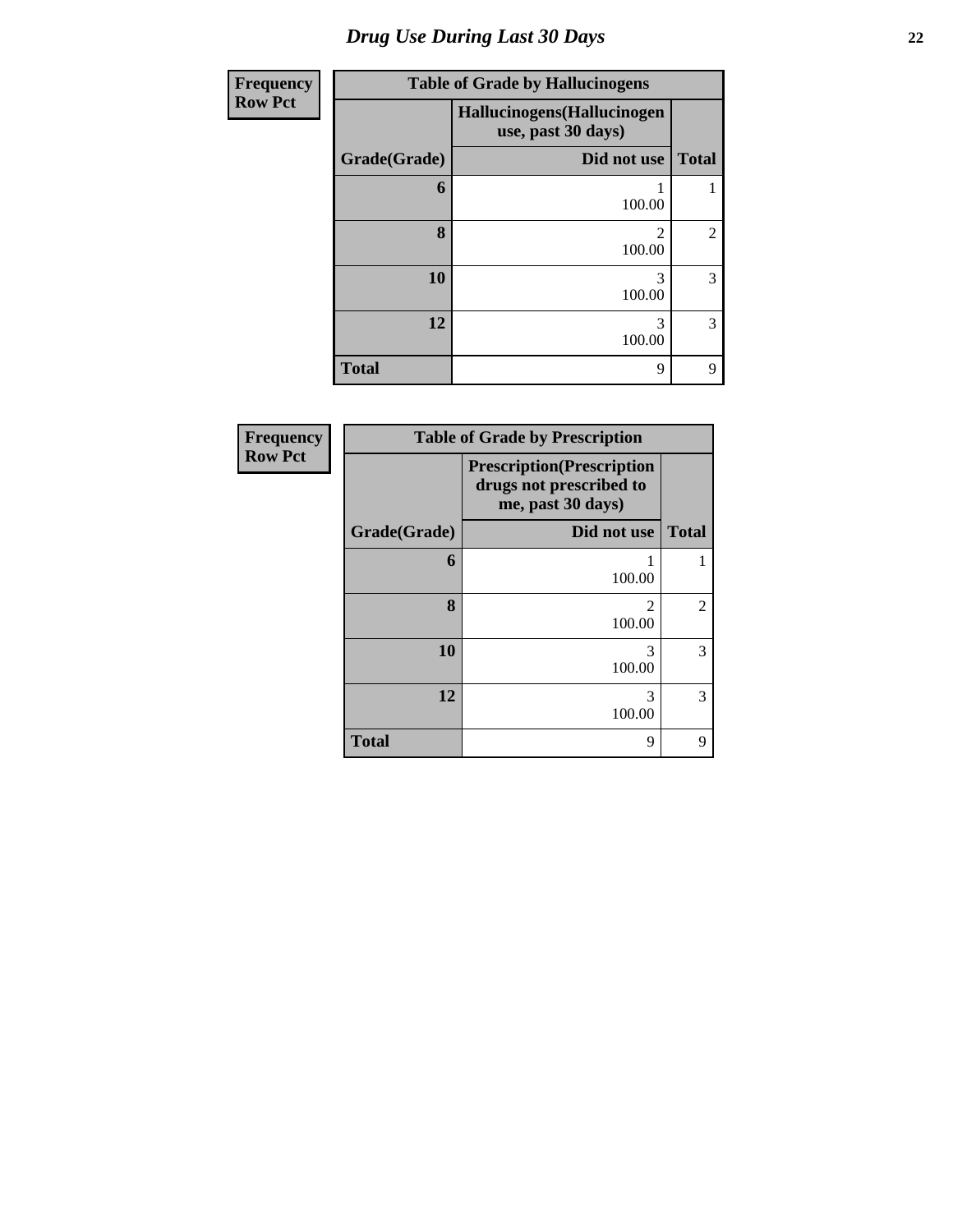# Drug Use During Last 30 Days

**Frequency**
**Row Pct**

| Table of Grade by Hallucinogens | | |
|---|---|---|
| | **Hallucinogens(Hallucinogen use, past 30 days)** | |
| **Grade(Grade)** | **Did not use** | **Total** |
| **6** | 1<br>100.00 | 1 |
| **8** | 2<br>100.00 | 2 |
| **10** | 3<br>100.00 | 3 |
| **12** | 3<br>100.00 | 3 |
| **Total** | 9 | 9 |

**Frequency**
**Row Pct**

| Table of Grade by Prescription | | |
|---|---|---|
| | **Prescription(Prescription drugs not prescribed to me, past 30 days)** | |
| **Grade(Grade)** | **Did not use** | **Total** |
| **6** | 1<br>100.00 | 1 |
| **8** | 2<br>100.00 | 2 |
| **10** | 3<br>100.00 | 3 |
| **12** | 3<br>100.00 | 3 |
| **Total** | 9 | 9 |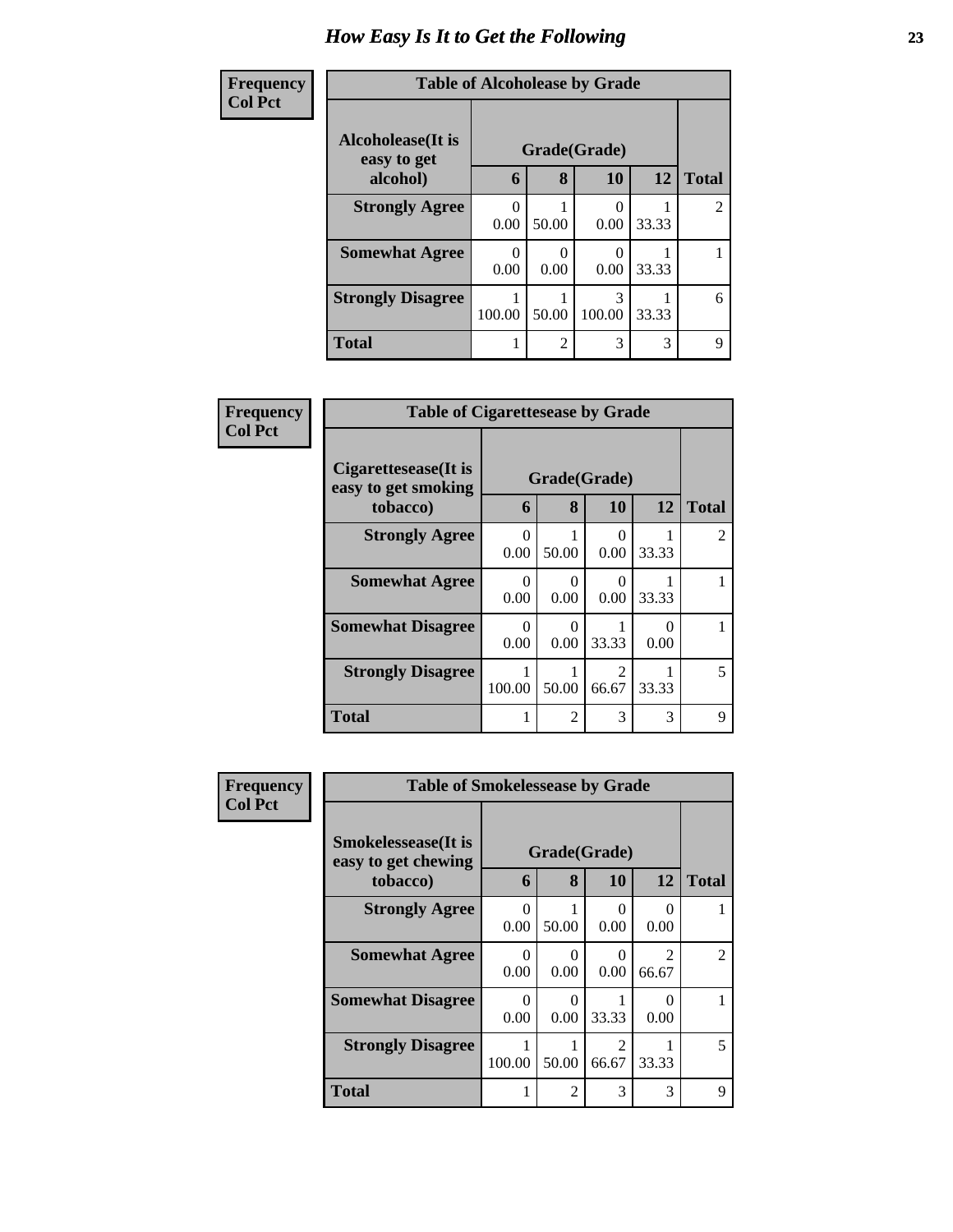# How Easy Is It to Get the Following

**Frequency**
**Col Pct**

| Table of Alcoholease by Grade | | | | | |
|---|---|---|---|---|---|
| **Alcoholease(It is easy to get alcohol)** | **Grade(Grade)** | | | | **Total** |
| | **6** | **8** | **10** | **12** | |
| **Strongly Agree** | 0<br>0.00 | 1<br>50.00 | 0<br>0.00 | 1<br>33.33 | 2 |
| **Somewhat Agree** | 0<br>0.00 | 0<br>0.00 | 0<br>0.00 | 1<br>33.33 | 1 |
| **Strongly Disagree** | 1<br>100.00 | 1<br>50.00 | 3<br>100.00 | 1<br>33.33 | 6 |
| **Total** | 1 | 2 | 3 | 3 | 9 |

**Frequency**
**Col Pct**

| Table of Cigarettesease by Grade | | | | | |
|---|---|---|---|---|---|
| **Cigarettesease(It is easy to get smoking tobacco)** | **Grade(Grade)** | | | | **Total** |
| | **6** | **8** | **10** | **12** | |
| **Strongly Agree** | 0<br>0.00 | 1<br>50.00 | 0<br>0.00 | 1<br>33.33 | 2 |
| **Somewhat Agree** | 0<br>0.00 | 0<br>0.00 | 0<br>0.00 | 1<br>33.33 | 1 |
| **Somewhat Disagree** | 0<br>0.00 | 0<br>0.00 | 1<br>33.33 | 0<br>0.00 | 1 |
| **Strongly Disagree** | 1<br>100.00 | 1<br>50.00 | 2<br>66.67 | 1<br>33.33 | 5 |
| **Total** | 1 | 2 | 3 | 3 | 9 |

**Frequency**
**Col Pct**

| Table of Smokelessease by Grade | | | | | |
|---|---|---|---|---|---|
| **Smokelessease(It is easy to get chewing tobacco)** | **Grade(Grade)** | | | | **Total** |
| | **6** | **8** | **10** | **12** | |
| **Strongly Agree** | 0<br>0.00 | 1<br>50.00 | 0<br>0.00 | 0<br>0.00 | 1 |
| **Somewhat Agree** | 0<br>0.00 | 0<br>0.00 | 0<br>0.00 | 2<br>66.67 | 2 |
| **Somewhat Disagree** | 0<br>0.00 | 0<br>0.00 | 1<br>33.33 | 0<br>0.00 | 1 |
| **Strongly Disagree** | 1<br>100.00 | 1<br>50.00 | 2<br>66.67 | 1<br>33.33 | 5 |
| **Total** | 1 | 2 | 3 | 3 | 9 |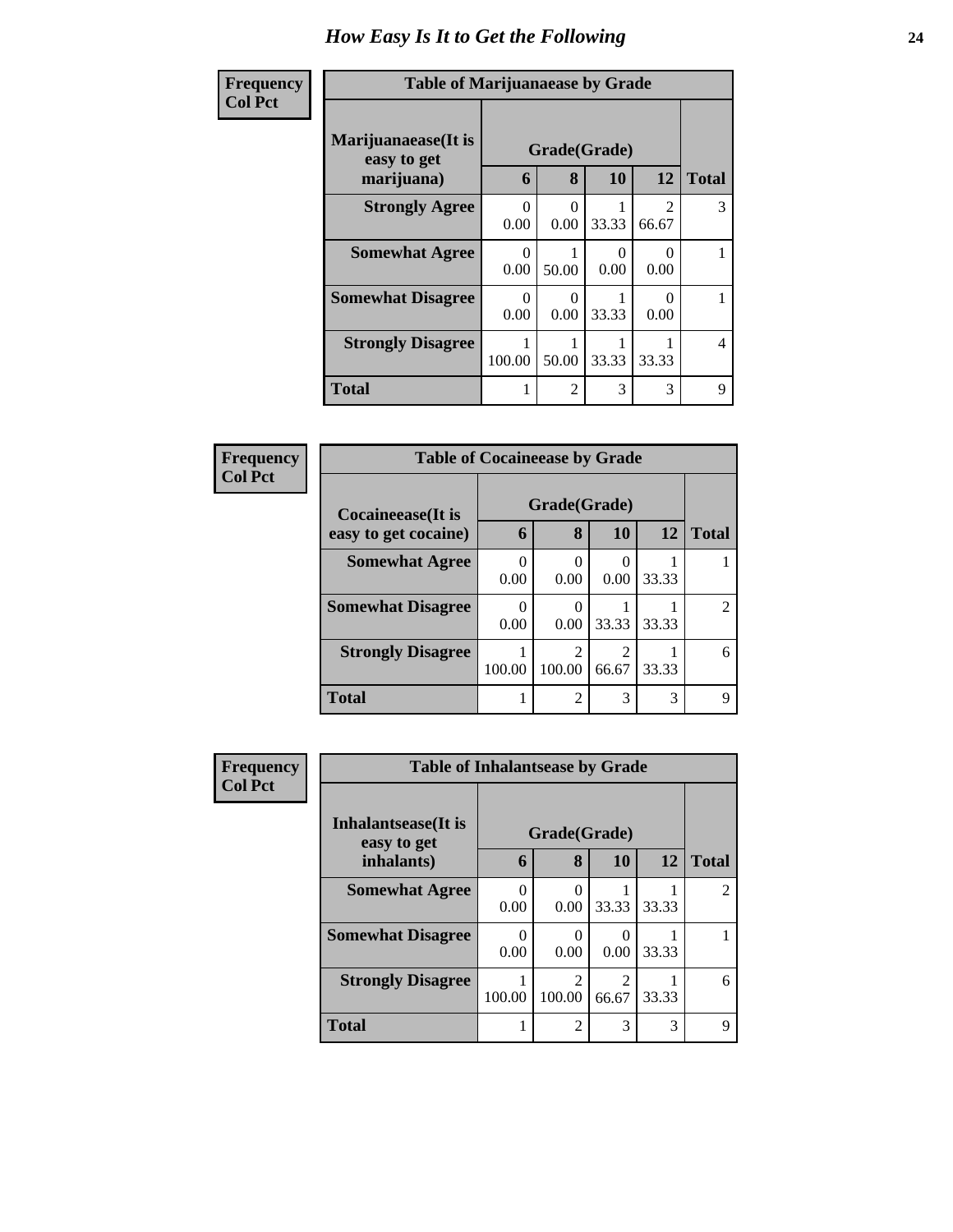# How Easy Is It to Get the Following

**Frequency**
**Col Pct**

| Table of Marijuanaease by Grade | | | | | |
|---|---|---|---|---|---|
| Marijuanaease(It is easy to get marijuana) | Grade(Grade) | | | | |
| | 6 | 8 | 10 | 12 | Total |
| **Strongly Agree** | 0<br>0.00 | 0<br>0.00 | 1<br>33.33 | 2<br>66.67 | 3 |
| **Somewhat Agree** | 0<br>0.00 | 1<br>50.00 | 0<br>0.00 | 0<br>0.00 | 1 |
| **Somewhat Disagree** | 0<br>0.00 | 0<br>0.00 | 1<br>33.33 | 0<br>0.00 | 1 |
| **Strongly Disagree** | 1<br>100.00 | 1<br>50.00 | 1<br>33.33 | 1<br>33.33 | 4 |
| **Total** | 1 | 2 | 3 | 3 | 9 |

**Frequency**
**Col Pct**

| Table of Cocaineease by Grade | | | | | |
|---|---|---|---|---|---|
| Cocaineease(It is easy to get cocaine) | Grade(Grade) | | | | |
| | 6 | 8 | 10 | 12 | Total |
| **Somewhat Agree** | 0<br>0.00 | 0<br>0.00 | 0<br>0.00 | 1<br>33.33 | 1 |
| **Somewhat Disagree** | 0<br>0.00 | 0<br>0.00 | 1<br>33.33 | 1<br>33.33 | 2 |
| **Strongly Disagree** | 1<br>100.00 | 2<br>100.00 | 2<br>66.67 | 1<br>33.33 | 6 |
| **Total** | 1 | 2 | 3 | 3 | 9 |

**Frequency**
**Col Pct**

| Table of Inhalantsease by Grade | | | | | |
|---|---|---|---|---|---|
| Inhalantsease(It is easy to get inhalants) | Grade(Grade) | | | | |
| | 6 | 8 | 10 | 12 | Total |
| **Somewhat Agree** | 0<br>0.00 | 0<br>0.00 | 1<br>33.33 | 1<br>33.33 | 2 |
| **Somewhat Disagree** | 0<br>0.00 | 0<br>0.00 | 0<br>0.00 | 1<br>33.33 | 1 |
| **Strongly Disagree** | 1<br>100.00 | 2<br>100.00 | 2<br>66.67 | 1<br>33.33 | 6 |
| **Total** | 1 | 2 | 3 | 3 | 9 |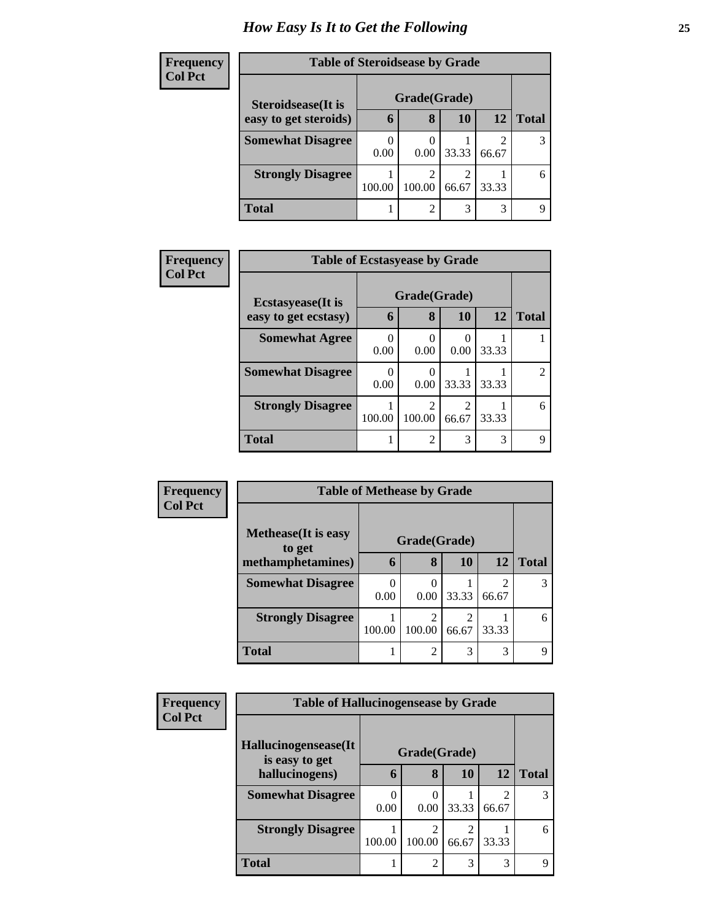# How Easy Is It to Get the Following

**Frequency**
**Col Pct**

**Table of Steroidsease by Grade**

| Steroidsease(It is easy to get steroids) | Grade(Grade) | | | | Total |
|---|---|---|---|---|---|
| | 6 | 8 | 10 | 12 | |
| **Somewhat Disagree** | 0<br>0.00 | 0<br>0.00 | 1<br>33.33 | 2<br>66.67 | 3 |
| **Strongly Disagree** | 1<br>100.00 | 2<br>100.00 | 2<br>66.67 | 1<br>33.33 | 6 |
| **Total** | 1 | 2 | 3 | 3 | 9 |

**Frequency**
**Col Pct**

**Table of Ecstasyease by Grade**

| Ecstasyease(It is easy to get ecstasy) | Grade(Grade) | | | | Total |
|---|---|---|---|---|---|
| | 6 | 8 | 10 | 12 | |
| **Somewhat Agree** | 0<br>0.00 | 0<br>0.00 | 0<br>0.00 | 1<br>33.33 | 1 |
| **Somewhat Disagree** | 0<br>0.00 | 0<br>0.00 | 1<br>33.33 | 1<br>33.33 | 2 |
| **Strongly Disagree** | 1<br>100.00 | 2<br>100.00 | 2<br>66.67 | 1<br>33.33 | 6 |
| **Total** | 1 | 2 | 3 | 3 | 9 |

**Frequency**
**Col Pct**

**Table of Methease by Grade**

| Methease(It is easy to get methamphetamines) | Grade(Grade) | | | | Total |
|---|---|---|---|---|---|
| | 6 | 8 | 10 | 12 | |
| **Somewhat Disagree** | 0<br>0.00 | 0<br>0.00 | 1<br>33.33 | 2<br>66.67 | 3 |
| **Strongly Disagree** | 1<br>100.00 | 2<br>100.00 | 2<br>66.67 | 1<br>33.33 | 6 |
| **Total** | 1 | 2 | 3 | 3 | 9 |

**Frequency**
**Col Pct**

**Table of Hallucinogensease by Grade**

| Hallucinogensease(It is easy to get hallucinogens) | Grade(Grade) | | | | Total |
|---|---|---|---|---|---|
| | 6 | 8 | 10 | 12 | |
| **Somewhat Disagree** | 0<br>0.00 | 0<br>0.00 | 1<br>33.33 | 2<br>66.67 | 3 |
| **Strongly Disagree** | 1<br>100.00 | 2<br>100.00 | 2<br>66.67 | 1<br>33.33 | 6 |
| **Total** | 1 | 2 | 3 | 3 | 9 |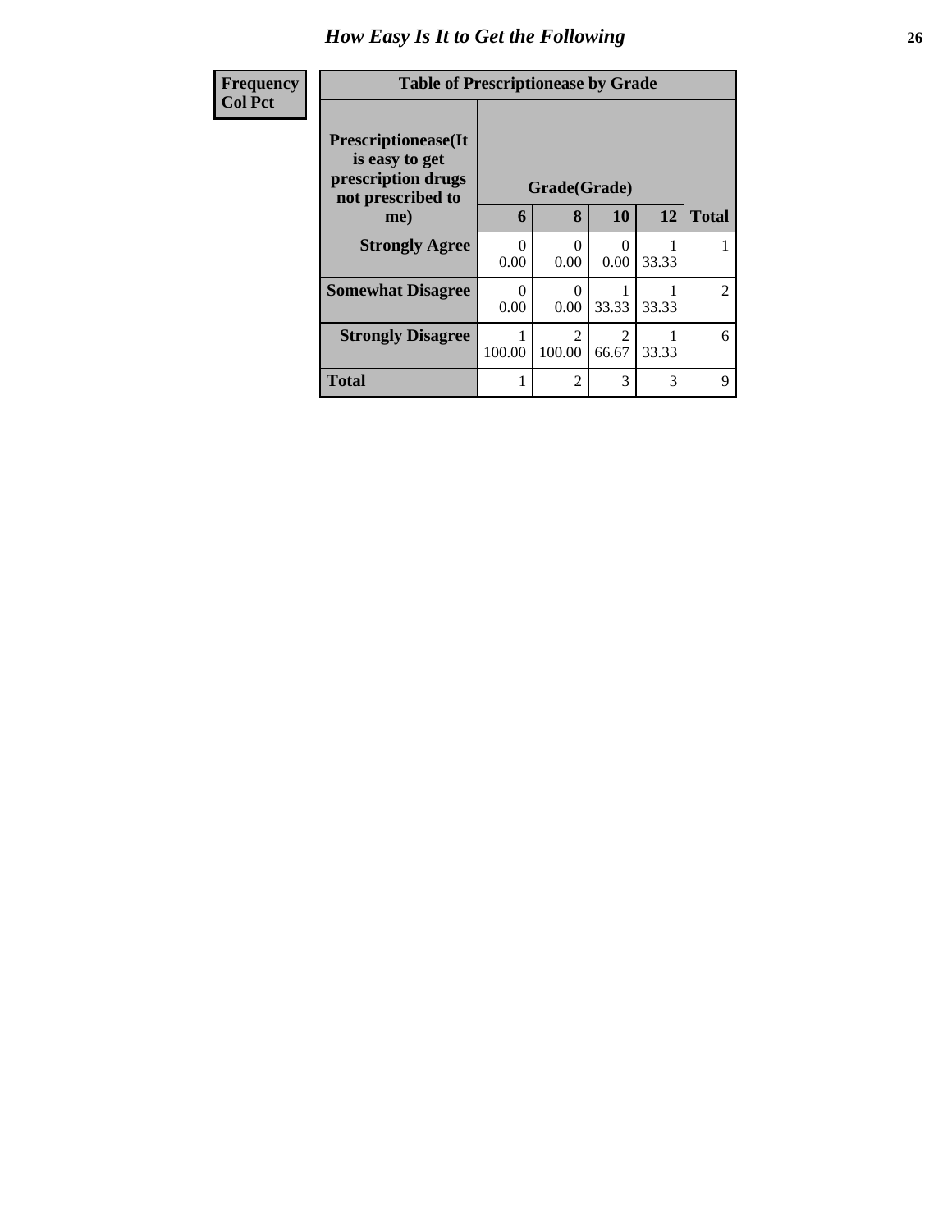# How Easy Is It to Get the Following

| Frequency<br>Col Pct | Table of Prescriptionease by Grade | | | | |
|---|---|---|---|---|---|
| **Prescriptionease(It is easy to get prescription drugs not prescribed to me)** | **Grade(Grade)** | | | | |
| | **6** | **8** | **10** | **12** | **Total** |
| **Strongly Agree** | 0<br>0.00 | 0<br>0.00 | 0<br>0.00 | 1<br>33.33 | 1 |
| **Somewhat Disagree** | 0<br>0.00 | 0<br>0.00 | 1<br>33.33 | 1<br>33.33 | 2 |
| **Strongly Disagree** | 1<br>100.00 | 2<br>100.00 | 2<br>66.67 | 1<br>33.33 | 6 |
| **Total** | 1 | 2 | 3 | 3 | 9 |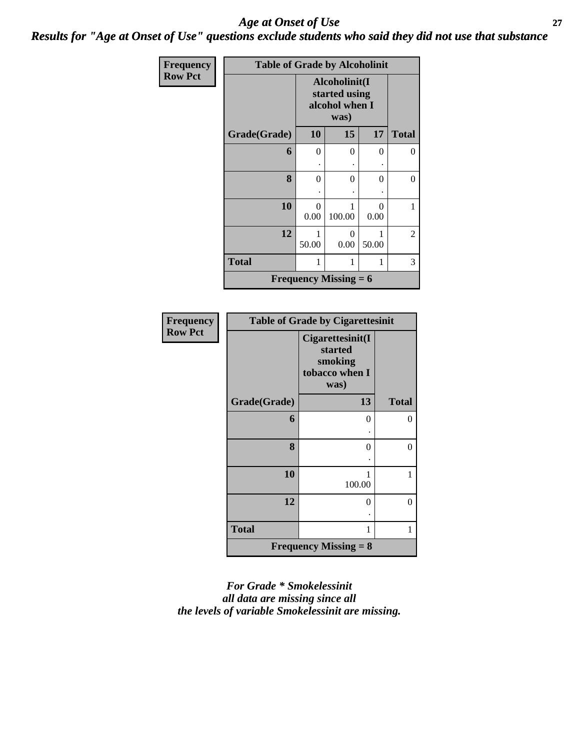# *Age at Onset of Use*

## *Results for "Age at Onset of Use" questions exclude students who said they did not use that substance*

**Frequency**
**Row Pct**

| Table of Grade by Alcoholinit | | | | |
|---|---|---|---|---|
| | Alcoholinit(I started using alcohol when I was) | | | |
| Grade(Grade) | 10 | 15 | 17 | Total |
| 6 | 0<br>. | 0<br>. | 0<br>. | 0 |
| 8 | 0<br>. | 0<br>. | 0<br>. | 0 |
| 10 | 0<br>0.00 | 1<br>100.00 | 0<br>0.00 | 1 |
| 12 | 1<br>50.00 | 0<br>0.00 | 1<br>50.00 | 2 |
| Total | 1 | 1 | 1 | 3 |
| Frequency Missing = 6 | | | | |

**Frequency**
**Row Pct**

| Table of Grade by Cigarettesinit | | |
|---|---|---|
| | Cigarettesinit(I started smoking tobacco when I was) | |
| Grade(Grade) | 13 | Total |
| 6 | 0<br>. | 0 |
| 8 | 0<br>. | 0 |
| 10 | 1<br>100.00 | 1 |
| 12 | 0<br>. | 0 |
| Total | 1 | 1 |
| Frequency Missing = 8 | | |

***For Grade * Smokelessinit all data are missing since all the levels of variable Smokelessinit are missing.***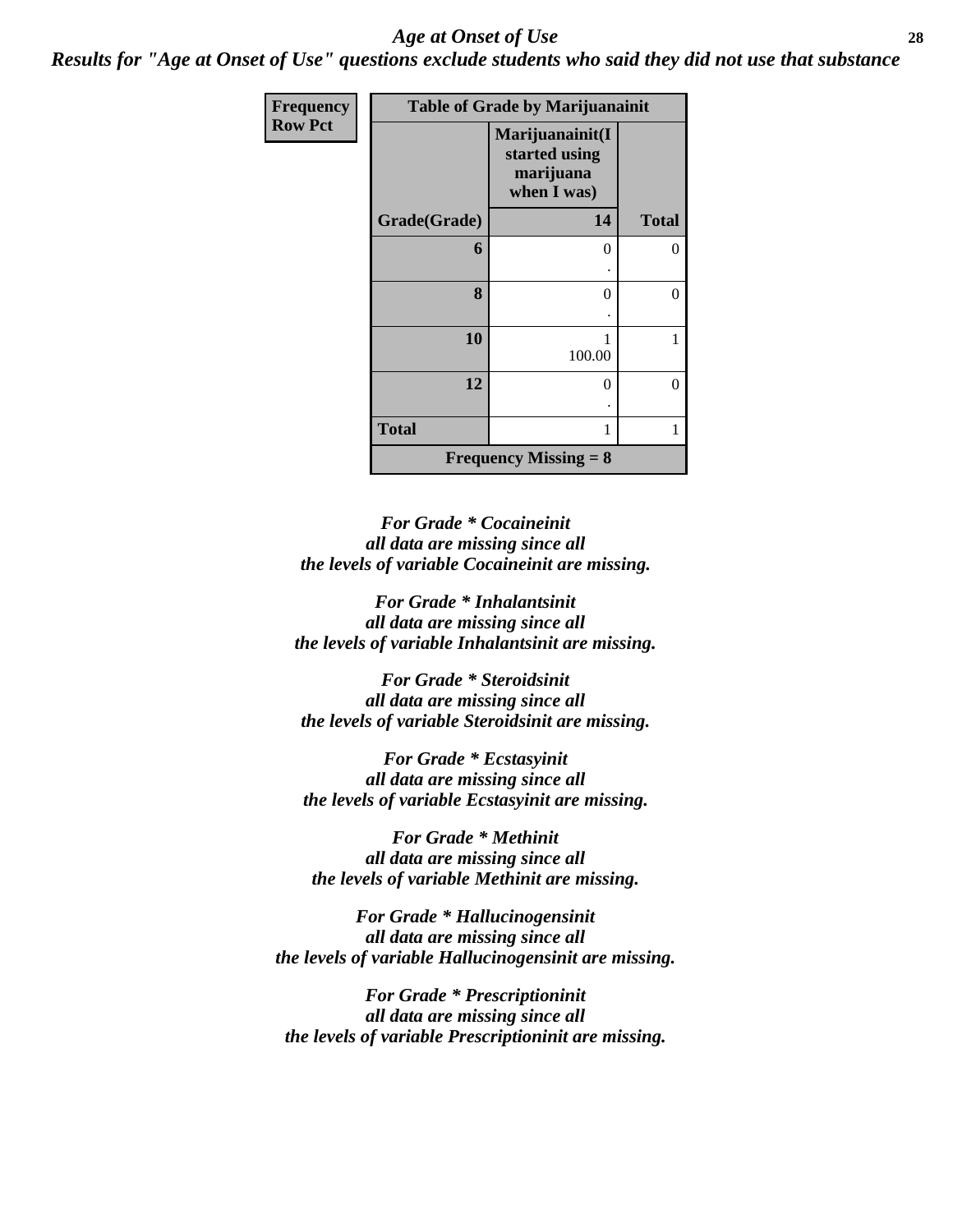*Age at Onset of Use*

***Results for "Age at Onset of Use" questions exclude students who said they did not use that substance***

| Frequency<br>Row Pct | Table of Grade by Marijuanainit | |
|---|---|---|
| | Marijuanainit(I started using marijuana when I was) | |
| Grade(Grade) | 14 | Total |
| 6 | 0<br>. | 0 |
| 8 | 0<br>. | 0 |
| 10 | 1<br>100.00 | 1 |
| 12 | 0<br>. | 0 |
| Total | 1 | 1 |
| Frequency Missing = 8 | | |

***For Grade * Cocaineinit all data are missing since all the levels of variable Cocaineinit are missing.***

***For Grade * Inhalantsinit all data are missing since all the levels of variable Inhalantsinit are missing.***

***For Grade * Steroidsinit all data are missing since all the levels of variable Steroidsinit are missing.***

***For Grade * Ecstasyinit all data are missing since all the levels of variable Ecstasyinit are missing.***

***For Grade * Methinit all data are missing since all the levels of variable Methinit are missing.***

***For Grade * Hallucinogensinit all data are missing since all the levels of variable Hallucinogensinit are missing.***

***For Grade * Prescriptioninit all data are missing since all the levels of variable Prescriptioninit are missing.***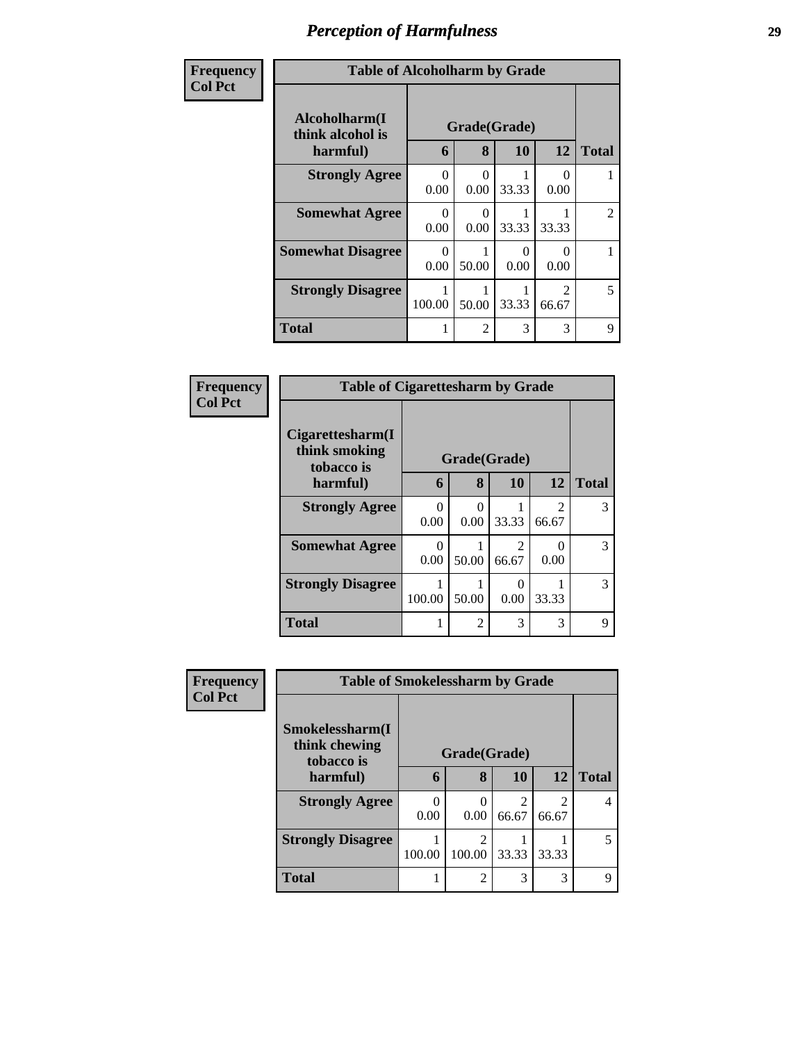## Perception of Harmfulness

**Frequency**
**Col Pct**

| Table of Alcoholharm by Grade | | | | | |
|---|---|---|---|---|---|
| Alcoholharm(I think alcohol is harmful) | Grade(Grade) | | | | |
| | 6 | 8 | 10 | 12 | Total |
| **Strongly Agree** | 0<br>0.00 | 0<br>0.00 | 1<br>33.33 | 0<br>0.00 | 1 |
| **Somewhat Agree** | 0<br>0.00 | 0<br>0.00 | 1<br>33.33 | 1<br>33.33 | 2 |
| **Somewhat Disagree** | 0<br>0.00 | 1<br>50.00 | 0<br>0.00 | 0<br>0.00 | 1 |
| **Strongly Disagree** | 1<br>100.00 | 1<br>50.00 | 1<br>33.33 | 2<br>66.67 | 5 |
| **Total** | 1 | 2 | 3 | 3 | 9 |

**Frequency**
**Col Pct**

| Table of Cigarettesharm by Grade | | | | | |
|---|---|---|---|---|---|
| Cigarettesharm(I think smoking tobacco is harmful) | Grade(Grade) | | | | |
| | 6 | 8 | 10 | 12 | Total |
| **Strongly Agree** | 0<br>0.00 | 0<br>0.00 | 1<br>33.33 | 2<br>66.67 | 3 |
| **Somewhat Agree** | 0<br>0.00 | 1<br>50.00 | 2<br>66.67 | 0<br>0.00 | 3 |
| **Strongly Disagree** | 1<br>100.00 | 1<br>50.00 | 0<br>0.00 | 1<br>33.33 | 3 |
| **Total** | 1 | 2 | 3 | 3 | 9 |

**Frequency**
**Col Pct**

| Table of Smokelessharm by Grade | | | | | |
|---|---|---|---|---|---|
| Smokelessharm(I think chewing tobacco is harmful) | Grade(Grade) | | | | |
| | 6 | 8 | 10 | 12 | Total |
| **Strongly Agree** | 0<br>0.00 | 0<br>0.00 | 2<br>66.67 | 2<br>66.67 | 4 |
| **Strongly Disagree** | 1<br>100.00 | 2<br>100.00 | 1<br>33.33 | 1<br>33.33 | 5 |
| **Total** | 1 | 2 | 3 | 3 | 9 |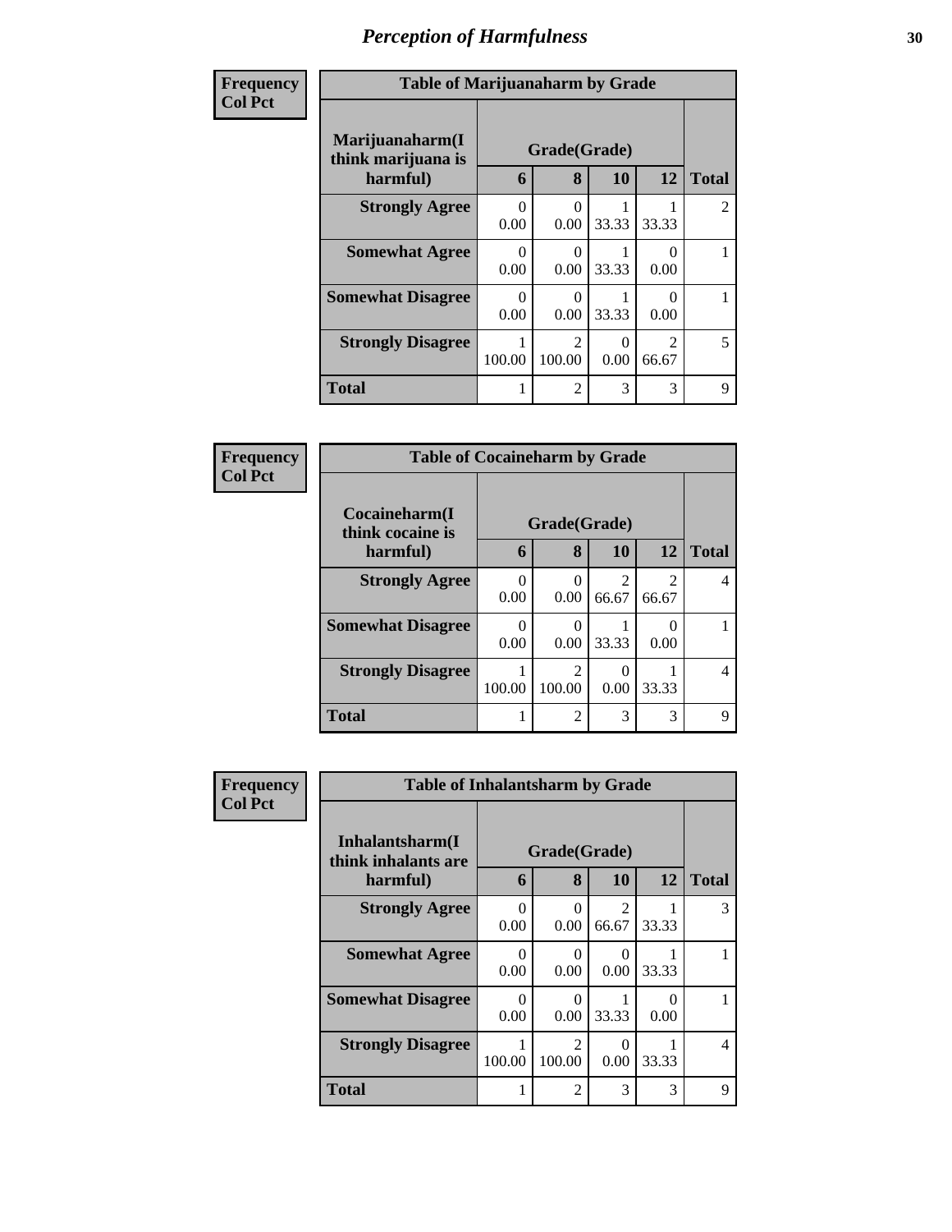# *Perception of Harmfulness*

| Frequency<br>Col Pct |
|---|

**Table of Marijuanaharm by Grade**

| Marijuanaharm(I think marijuana is harmful) | Grade(Grade) | | | | Total |
|---|---|---|---|---|---|
| | 6 | 8 | 10 | 12 | |
| **Strongly Agree** | 0<br>0.00 | 0<br>0.00 | 1<br>33.33 | 1<br>33.33 | 2 |
| **Somewhat Agree** | 0<br>0.00 | 0<br>0.00 | 1<br>33.33 | 0<br>0.00 | 1 |
| **Somewhat Disagree** | 0<br>0.00 | 0<br>0.00 | 1<br>33.33 | 0<br>0.00 | 1 |
| **Strongly Disagree** | 1<br>100.00 | 2<br>100.00 | 0<br>0.00 | 2<br>66.67 | 5 |
| **Total** | 1 | 2 | 3 | 3 | 9 |

| Frequency<br>Col Pct |
|---|

**Table of Cocaineharm by Grade**

| Cocaineharm(I think cocaine is harmful) | Grade(Grade) | | | | Total |
|---|---|---|---|---|---|
| | 6 | 8 | 10 | 12 | |
| **Strongly Agree** | 0<br>0.00 | 0<br>0.00 | 2<br>66.67 | 2<br>66.67 | 4 |
| **Somewhat Disagree** | 0<br>0.00 | 0<br>0.00 | 1<br>33.33 | 0<br>0.00 | 1 |
| **Strongly Disagree** | 1<br>100.00 | 2<br>100.00 | 0<br>0.00 | 1<br>33.33 | 4 |
| **Total** | 1 | 2 | 3 | 3 | 9 |

| Frequency<br>Col Pct |
|---|

**Table of Inhalantsharm by Grade**

| Inhalantsharm(I think inhalants are harmful) | Grade(Grade) | | | | Total |
|---|---|---|---|---|---|
| | 6 | 8 | 10 | 12 | |
| **Strongly Agree** | 0<br>0.00 | 0<br>0.00 | 2<br>66.67 | 1<br>33.33 | 3 |
| **Somewhat Agree** | 0<br>0.00 | 0<br>0.00 | 0<br>0.00 | 1<br>33.33 | 1 |
| **Somewhat Disagree** | 0<br>0.00 | 0<br>0.00 | 1<br>33.33 | 0<br>0.00 | 1 |
| **Strongly Disagree** | 1<br>100.00 | 2<br>100.00 | 0<br>0.00 | 1<br>33.33 | 4 |
| **Total** | 1 | 2 | 3 | 3 | 9 |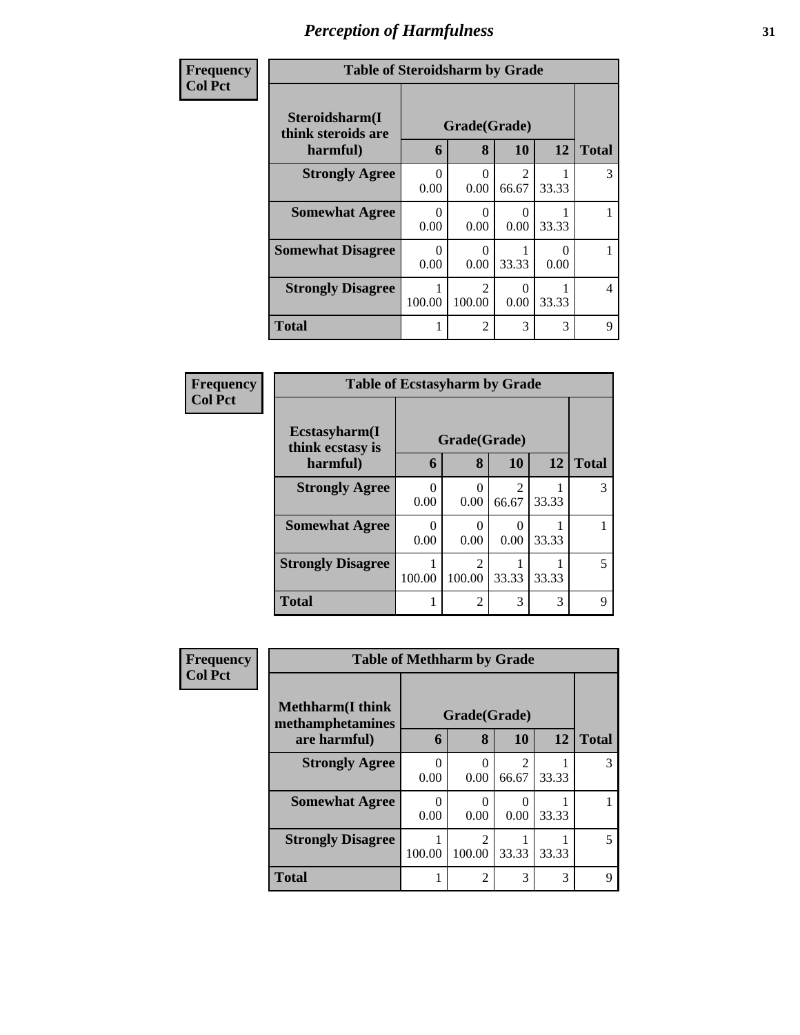# Perception of Harmfulness

**Frequency**
**Col Pct**

| Table of Steroidsharm by Grade | | | | | |
|---|---|---|---|---|---|
| Steroidsharm(I think steroids are harmful) | Grade(Grade) | | | | |
| | 6 | 8 | 10 | 12 | Total |
| Strongly Agree | 0<br>0.00 | 0<br>0.00 | 2<br>66.67 | 1<br>33.33 | 3 |
| Somewhat Agree | 0<br>0.00 | 0<br>0.00 | 0<br>0.00 | 1<br>33.33 | 1 |
| Somewhat Disagree | 0<br>0.00 | 0<br>0.00 | 1<br>33.33 | 0<br>0.00 | 1 |
| Strongly Disagree | 1<br>100.00 | 2<br>100.00 | 0<br>0.00 | 1<br>33.33 | 4 |
| Total | 1 | 2 | 3 | 3 | 9 |

**Frequency**
**Col Pct**

| Table of Ecstasyharm by Grade | | | | | |
|---|---|---|---|---|---|
| Ecstasyharm(I think ecstasy is harmful) | Grade(Grade) | | | | |
| | 6 | 8 | 10 | 12 | Total |
| Strongly Agree | 0<br>0.00 | 0<br>0.00 | 2<br>66.67 | 1<br>33.33 | 3 |
| Somewhat Agree | 0<br>0.00 | 0<br>0.00 | 0<br>0.00 | 1<br>33.33 | 1 |
| Strongly Disagree | 1<br>100.00 | 2<br>100.00 | 1<br>33.33 | 1<br>33.33 | 5 |
| Total | 1 | 2 | 3 | 3 | 9 |

**Frequency**
**Col Pct**

| Table of Methharm by Grade | | | | | |
|---|---|---|---|---|---|
| Methharm(I think methamphetamines are harmful) | Grade(Grade) | | | | |
| | 6 | 8 | 10 | 12 | Total |
| Strongly Agree | 0<br>0.00 | 0<br>0.00 | 2<br>66.67 | 1<br>33.33 | 3 |
| Somewhat Agree | 0<br>0.00 | 0<br>0.00 | 0<br>0.00 | 1<br>33.33 | 1 |
| Strongly Disagree | 1<br>100.00 | 2<br>100.00 | 1<br>33.33 | 1<br>33.33 | 5 |
| Total | 1 | 2 | 3 | 3 | 9 |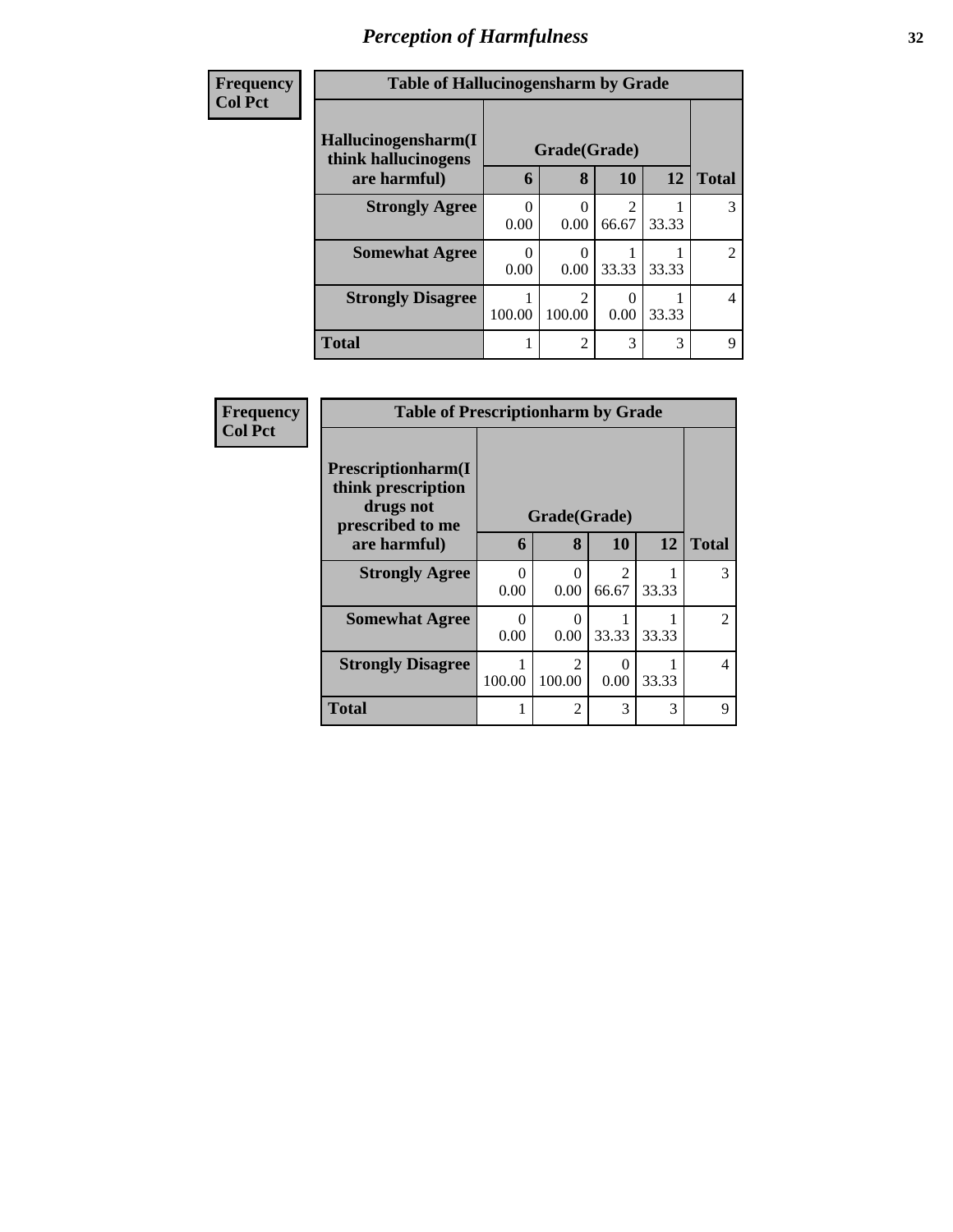# Perception of Harmfulness

| Frequency<br>Col Pct | | | | | |
|---|---|---|---|---|---|
| **Table of Hallucinogensharm by Grade** | | | | | |
| **Hallucinogensharm(I think hallucinogens are harmful)** | **Grade(Grade)** | | | | **Total** |
| | **6** | **8** | **10** | **12** | |
| **Strongly Agree** | 0<br>0.00 | 0<br>0.00 | 2<br>66.67 | 1<br>33.33 | 3 |
| **Somewhat Agree** | 0<br>0.00 | 0<br>0.00 | 1<br>33.33 | 1<br>33.33 | 2 |
| **Strongly Disagree** | 1<br>100.00 | 2<br>100.00 | 0<br>0.00 | 1<br>33.33 | 4 |
| **Total** | 1 | 2 | 3 | 3 | 9 |

| Frequency<br>Col Pct | | | | | |
|---|---|---|---|---|---|
| **Table of Prescriptionharm by Grade** | | | | | |
| **Prescriptionharm(I think prescription drugs not prescribed to me are harmful)** | **Grade(Grade)** | | | | **Total** |
| | **6** | **8** | **10** | **12** | |
| **Strongly Agree** | 0<br>0.00 | 0<br>0.00 | 2<br>66.67 | 1<br>33.33 | 3 |
| **Somewhat Agree** | 0<br>0.00 | 0<br>0.00 | 1<br>33.33 | 1<br>33.33 | 2 |
| **Strongly Disagree** | 1<br>100.00 | 2<br>100.00 | 0<br>0.00 | 1<br>33.33 | 4 |
| **Total** | 1 | 2 | 3 | 3 | 9 |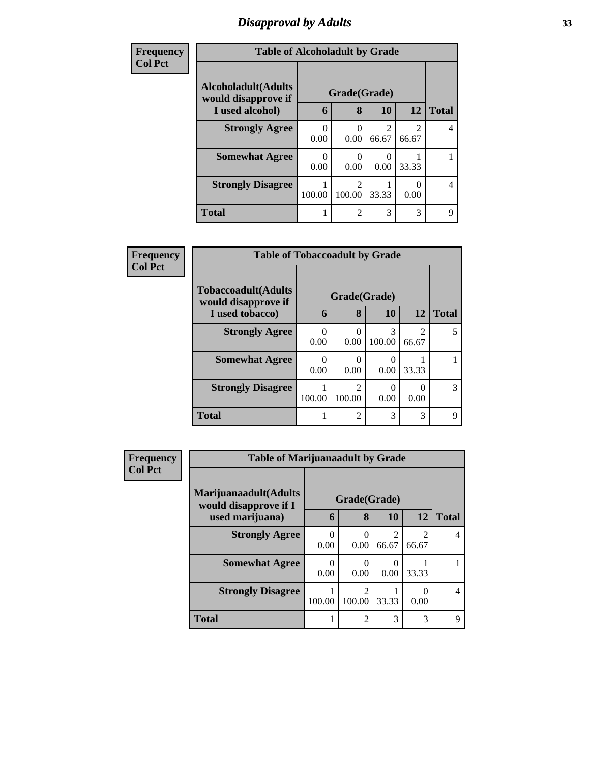# Disapproval by Adults

| Frequency<br>Col Pct | | | | | |
|---|---|---|---|---|---|

**Table of Alcoholadult by Grade**

| Alcoholadult(Adults would disapprove if I used alcohol) | Grade(Grade) 6 | 8 | 10 | 12 | Total |
|---|---|---|---|---|---|
| Strongly Agree | 0<br>0.00 | 0<br>0.00 | 2<br>66.67 | 2<br>66.67 | 4 |
| Somewhat Agree | 0<br>0.00 | 0<br>0.00 | 0<br>0.00 | 1<br>33.33 | 1 |
| Strongly Disagree | 1<br>100.00 | 2<br>100.00 | 1<br>33.33 | 0<br>0.00 | 4 |
| Total | 1 | 2 | 3 | 3 | 9 |

**Table of Tobaccoadult by Grade**

| Tobaccoadult(Adults would disapprove if I used tobacco) | Grade(Grade) 6 | 8 | 10 | 12 | Total |
|---|---|---|---|---|---|
| Strongly Agree | 0<br>0.00 | 0<br>0.00 | 3<br>100.00 | 2<br>66.67 | 5 |
| Somewhat Agree | 0<br>0.00 | 0<br>0.00 | 0<br>0.00 | 1<br>33.33 | 1 |
| Strongly Disagree | 1<br>100.00 | 2<br>100.00 | 0<br>0.00 | 0<br>0.00 | 3 |
| Total | 1 | 2 | 3 | 3 | 9 |

**Table of Marijuanaadult by Grade**

| Marijuanaadult(Adults would disapprove if I used marijuana) | Grade(Grade) 6 | 8 | 10 | 12 | Total |
|---|---|---|---|---|---|
| Strongly Agree | 0<br>0.00 | 0<br>0.00 | 2<br>66.67 | 2<br>66.67 | 4 |
| Somewhat Agree | 0<br>0.00 | 0<br>0.00 | 0<br>0.00 | 1<br>33.33 | 1 |
| Strongly Disagree | 1<br>100.00 | 2<br>100.00 | 1<br>33.33 | 0<br>0.00 | 4 |
| Total | 1 | 2 | 3 | 3 | 9 |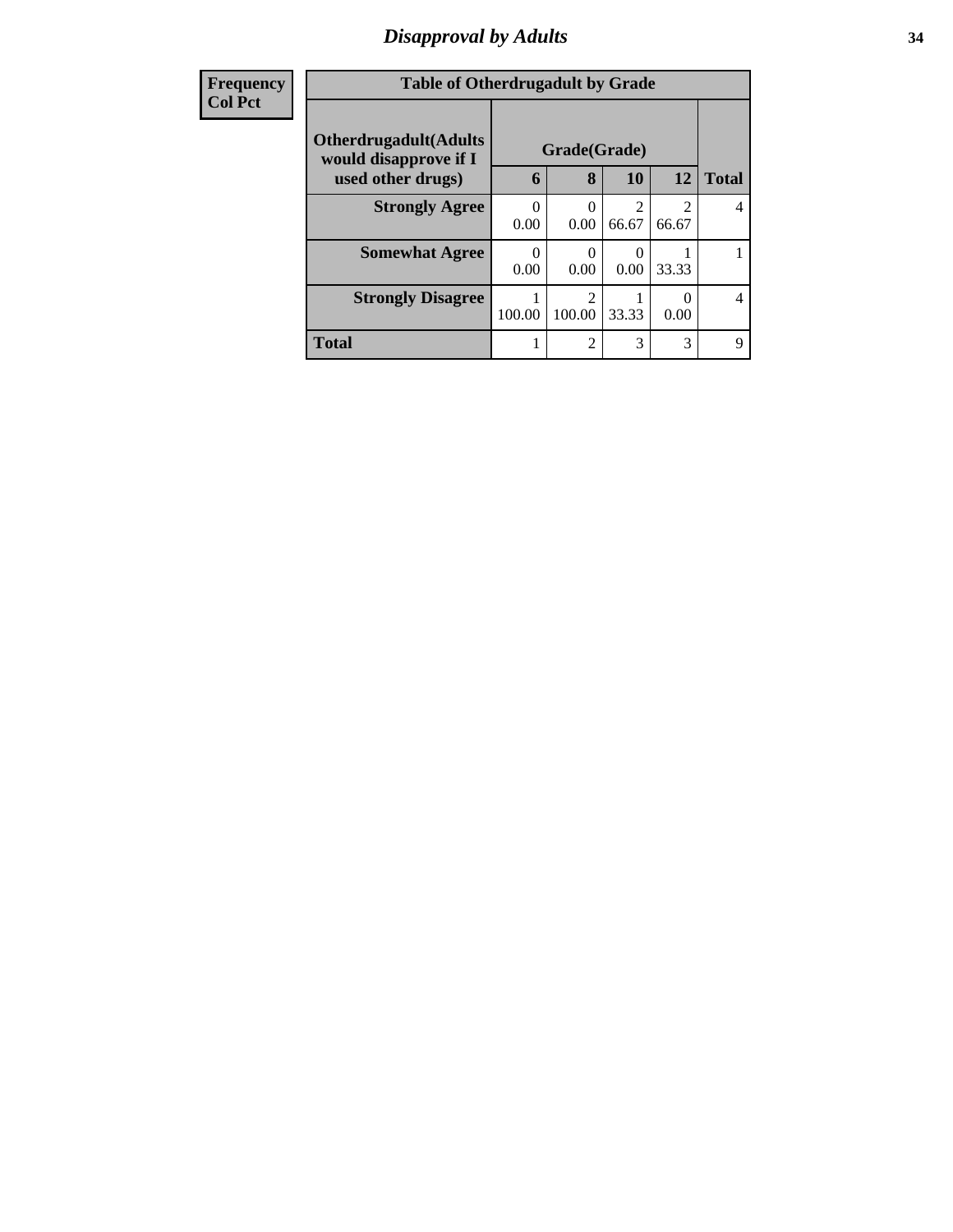# Disapproval by Adults

| Frequency<br>Col Pct | Table of Otherdrugadult by Grade | | | | |
|---|---|---|---|---|---|
| Otherdrugadult(Adults would disapprove if I used other drugs) | Grade(Grade) | | | | |
| | 6 | 8 | 10 | 12 | Total |
| Strongly Agree | 0<br>0.00 | 0<br>0.00 | 2<br>66.67 | 2<br>66.67 | 4 |
| Somewhat Agree | 0<br>0.00 | 0<br>0.00 | 0<br>0.00 | 1<br>33.33 | 1 |
| Strongly Disagree | 1<br>100.00 | 2<br>100.00 | 1<br>33.33 | 0<br>0.00 | 4 |
| Total | 1 | 2 | 3 | 3 | 9 |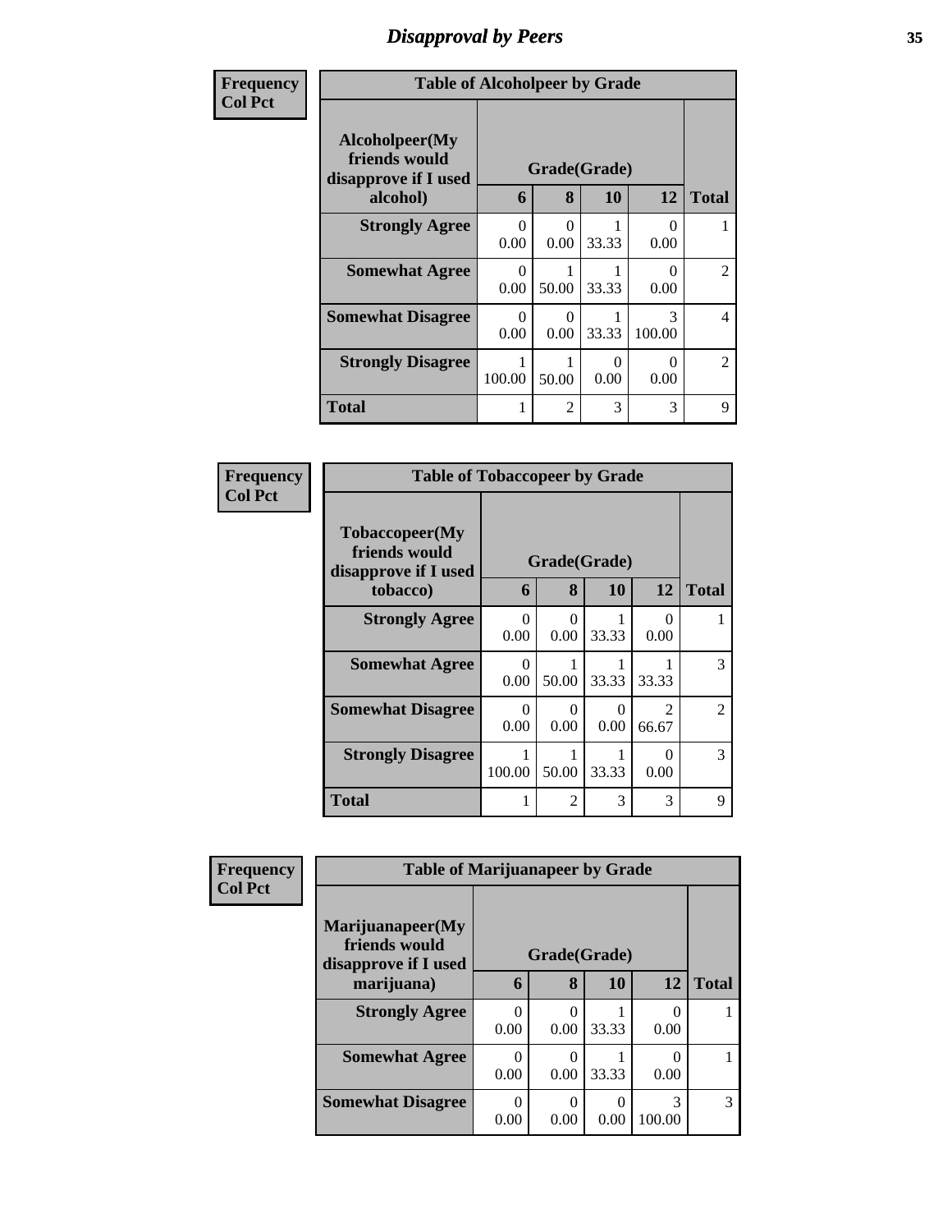| Frequency<br>Col Pct | | | | | |
|---|---|---|---|---|---|
| **Table of Alcoholpeer by Grade** | | | | | |
| **Alcoholpeer(My friends would disapprove if I used alcohol)** | **Grade(Grade)** | | | | **Total** |
| | **6** | **8** | **10** | **12** | |
| **Strongly Agree** | 0<br>0.00 | 0<br>0.00 | 1<br>33.33 | 0<br>0.00 | 1 |
| **Somewhat Agree** | 0<br>0.00 | 1<br>50.00 | 1<br>33.33 | 0<br>0.00 | 2 |
| **Somewhat Disagree** | 0<br>0.00 | 0<br>0.00 | 1<br>33.33 | 3<br>100.00 | 4 |
| **Strongly Disagree** | 1<br>100.00 | 1<br>50.00 | 0<br>0.00 | 0<br>0.00 | 2 |
| **Total** | 1 | 2 | 3 | 3 | 9 |

| Frequency<br>Col Pct | | | | | |
|---|---|---|---|---|---|
| **Table of Tobaccopeer by Grade** | | | | | |
| **Tobaccopeer(My friends would disapprove if I used tobacco)** | **Grade(Grade)** | | | | **Total** |
| | **6** | **8** | **10** | **12** | |
| **Strongly Agree** | 0<br>0.00 | 0<br>0.00 | 1<br>33.33 | 0<br>0.00 | 1 |
| **Somewhat Agree** | 0<br>0.00 | 1<br>50.00 | 1<br>33.33 | 1<br>33.33 | 3 |
| **Somewhat Disagree** | 0<br>0.00 | 0<br>0.00 | 0<br>0.00 | 2<br>66.67 | 2 |
| **Strongly Disagree** | 1<br>100.00 | 1<br>50.00 | 1<br>33.33 | 0<br>0.00 | 3 |
| **Total** | 1 | 2 | 3 | 3 | 9 |

| Frequency<br>Col Pct | | | | | |
|---|---|---|---|---|---|
| **Table of Marijuanapeer by Grade** | | | | | |
| **Marijuanapeer(My friends would disapprove if I used marijuana)** | **Grade(Grade)** | | | | **Total** |
| | **6** | **8** | **10** | **12** | |
| **Strongly Agree** | 0<br>0.00 | 0<br>0.00 | 1<br>33.33 | 0<br>0.00 | 1 |
| **Somewhat Agree** | 0<br>0.00 | 0<br>0.00 | 1<br>33.33 | 0<br>0.00 | 1 |
| **Somewhat Disagree** | 0<br>0.00 | 0<br>0.00 | 0<br>0.00 | 3<br>100.00 | 3 |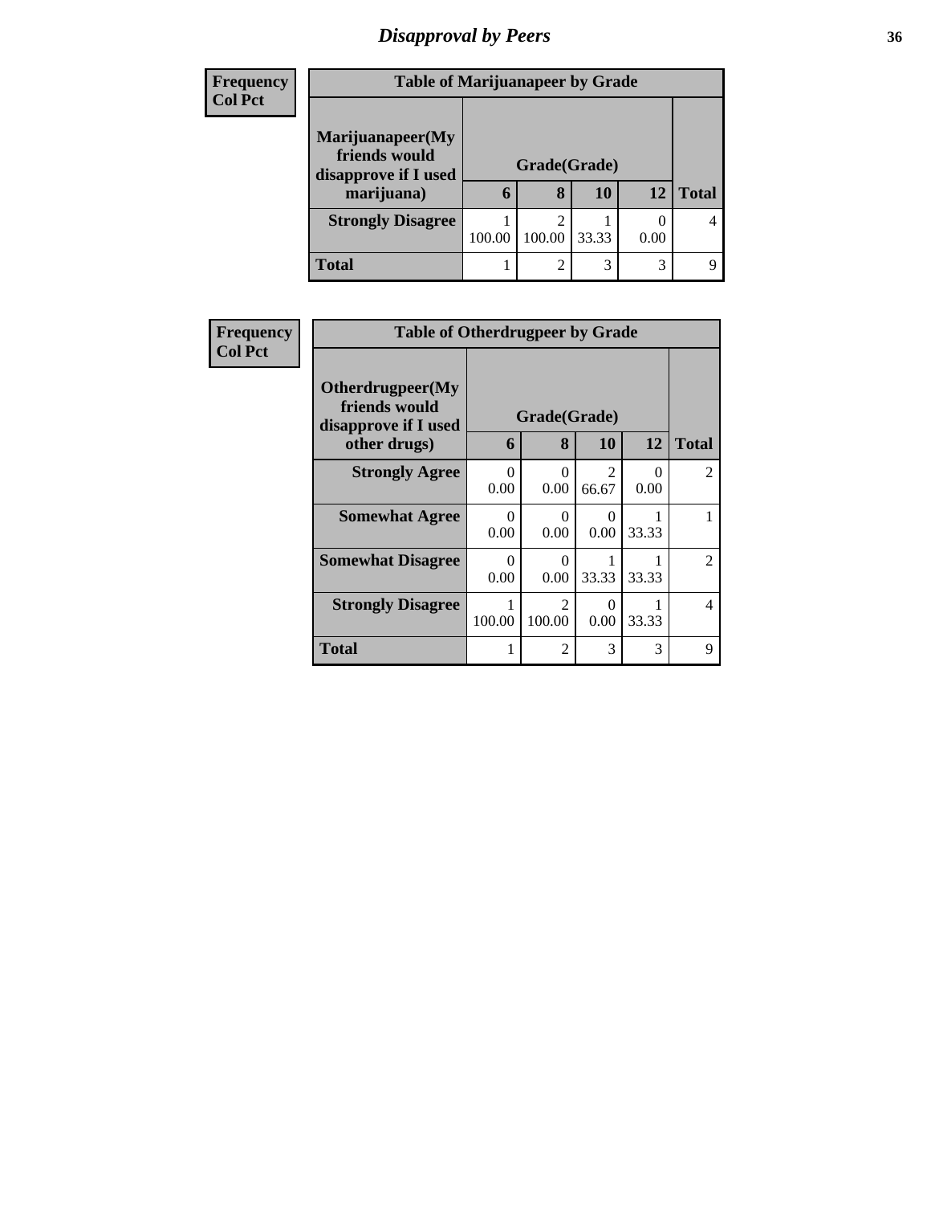# Disapproval by Peers

| Frequency<br>Col Pct | Table of Marijuanapeer by Grade | | | | |
|---|---|---|---|---|---|
| **Marijuanapeer(My friends would disapprove if I used marijuana)** | **Grade(Grade)** | | | | |
| | **6** | **8** | **10** | **12** | **Total** |
| **Strongly Disagree** | 1<br>100.00 | 2<br>100.00 | 1<br>33.33 | 0<br>0.00 | 4 |
| **Total** | 1 | 2 | 3 | 3 | 9 |

| Frequency<br>Col Pct | Table of Otherdrugpeer by Grade | | | | |
|---|---|---|---|---|---|
| **Otherdrugpeer(My friends would disapprove if I used other drugs)** | **Grade(Grade)** | | | | |
| | **6** | **8** | **10** | **12** | **Total** |
| **Strongly Agree** | 0<br>0.00 | 0<br>0.00 | 2<br>66.67 | 0<br>0.00 | 2 |
| **Somewhat Agree** | 0<br>0.00 | 0<br>0.00 | 0<br>0.00 | 1<br>33.33 | 1 |
| **Somewhat Disagree** | 0<br>0.00 | 0<br>0.00 | 1<br>33.33 | 1<br>33.33 | 2 |
| **Strongly Disagree** | 1<br>100.00 | 2<br>100.00 | 0<br>0.00 | 1<br>33.33 | 4 |
| **Total** | 1 | 2 | 3 | 3 | 9 |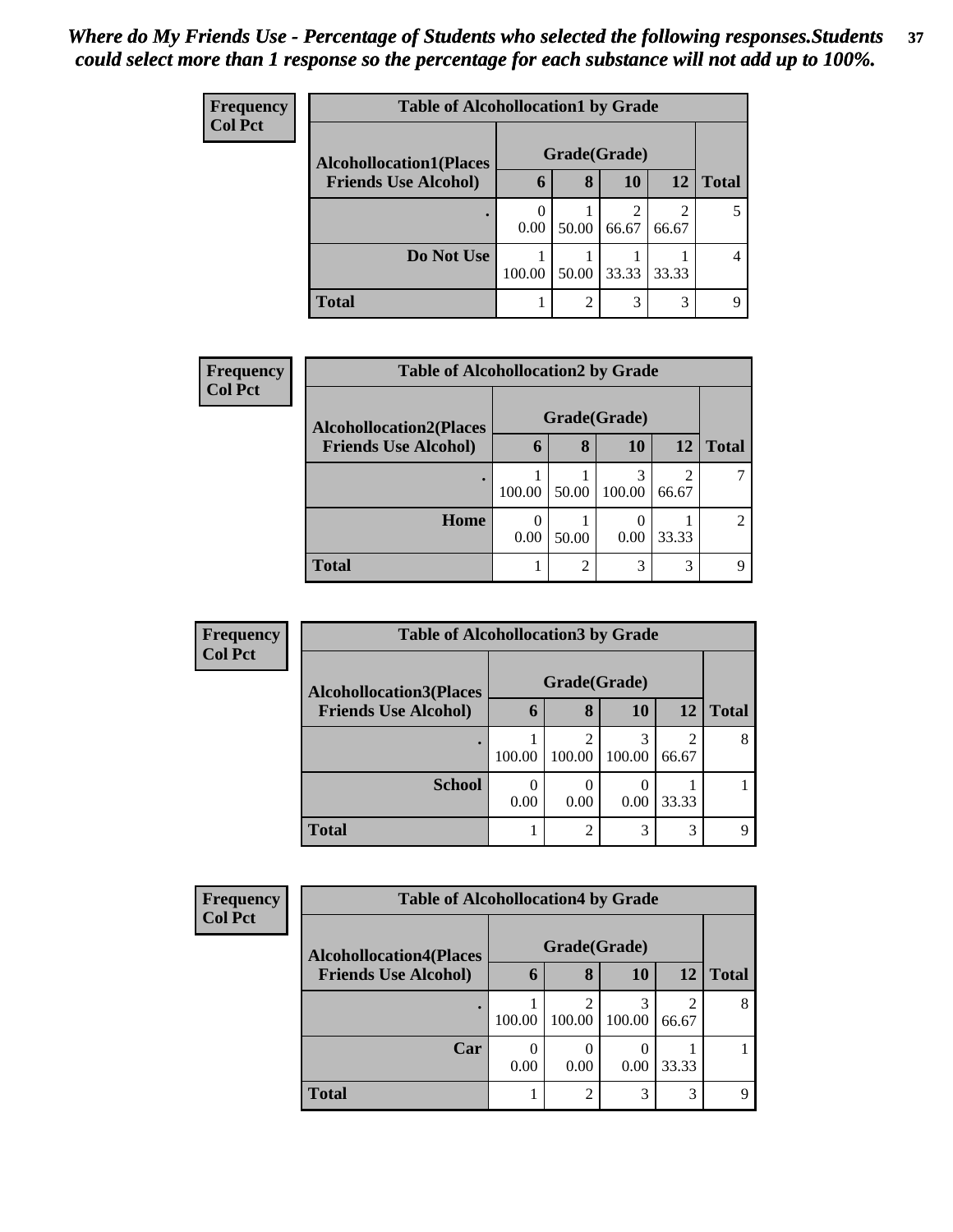*Where do My Friends Use - Percentage of Students who selected the following responses.Students could select more than 1 response so the percentage for each substance will not add up to 100%.*

**Frequency**
**Col Pct**

| Table of Alcohollocation1 by Grade | | | | | |
|---|---|---|---|---|---|
| Alcohollocation1(Places Friends Use Alcohol) | Grade(Grade) | | | | Total |
| | 6 | 8 | 10 | 12 | |
| . | 0<br>0.00 | 1<br>50.00 | 2<br>66.67 | 2<br>66.67 | 5 |
| Do Not Use | 1<br>100.00 | 1<br>50.00 | 1<br>33.33 | 1<br>33.33 | 4 |
| Total | 1 | 2 | 3 | 3 | 9 |

**Frequency**
**Col Pct**

| Table of Alcohollocation2 by Grade | | | | | |
|---|---|---|---|---|---|
| Alcohollocation2(Places Friends Use Alcohol) | Grade(Grade) | | | | Total |
| | 6 | 8 | 10 | 12 | |
| . | 1<br>100.00 | 1<br>50.00 | 3<br>100.00 | 2<br>66.67 | 7 |
| Home | 0<br>0.00 | 1<br>50.00 | 0<br>0.00 | 1<br>33.33 | 2 |
| Total | 1 | 2 | 3 | 3 | 9 |

**Frequency**
**Col Pct**

| Table of Alcohollocation3 by Grade | | | | | |
|---|---|---|---|---|---|
| Alcohollocation3(Places Friends Use Alcohol) | Grade(Grade) | | | | Total |
| | 6 | 8 | 10 | 12 | |
| . | 1<br>100.00 | 2<br>100.00 | 3<br>100.00 | 2<br>66.67 | 8 |
| School | 0<br>0.00 | 0<br>0.00 | 0<br>0.00 | 1<br>33.33 | 1 |
| Total | 1 | 2 | 3 | 3 | 9 |

**Frequency**
**Col Pct**

| Table of Alcohollocation4 by Grade | | | | | |
|---|---|---|---|---|---|
| Alcohollocation4(Places Friends Use Alcohol) | Grade(Grade) | | | | Total |
| | 6 | 8 | 10 | 12 | |
| . | 1<br>100.00 | 2<br>100.00 | 3<br>100.00 | 2<br>66.67 | 8 |
| Car | 0<br>0.00 | 0<br>0.00 | 0<br>0.00 | 1<br>33.33 | 1 |
| Total | 1 | 2 | 3 | 3 | 9 |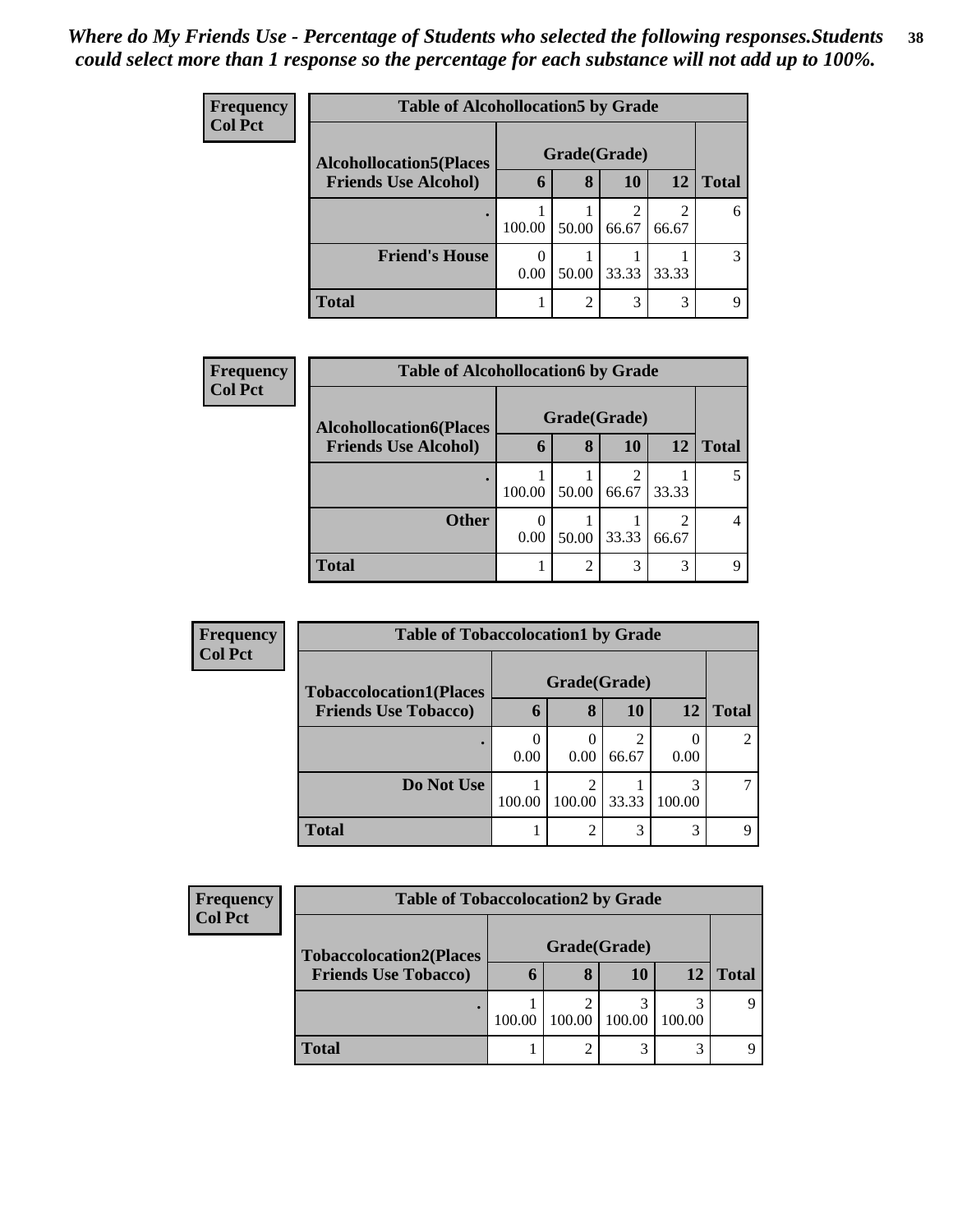*Where do My Friends Use - Percentage of Students who selected the following responses.Students could select more than 1 response so the percentage for each substance will not add up to 100%.*

**Frequency**
**Col Pct**

| Table of Alcohollocation5 by Grade | | | | | |
|---|---|---|---|---|---|
| **Alcohollocation5(Places Friends Use Alcohol)** | **Grade(Grade)** | | | | |
| | **6** | **8** | **10** | **12** | **Total** |
| **.** | 1<br>100.00 | 1<br>50.00 | 2<br>66.67 | 2<br>66.67 | 6 |
| **Friend's House** | 0<br>0.00 | 1<br>50.00 | 1<br>33.33 | 1<br>33.33 | 3 |
| **Total** | 1 | 2 | 3 | 3 | 9 |

**Frequency**
**Col Pct**

| Table of Alcohollocation6 by Grade | | | | | |
|---|---|---|---|---|---|
| **Alcohollocation6(Places Friends Use Alcohol)** | **Grade(Grade)** | | | | |
| | **6** | **8** | **10** | **12** | **Total** |
| **.** | 1<br>100.00 | 1<br>50.00 | 2<br>66.67 | 1<br>33.33 | 5 |
| **Other** | 0<br>0.00 | 1<br>50.00 | 1<br>33.33 | 2<br>66.67 | 4 |
| **Total** | 1 | 2 | 3 | 3 | 9 |

**Frequency**
**Col Pct**

| Table of Tobaccolocation1 by Grade | | | | | |
|---|---|---|---|---|---|
| **Tobaccolocation1(Places Friends Use Tobacco)** | **Grade(Grade)** | | | | |
| | **6** | **8** | **10** | **12** | **Total** |
| **.** | 0<br>0.00 | 0<br>0.00 | 2<br>66.67 | 0<br>0.00 | 2 |
| **Do Not Use** | 1<br>100.00 | 2<br>100.00 | 1<br>33.33 | 3<br>100.00 | 7 |
| **Total** | 1 | 2 | 3 | 3 | 9 |

**Frequency**
**Col Pct**

| Table of Tobaccolocation2 by Grade | | | | | |
|---|---|---|---|---|---|
| **Tobaccolocation2(Places Friends Use Tobacco)** | **Grade(Grade)** | | | | |
| | **6** | **8** | **10** | **12** | **Total** |
| **.** | 1<br>100.00 | 2<br>100.00 | 3<br>100.00 | 3<br>100.00 | 9 |
| **Total** | 1 | 2 | 3 | 3 | 9 |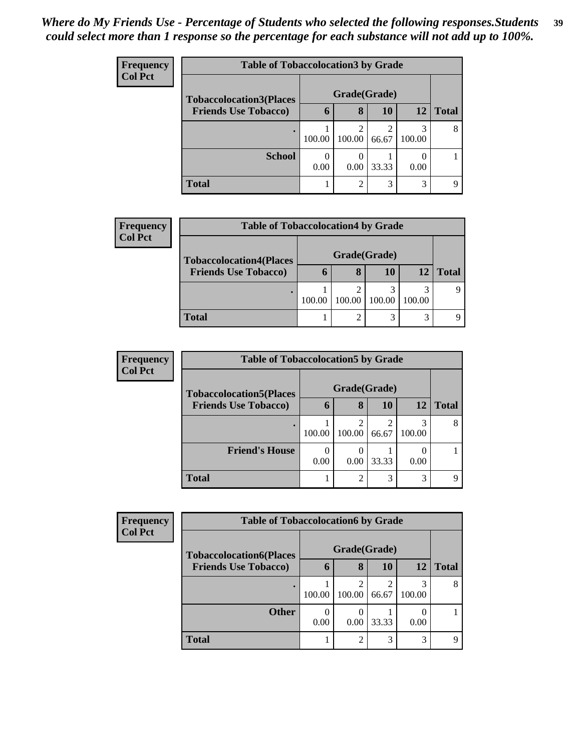*Where do My Friends Use - Percentage of Students who selected the following responses.Students could select more than 1 response so the percentage for each substance will not add up to 100%.*

**Frequency / Col Pct**

| Table of Tobaccolocation3 by Grade | | | | | |
|---|---|---|---|---|---|
| Tobaccolocation3(Places Friends Use Tobacco) | Grade(Grade) | | | | |
| | 6 | 8 | 10 | 12 | Total |
| . | 1<br>100.00 | 2<br>100.00 | 2<br>66.67 | 3<br>100.00 | 8 |
| School | 0<br>0.00 | 0<br>0.00 | 1<br>33.33 | 0<br>0.00 | 1 |
| Total | 1 | 2 | 3 | 3 | 9 |

**Frequency / Col Pct**

| Table of Tobaccolocation4 by Grade | | | | | |
|---|---|---|---|---|---|
| Tobaccolocation4(Places Friends Use Tobacco) | Grade(Grade) | | | | |
| | 6 | 8 | 10 | 12 | Total |
| . | 1<br>100.00 | 2<br>100.00 | 3<br>100.00 | 3<br>100.00 | 9 |
| Total | 1 | 2 | 3 | 3 | 9 |

**Frequency / Col Pct**

| Table of Tobaccolocation5 by Grade | | | | | |
|---|---|---|---|---|---|
| Tobaccolocation5(Places Friends Use Tobacco) | Grade(Grade) | | | | |
| | 6 | 8 | 10 | 12 | Total |
| . | 1<br>100.00 | 2<br>100.00 | 2<br>66.67 | 3<br>100.00 | 8 |
| Friend's House | 0<br>0.00 | 0<br>0.00 | 1<br>33.33 | 0<br>0.00 | 1 |
| Total | 1 | 2 | 3 | 3 | 9 |

**Frequency / Col Pct**

| Table of Tobaccolocation6 by Grade | | | | | |
|---|---|---|---|---|---|
| Tobaccolocation6(Places Friends Use Tobacco) | Grade(Grade) | | | | |
| | 6 | 8 | 10 | 12 | Total |
| . | 1<br>100.00 | 2<br>100.00 | 2<br>66.67 | 3<br>100.00 | 8 |
| Other | 0<br>0.00 | 0<br>0.00 | 1<br>33.33 | 0<br>0.00 | 1 |
| Total | 1 | 2 | 3 | 3 | 9 |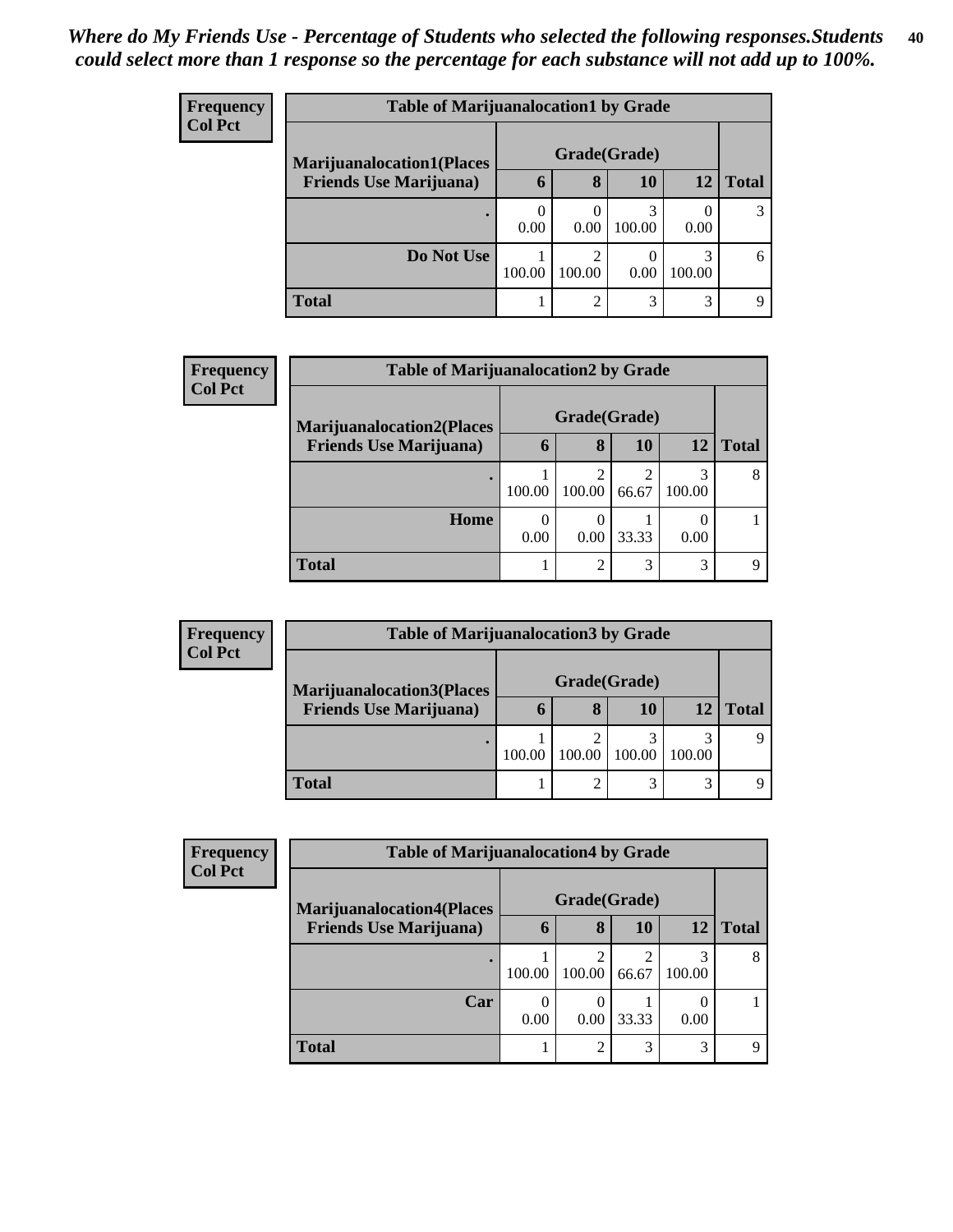*Where do My Friends Use - Percentage of Students who selected the following responses.Students could select more than 1 response so the percentage for each substance will not add up to 100%.*

| Frequency<br>Col Pct | Table of Marijuanalocation1 by Grade | | | | |
|---|---|---|---|---|---|
| Marijuanalocation1(Places Friends Use Marijuana) | Grade(Grade) | | | | |
| | 6 | 8 | 10 | 12 | Total |
| . | 0<br>0.00 | 0<br>0.00 | 3<br>100.00 | 0<br>0.00 | 3 |
| Do Not Use | 1<br>100.00 | 2<br>100.00 | 0<br>0.00 | 3<br>100.00 | 6 |
| Total | 1 | 2 | 3 | 3 | 9 |

| Frequency<br>Col Pct | Table of Marijuanalocation2 by Grade | | | | |
|---|---|---|---|---|---|
| Marijuanalocation2(Places Friends Use Marijuana) | Grade(Grade) | | | | |
| | 6 | 8 | 10 | 12 | Total |
| . | 1<br>100.00 | 2<br>100.00 | 2<br>66.67 | 3<br>100.00 | 8 |
| Home | 0<br>0.00 | 0<br>0.00 | 1<br>33.33 | 0<br>0.00 | 1 |
| Total | 1 | 2 | 3 | 3 | 9 |

| Frequency<br>Col Pct | Table of Marijuanalocation3 by Grade | | | | |
|---|---|---|---|---|---|
| Marijuanalocation3(Places Friends Use Marijuana) | Grade(Grade) | | | | |
| | 6 | 8 | 10 | 12 | Total |
| . | 1<br>100.00 | 2<br>100.00 | 3<br>100.00 | 3<br>100.00 | 9 |
| Total | 1 | 2 | 3 | 3 | 9 |

| Frequency<br>Col Pct | Table of Marijuanalocation4 by Grade | | | | |
|---|---|---|---|---|---|
| Marijuanalocation4(Places Friends Use Marijuana) | Grade(Grade) | | | | |
| | 6 | 8 | 10 | 12 | Total |
| . | 1<br>100.00 | 2<br>100.00 | 2<br>66.67 | 3<br>100.00 | 8 |
| Car | 0<br>0.00 | 0<br>0.00 | 1<br>33.33 | 0<br>0.00 | 1 |
| Total | 1 | 2 | 3 | 3 | 9 |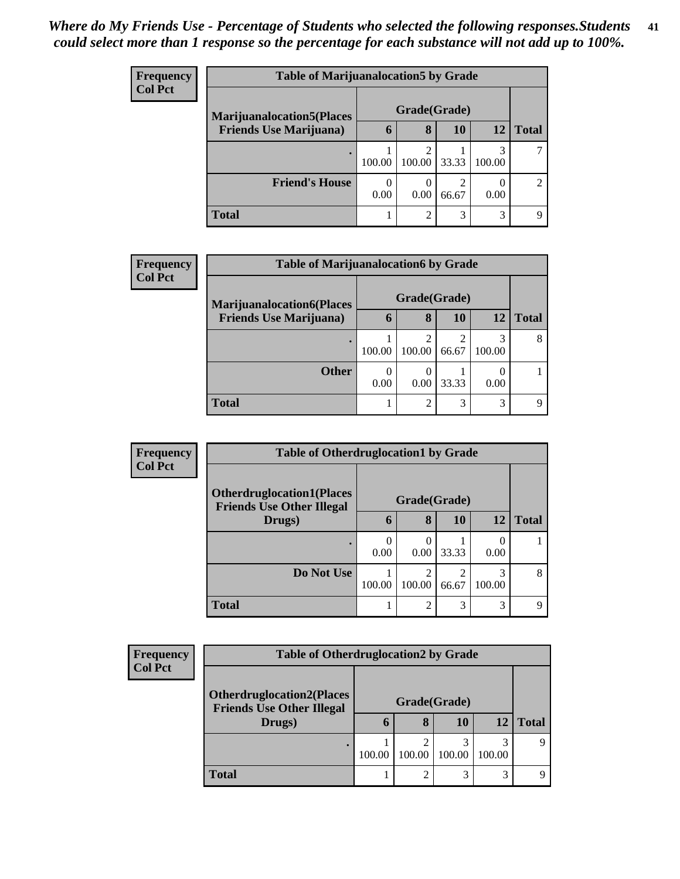*Where do My Friends Use - Percentage of Students who selected the following responses.Students could select more than 1 response so the percentage for each substance will not add up to 100%.*

**Frequency**
**Col Pct**

| Table of Marijuanalocation5 by Grade | | | | | |
|---|---|---|---|---|---|
| **Marijuanalocation5(Places Friends Use Marijuana)** | **Grade(Grade)** | | | | |
| | **6** | **8** | **10** | **12** | **Total** |
| **.** | 1<br>100.00 | 2<br>100.00 | 1<br>33.33 | 3<br>100.00 | 7 |
| **Friend's House** | 0<br>0.00 | 0<br>0.00 | 2<br>66.67 | 0<br>0.00 | 2 |
| **Total** | 1 | 2 | 3 | 3 | 9 |

**Frequency**
**Col Pct**

| Table of Marijuanalocation6 by Grade | | | | | |
|---|---|---|---|---|---|
| **Marijuanalocation6(Places Friends Use Marijuana)** | **Grade(Grade)** | | | | |
| | **6** | **8** | **10** | **12** | **Total** |
| **.** | 1<br>100.00 | 2<br>100.00 | 2<br>66.67 | 3<br>100.00 | 8 |
| **Other** | 0<br>0.00 | 0<br>0.00 | 1<br>33.33 | 0<br>0.00 | 1 |
| **Total** | 1 | 2 | 3 | 3 | 9 |

**Frequency**
**Col Pct**

| Table of Otherdruglocation1 by Grade | | | | | |
|---|---|---|---|---|---|
| **Otherdruglocation1(Places Friends Use Other Illegal Drugs)** | **Grade(Grade)** | | | | |
| | **6** | **8** | **10** | **12** | **Total** |
| **.** | 0<br>0.00 | 0<br>0.00 | 1<br>33.33 | 0<br>0.00 | 1 |
| **Do Not Use** | 1<br>100.00 | 2<br>100.00 | 2<br>66.67 | 3<br>100.00 | 8 |
| **Total** | 1 | 2 | 3 | 3 | 9 |

**Frequency**
**Col Pct**

| Table of Otherdruglocation2 by Grade | | | | | |
|---|---|---|---|---|---|
| **Otherdruglocation2(Places Friends Use Other Illegal Drugs)** | **Grade(Grade)** | | | | |
| | **6** | **8** | **10** | **12** | **Total** |
| **.** | 1<br>100.00 | 2<br>100.00 | 3<br>100.00 | 3<br>100.00 | 9 |
| **Total** | 1 | 2 | 3 | 3 | 9 |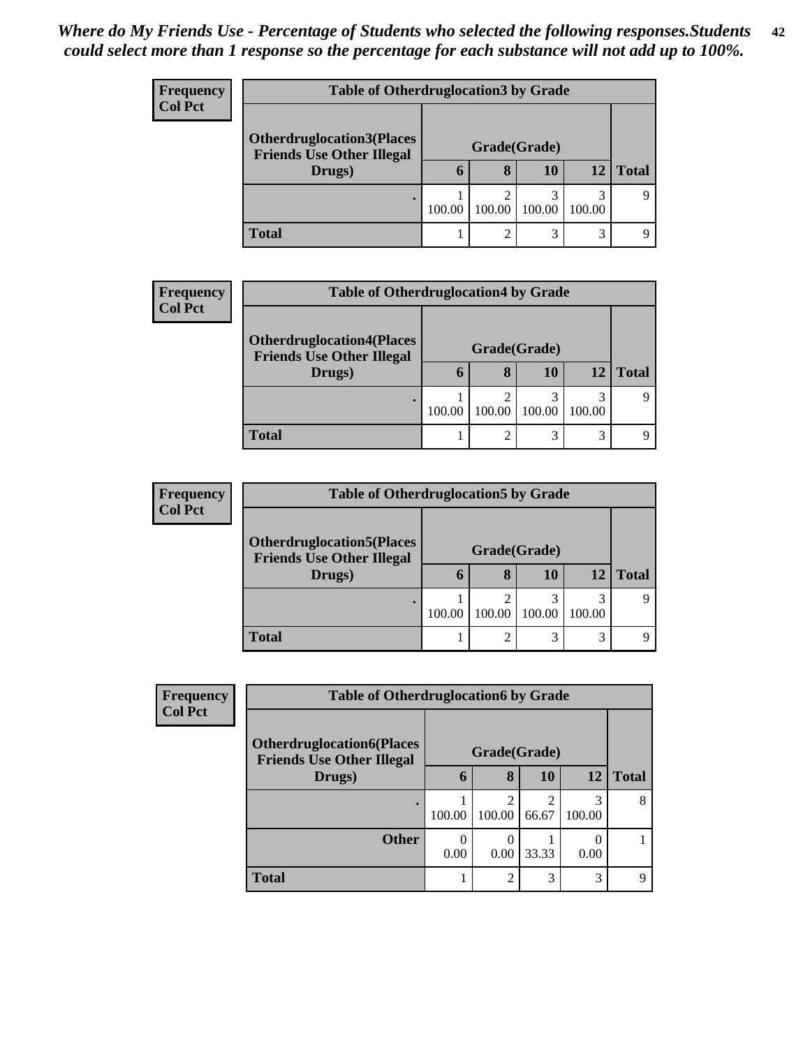*Where do My Friends Use - Percentage of Students who selected the following responses.Students could select more than 1 response so the percentage for each substance will not add up to 100%.*

**Frequency**
**Col Pct**

| Table of Otherdruglocation3 by Grade | | | | | |
|---|---|---|---|---|---|
| Otherdruglocation3(Places Friends Use Other Illegal Drugs) | Grade(Grade) | | | | |
| | 6 | 8 | 10 | 12 | Total |
| . | 1<br>100.00 | 2<br>100.00 | 3<br>100.00 | 3<br>100.00 | 9 |
| **Total** | 1 | 2 | 3 | 3 | 9 |

**Frequency**
**Col Pct**

| Table of Otherdruglocation4 by Grade | | | | | |
|---|---|---|---|---|---|
| Otherdruglocation4(Places Friends Use Other Illegal Drugs) | Grade(Grade) | | | | |
| | 6 | 8 | 10 | 12 | Total |
| . | 1<br>100.00 | 2<br>100.00 | 3<br>100.00 | 3<br>100.00 | 9 |
| **Total** | 1 | 2 | 3 | 3 | 9 |

**Frequency**
**Col Pct**

| Table of Otherdruglocation5 by Grade | | | | | |
|---|---|---|---|---|---|
| Otherdruglocation5(Places Friends Use Other Illegal Drugs) | Grade(Grade) | | | | |
| | 6 | 8 | 10 | 12 | Total |
| . | 1<br>100.00 | 2<br>100.00 | 3<br>100.00 | 3<br>100.00 | 9 |
| **Total** | 1 | 2 | 3 | 3 | 9 |

**Frequency**
**Col Pct**

| Table of Otherdruglocation6 by Grade | | | | | |
|---|---|---|---|---|---|
| Otherdruglocation6(Places Friends Use Other Illegal Drugs) | Grade(Grade) | | | | |
| | 6 | 8 | 10 | 12 | Total |
| . | 1<br>100.00 | 2<br>100.00 | 2<br>66.67 | 3<br>100.00 | 8 |
| **Other** | 0<br>0.00 | 0<br>0.00 | 1<br>33.33 | 0<br>0.00 | 1 |
| **Total** | 1 | 2 | 3 | 3 | 9 |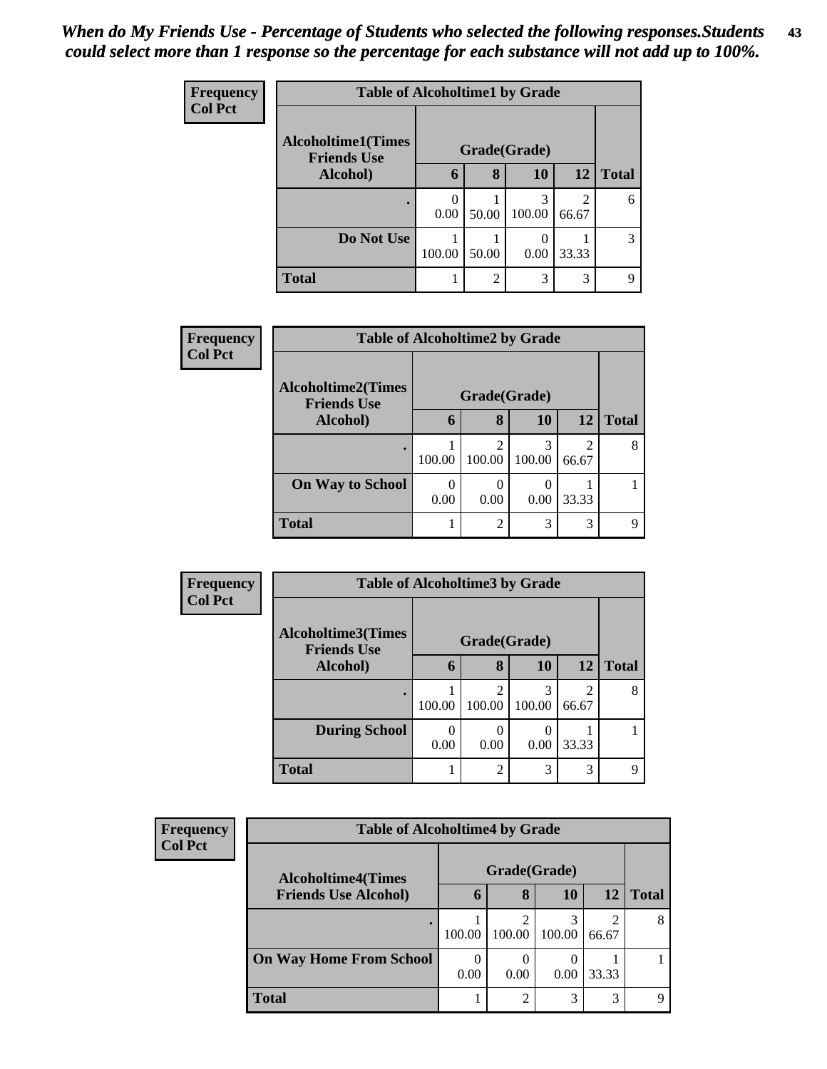*When do My Friends Use - Percentage of Students who selected the following responses.Students could select more than 1 response so the percentage for each substance will not add up to 100%.*

**Frequency**
**Col Pct**

| Table of Alcoholtime1 by Grade | | | | | |
|---|---|---|---|---|---|
| Alcoholtime1(Times Friends Use Alcohol) | Grade(Grade) | | | | Total |
| | 6 | 8 | 10 | 12 | |
| . | 0<br>0.00 | 1<br>50.00 | 3<br>100.00 | 2<br>66.67 | 6 |
| Do Not Use | 1<br>100.00 | 1<br>50.00 | 0<br>0.00 | 1<br>33.33 | 3 |
| Total | 1 | 2 | 3 | 3 | 9 |

**Frequency**
**Col Pct**

| Table of Alcoholtime2 by Grade | | | | | |
|---|---|---|---|---|---|
| Alcoholtime2(Times Friends Use Alcohol) | Grade(Grade) | | | | Total |
| | 6 | 8 | 10 | 12 | |
| . | 1<br>100.00 | 2<br>100.00 | 3<br>100.00 | 2<br>66.67 | 8 |
| On Way to School | 0<br>0.00 | 0<br>0.00 | 0<br>0.00 | 1<br>33.33 | 1 |
| Total | 1 | 2 | 3 | 3 | 9 |

**Frequency**
**Col Pct**

| Table of Alcoholtime3 by Grade | | | | | |
|---|---|---|---|---|---|
| Alcoholtime3(Times Friends Use Alcohol) | Grade(Grade) | | | | Total |
| | 6 | 8 | 10 | 12 | |
| . | 1<br>100.00 | 2<br>100.00 | 3<br>100.00 | 2<br>66.67 | 8 |
| During School | 0<br>0.00 | 0<br>0.00 | 0<br>0.00 | 1<br>33.33 | 1 |
| Total | 1 | 2 | 3 | 3 | 9 |

**Frequency**
**Col Pct**

| Table of Alcoholtime4 by Grade | | | | | |
|---|---|---|---|---|---|
| Alcoholtime4(Times Friends Use Alcohol) | Grade(Grade) | | | | Total |
| | 6 | 8 | 10 | 12 | |
| . | 1<br>100.00 | 2<br>100.00 | 3<br>100.00 | 2<br>66.67 | 8 |
| On Way Home From School | 0<br>0.00 | 0<br>0.00 | 0<br>0.00 | 1<br>33.33 | 1 |
| Total | 1 | 2 | 3 | 3 | 9 |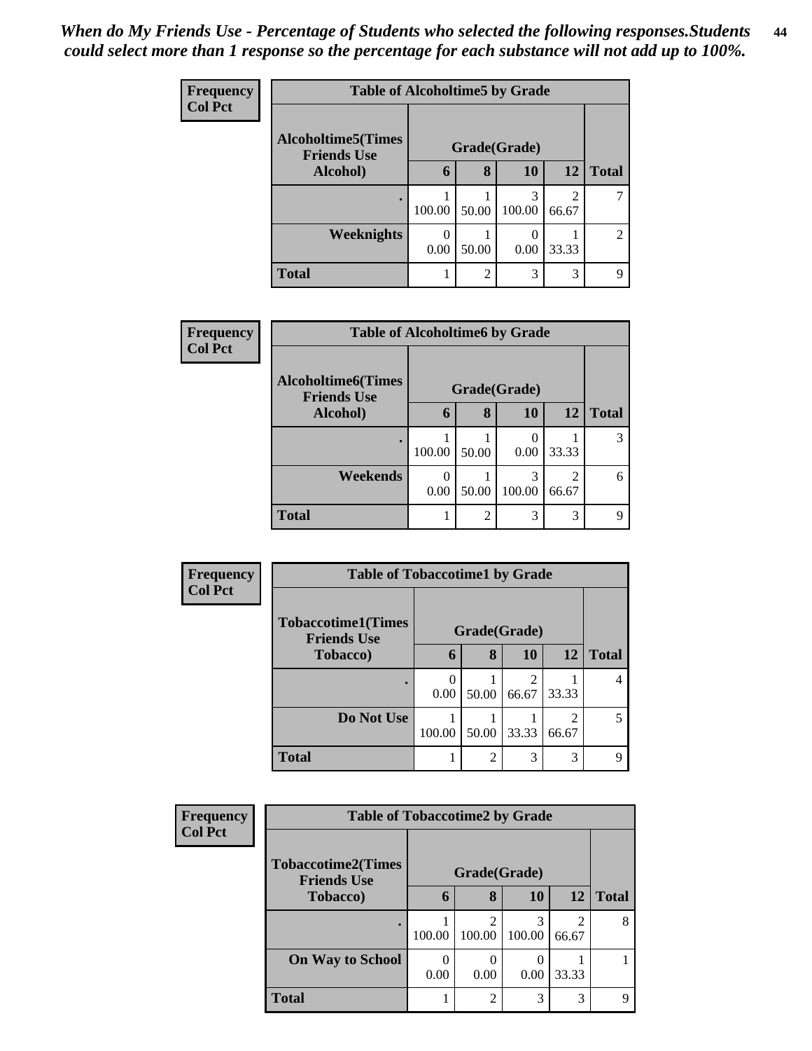*When do My Friends Use - Percentage of Students who selected the following responses.Students could select more than 1 response so the percentage for each substance will not add up to 100%.*

**Frequency**
**Col Pct**

| Table of Alcoholtime5 by Grade | | | | | |
|---|---|---|---|---|---|
| Alcoholtime5(Times Friends Use Alcohol) | Grade(Grade) | | | | Total |
| | 6 | 8 | 10 | 12 | |
| . | 1<br>100.00 | 1<br>50.00 | 3<br>100.00 | 2<br>66.67 | 7 |
| Weeknights | 0<br>0.00 | 1<br>50.00 | 0<br>0.00 | 1<br>33.33 | 2 |
| Total | 1 | 2 | 3 | 3 | 9 |

**Frequency**
**Col Pct**

| Table of Alcoholtime6 by Grade | | | | | |
|---|---|---|---|---|---|
| Alcoholtime6(Times Friends Use Alcohol) | Grade(Grade) | | | | Total |
| | 6 | 8 | 10 | 12 | |
| . | 1<br>100.00 | 1<br>50.00 | 0<br>0.00 | 1<br>33.33 | 3 |
| Weekends | 0<br>0.00 | 1<br>50.00 | 3<br>100.00 | 2<br>66.67 | 6 |
| Total | 1 | 2 | 3 | 3 | 9 |

**Frequency**
**Col Pct**

| Table of Tobaccotime1 by Grade | | | | | |
|---|---|---|---|---|---|
| Tobaccotime1(Times Friends Use Tobacco) | Grade(Grade) | | | | Total |
| | 6 | 8 | 10 | 12 | |
| . | 0<br>0.00 | 1<br>50.00 | 2<br>66.67 | 1<br>33.33 | 4 |
| Do Not Use | 1<br>100.00 | 1<br>50.00 | 1<br>33.33 | 2<br>66.67 | 5 |
| Total | 1 | 2 | 3 | 3 | 9 |

**Frequency**
**Col Pct**

| Table of Tobaccotime2 by Grade | | | | | |
|---|---|---|---|---|---|
| Tobaccotime2(Times Friends Use Tobacco) | Grade(Grade) | | | | Total |
| | 6 | 8 | 10 | 12 | |
| . | 1<br>100.00 | 2<br>100.00 | 3<br>100.00 | 2<br>66.67 | 8 |
| On Way to School | 0<br>0.00 | 0<br>0.00 | 0<br>0.00 | 1<br>33.33 | 1 |
| Total | 1 | 2 | 3 | 3 | 9 |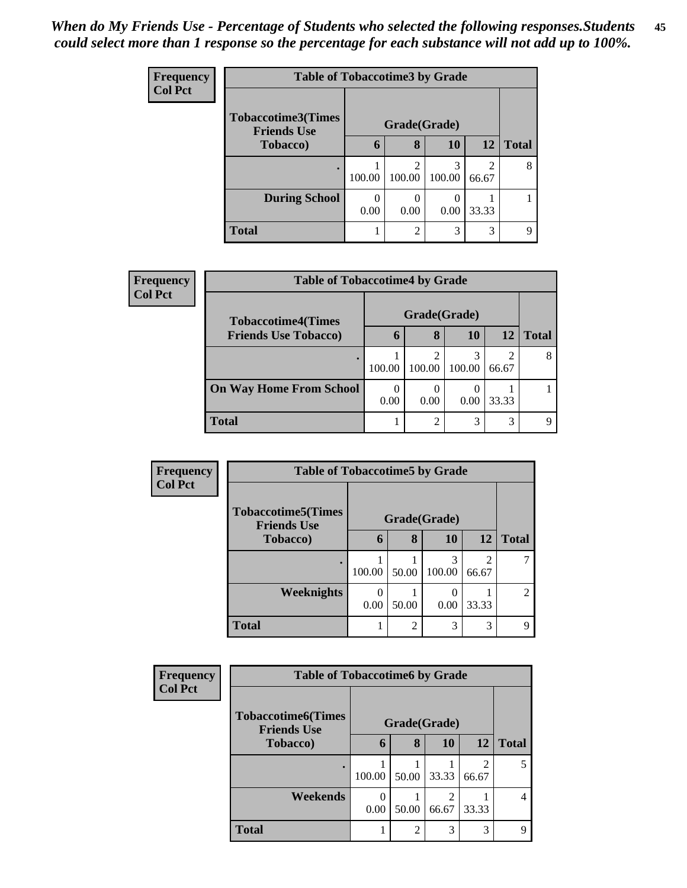*When do My Friends Use - Percentage of Students who selected the following responses.Students could select more than 1 response so the percentage for each substance will not add up to 100%.*

**Frequency**
**Col Pct**

| Table of Tobaccotime3 by Grade | | | | | |
|---|---|---|---|---|---|
| **Tobaccotime3(Times Friends Use Tobacco)** | **Grade(Grade)** | | | | |
| | **6** | **8** | **10** | **12** | **Total** |
| **.** | 1<br>100.00 | 2<br>100.00 | 3<br>100.00 | 2<br>66.67 | 8 |
| **During School** | 0<br>0.00 | 0<br>0.00 | 0<br>0.00 | 1<br>33.33 | 1 |
| **Total** | 1 | 2 | 3 | 3 | 9 |

**Frequency**
**Col Pct**

| Table of Tobaccotime4 by Grade | | | | | |
|---|---|---|---|---|---|
| **Tobaccotime4(Times Friends Use Tobacco)** | **Grade(Grade)** | | | | |
| | **6** | **8** | **10** | **12** | **Total** |
| **.** | 1<br>100.00 | 2<br>100.00 | 3<br>100.00 | 2<br>66.67 | 8 |
| **On Way Home From School** | 0<br>0.00 | 0<br>0.00 | 0<br>0.00 | 1<br>33.33 | 1 |
| **Total** | 1 | 2 | 3 | 3 | 9 |

**Frequency**
**Col Pct**

| Table of Tobaccotime5 by Grade | | | | | |
|---|---|---|---|---|---|
| **Tobaccotime5(Times Friends Use Tobacco)** | **Grade(Grade)** | | | | |
| | **6** | **8** | **10** | **12** | **Total** |
| **.** | 1<br>100.00 | 1<br>50.00 | 3<br>100.00 | 2<br>66.67 | 7 |
| **Weeknights** | 0<br>0.00 | 1<br>50.00 | 0<br>0.00 | 1<br>33.33 | 2 |
| **Total** | 1 | 2 | 3 | 3 | 9 |

**Frequency**
**Col Pct**

| Table of Tobaccotime6 by Grade | | | | | |
|---|---|---|---|---|---|
| **Tobaccotime6(Times Friends Use Tobacco)** | **Grade(Grade)** | | | | |
| | **6** | **8** | **10** | **12** | **Total** |
| **.** | 1<br>100.00 | 1<br>50.00 | 1<br>33.33 | 2<br>66.67 | 5 |
| **Weekends** | 0<br>0.00 | 1<br>50.00 | 2<br>66.67 | 1<br>33.33 | 4 |
| **Total** | 1 | 2 | 3 | 3 | 9 |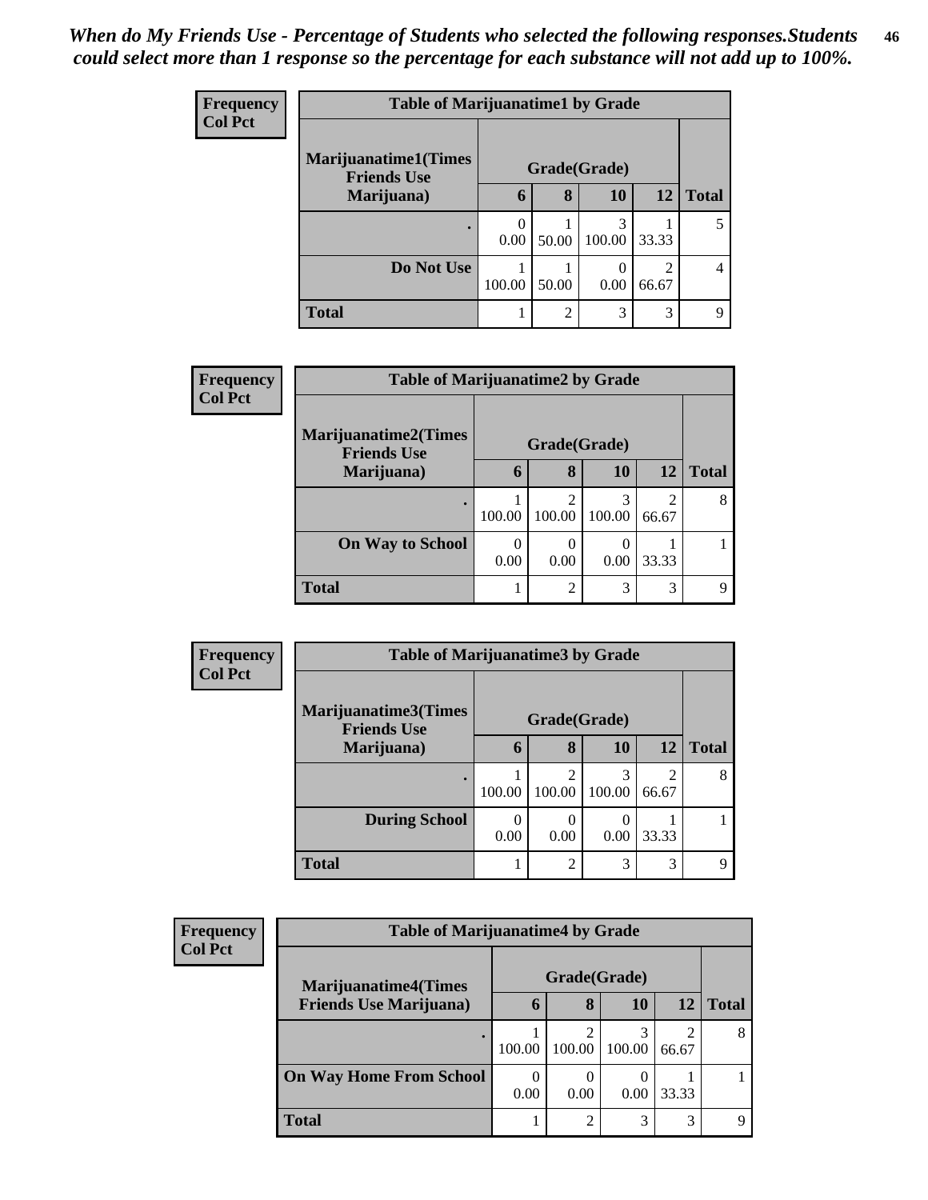*When do My Friends Use - Percentage of Students who selected the following responses.Students could select more than 1 response so the percentage for each substance will not add up to 100%.*

**Frequency**
**Col Pct**

| Table of Marijuanatime1 by Grade | | | | | |
|---|---|---|---|---|---|
| **Marijuanatime1(Times Friends Use Marijuana)** | **Grade(Grade)** | | | | |
| | **6** | **8** | **10** | **12** | **Total** |
| **.** | 0<br>0.00 | 1<br>50.00 | 3<br>100.00 | 1<br>33.33 | 5 |
| **Do Not Use** | 1<br>100.00 | 1<br>50.00 | 0<br>0.00 | 2<br>66.67 | 4 |
| **Total** | 1 | 2 | 3 | 3 | 9 |

**Frequency**
**Col Pct**

| Table of Marijuanatime2 by Grade | | | | | |
|---|---|---|---|---|---|
| **Marijuanatime2(Times Friends Use Marijuana)** | **Grade(Grade)** | | | | |
| | **6** | **8** | **10** | **12** | **Total** |
| **.** | 1<br>100.00 | 2<br>100.00 | 3<br>100.00 | 2<br>66.67 | 8 |
| **On Way to School** | 0<br>0.00 | 0<br>0.00 | 0<br>0.00 | 1<br>33.33 | 1 |
| **Total** | 1 | 2 | 3 | 3 | 9 |

**Frequency**
**Col Pct**

| Table of Marijuanatime3 by Grade | | | | | |
|---|---|---|---|---|---|
| **Marijuanatime3(Times Friends Use Marijuana)** | **Grade(Grade)** | | | | |
| | **6** | **8** | **10** | **12** | **Total** |
| **.** | 1<br>100.00 | 2<br>100.00 | 3<br>100.00 | 2<br>66.67 | 8 |
| **During School** | 0<br>0.00 | 0<br>0.00 | 0<br>0.00 | 1<br>33.33 | 1 |
| **Total** | 1 | 2 | 3 | 3 | 9 |

**Frequency**
**Col Pct**

| Table of Marijuanatime4 by Grade | | | | | |
|---|---|---|---|---|---|
| **Marijuanatime4(Times Friends Use Marijuana)** | **Grade(Grade)** | | | | |
| | **6** | **8** | **10** | **12** | **Total** |
| **.** | 1<br>100.00 | 2<br>100.00 | 3<br>100.00 | 2<br>66.67 | 8 |
| **On Way Home From School** | 0<br>0.00 | 0<br>0.00 | 0<br>0.00 | 1<br>33.33 | 1 |
| **Total** | 1 | 2 | 3 | 3 | 9 |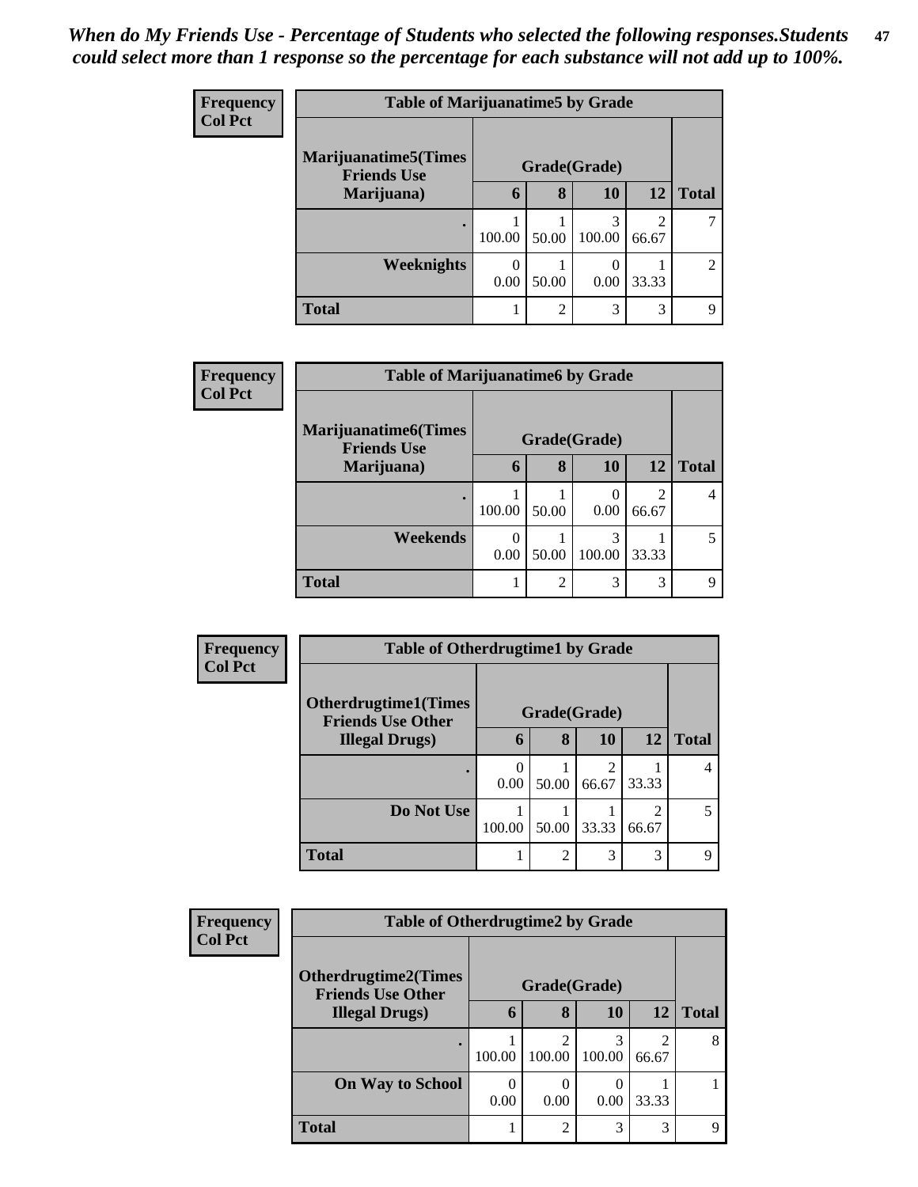*When do My Friends Use - Percentage of Students who selected the following responses.Students could select more than 1 response so the percentage for each substance will not add up to 100%.*

**Frequency**
**Col Pct**

**Table of Marijuanatime5 by Grade**

| Marijuanatime5(Times Friends Use Marijuana) | Grade(Grade) | | | | Total |
|---|---|---|---|---|---|
| | 6 | 8 | 10 | 12 | |
| . | 1<br>100.00 | 1<br>50.00 | 3<br>100.00 | 2<br>66.67 | 7 |
| Weeknights | 0<br>0.00 | 1<br>50.00 | 0<br>0.00 | 1<br>33.33 | 2 |
| Total | 1 | 2 | 3 | 3 | 9 |

**Frequency**
**Col Pct**

**Table of Marijuanatime6 by Grade**

| Marijuanatime6(Times Friends Use Marijuana) | Grade(Grade) | | | | Total |
|---|---|---|---|---|---|
| | 6 | 8 | 10 | 12 | |
| . | 1<br>100.00 | 1<br>50.00 | 0<br>0.00 | 2<br>66.67 | 4 |
| Weekends | 0<br>0.00 | 1<br>50.00 | 3<br>100.00 | 1<br>33.33 | 5 |
| Total | 1 | 2 | 3 | 3 | 9 |

**Frequency**
**Col Pct**

**Table of Otherdrugtime1 by Grade**

| Otherdrugtime1(Times Friends Use Other Illegal Drugs) | Grade(Grade) | | | | Total |
|---|---|---|---|---|---|
| | 6 | 8 | 10 | 12 | |
| . | 0<br>0.00 | 1<br>50.00 | 2<br>66.67 | 1<br>33.33 | 4 |
| Do Not Use | 1<br>100.00 | 1<br>50.00 | 1<br>33.33 | 2<br>66.67 | 5 |
| Total | 1 | 2 | 3 | 3 | 9 |

**Frequency**
**Col Pct**

**Table of Otherdrugtime2 by Grade**

| Otherdrugtime2(Times Friends Use Other Illegal Drugs) | Grade(Grade) | | | | Total |
|---|---|---|---|---|---|
| | 6 | 8 | 10 | 12 | |
| . | 1<br>100.00 | 2<br>100.00 | 3<br>100.00 | 2<br>66.67 | 8 |
| On Way to School | 0<br>0.00 | 0<br>0.00 | 0<br>0.00 | 1<br>33.33 | 1 |
| Total | 1 | 2 | 3 | 3 | 9 |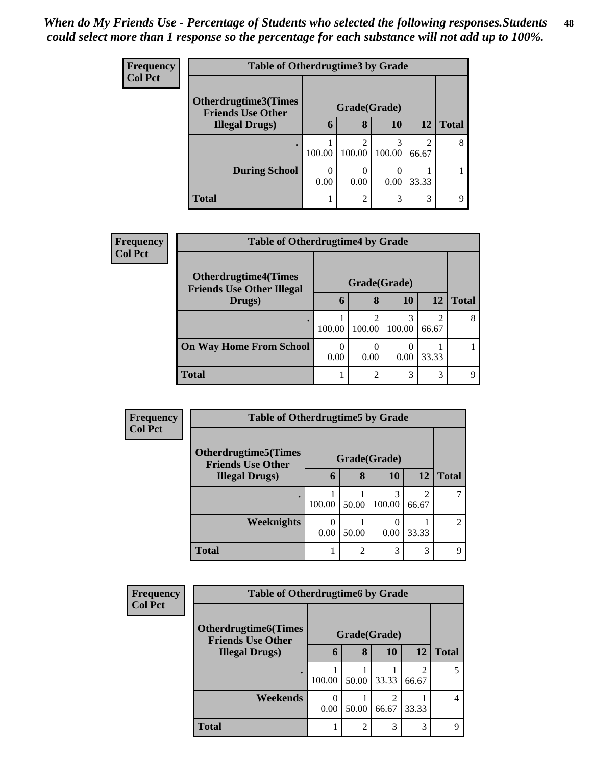*When do My Friends Use - Percentage of Students who selected the following responses.Students could select more than 1 response so the percentage for each substance will not add up to 100%.*

**Frequency**
**Col Pct**

| Table of Otherdrugtime3 by Grade | | | | | |
|---|---|---|---|---|---|
| **Otherdrugtime3(Times Friends Use Other Illegal Drugs)** | **Grade(Grade)** | | | | |
| | **6** | **8** | **10** | **12** | **Total** |
| **.** | 1<br>100.00 | 2<br>100.00 | 3<br>100.00 | 2<br>66.67 | 8 |
| **During School** | 0<br>0.00 | 0<br>0.00 | 0<br>0.00 | 1<br>33.33 | 1 |
| **Total** | 1 | 2 | 3 | 3 | 9 |

**Frequency**
**Col Pct**

| Table of Otherdrugtime4 by Grade | | | | | |
|---|---|---|---|---|---|
| **Otherdrugtime4(Times Friends Use Other Illegal Drugs)** | **Grade(Grade)** | | | | |
| | **6** | **8** | **10** | **12** | **Total** |
| **.** | 1<br>100.00 | 2<br>100.00 | 3<br>100.00 | 2<br>66.67 | 8 |
| **On Way Home From School** | 0<br>0.00 | 0<br>0.00 | 0<br>0.00 | 1<br>33.33 | 1 |
| **Total** | 1 | 2 | 3 | 3 | 9 |

**Frequency**
**Col Pct**

| Table of Otherdrugtime5 by Grade | | | | | |
|---|---|---|---|---|---|
| **Otherdrugtime5(Times Friends Use Other Illegal Drugs)** | **Grade(Grade)** | | | | |
| | **6** | **8** | **10** | **12** | **Total** |
| **.** | 1<br>100.00 | 1<br>50.00 | 3<br>100.00 | 2<br>66.67 | 7 |
| **Weeknights** | 0<br>0.00 | 1<br>50.00 | 0<br>0.00 | 1<br>33.33 | 2 |
| **Total** | 1 | 2 | 3 | 3 | 9 |

**Frequency**
**Col Pct**

| Table of Otherdrugtime6 by Grade | | | | | |
|---|---|---|---|---|---|
| **Otherdrugtime6(Times Friends Use Other Illegal Drugs)** | **Grade(Grade)** | | | | |
| | **6** | **8** | **10** | **12** | **Total** |
| **.** | 1<br>100.00 | 1<br>50.00 | 1<br>33.33 | 2<br>66.67 | 5 |
| **Weekends** | 0<br>0.00 | 1<br>50.00 | 2<br>66.67 | 1<br>33.33 | 4 |
| **Total** | 1 | 2 | 3 | 3 | 9 |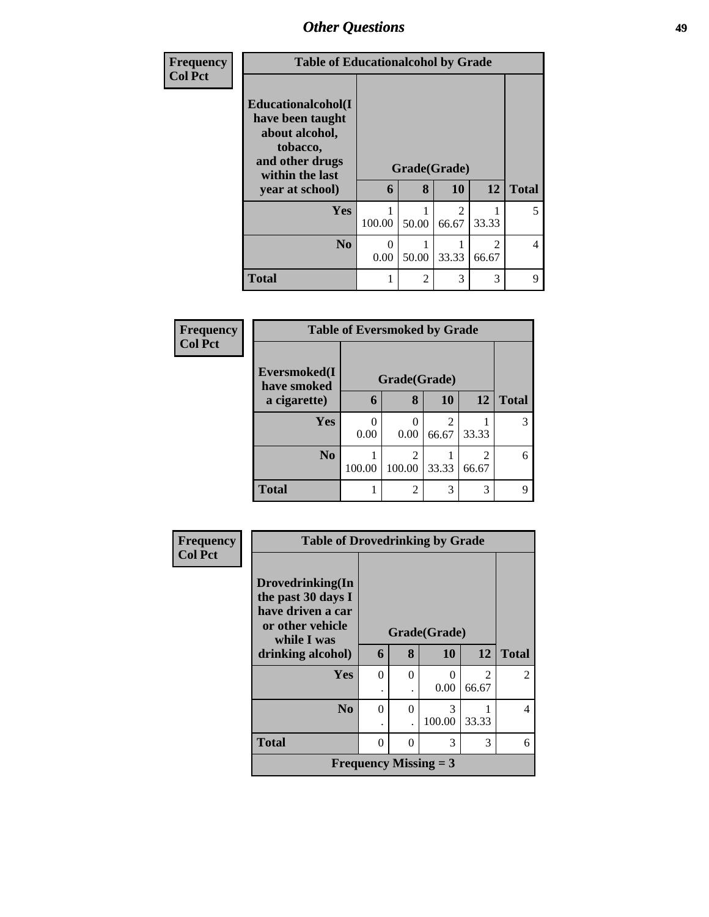| Frequency<br>Col Pct | | | | | |
|---|---|---|---|---|---|
| **Table of Educationalcohol by Grade** | | | | | |
| **Educationalcohol(I have been taught about alcohol, tobacco, and other drugs within the last year at school)** | **Grade(Grade)** | | | | **Total** |
| | **6** | **8** | **10** | **12** | |
| **Yes** | 1<br>100.00 | 1<br>50.00 | 2<br>66.67 | 1<br>33.33 | 5 |
| **No** | 0<br>0.00 | 1<br>50.00 | 1<br>33.33 | 2<br>66.67 | 4 |
| **Total** | 1 | 2 | 3 | 3 | 9 |

| Frequency<br>Col Pct | | | | | |
|---|---|---|---|---|---|
| **Table of Eversmoked by Grade** | | | | | |
| **Eversmoked(I have smoked a cigarette)** | **Grade(Grade)** | | | | **Total** |
| | **6** | **8** | **10** | **12** | |
| **Yes** | 0<br>0.00 | 0<br>0.00 | 2<br>66.67 | 1<br>33.33 | 3 |
| **No** | 1<br>100.00 | 2<br>100.00 | 1<br>33.33 | 2<br>66.67 | 6 |
| **Total** | 1 | 2 | 3 | 3 | 9 |

| Frequency<br>Col Pct | | | | | |
|---|---|---|---|---|---|
| **Table of Drovedrinking by Grade** | | | | | |
| **Drovedrinking(In the past 30 days I have driven a car or other vehicle while I was drinking alcohol)** | **Grade(Grade)** | | | | **Total** |
| | **6** | **8** | **10** | **12** | |
| **Yes** | 0<br>. | 0<br>. | 0<br>0.00 | 2<br>66.67 | 2 |
| **No** | 0<br>. | 0<br>. | 3<br>100.00 | 1<br>33.33 | 4 |
| **Total** | 0 | 0 | 3 | 3 | 6 |
| **Frequency Missing = 3** | | | | | |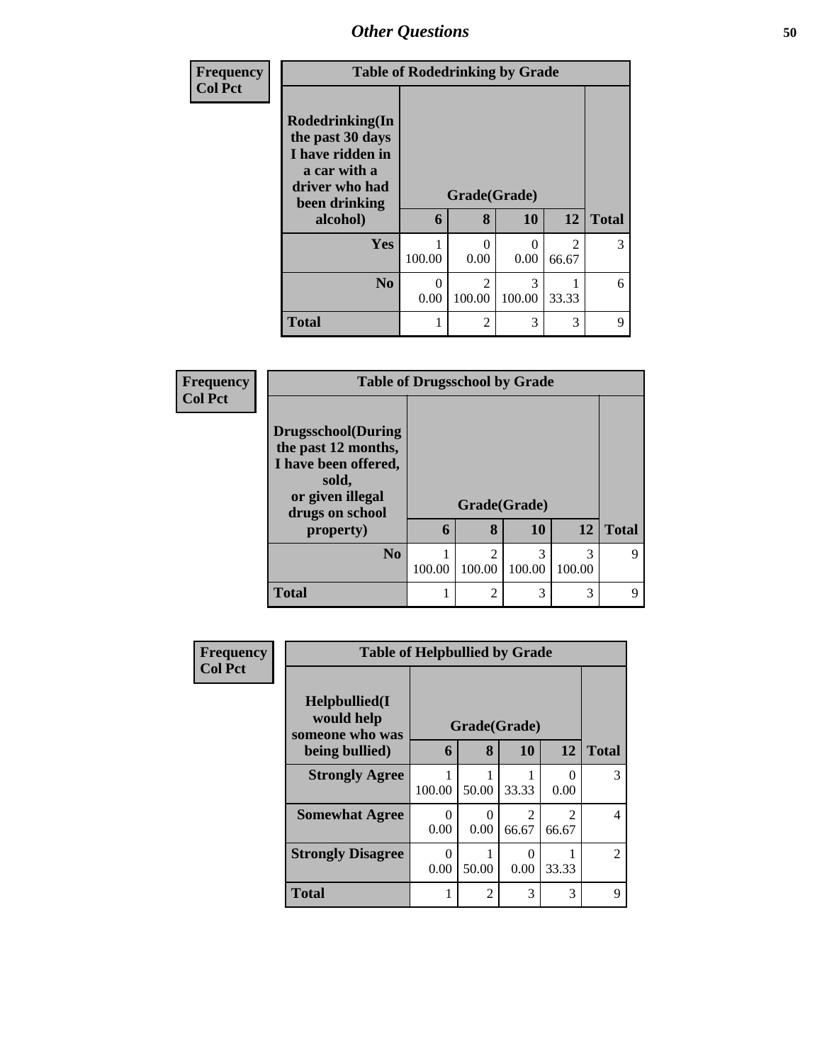## Other Questions

| Frequency Col Pct | | | | | |
|---|---|---|---|---|---|
| **Table of Rodedrinking by Grade** | | | | | |
| **Rodedrinking(In the past 30 days I have ridden in a car with a driver who had been drinking alcohol)** | **Grade(Grade)** | | | | |
| | **6** | **8** | **10** | **12** | **Total** |
| **Yes** | 1<br>100.00 | 0<br>0.00 | 0<br>0.00 | 2<br>66.67 | 3 |
| **No** | 0<br>0.00 | 2<br>100.00 | 3<br>100.00 | 1<br>33.33 | 6 |
| **Total** | 1 | 2 | 3 | 3 | 9 |

| Frequency Col Pct | | | | | |
|---|---|---|---|---|---|
| **Table of Drugsschool by Grade** | | | | | |
| **Drugsschool(During the past 12 months, I have been offered, sold, or given illegal drugs on school property)** | **Grade(Grade)** | | | | |
| | **6** | **8** | **10** | **12** | **Total** |
| **No** | 1<br>100.00 | 2<br>100.00 | 3<br>100.00 | 3<br>100.00 | 9 |
| **Total** | 1 | 2 | 3 | 3 | 9 |

| Frequency Col Pct | | | | | |
|---|---|---|---|---|---|
| **Table of Helpbullied by Grade** | | | | | |
| **Helpbullied(I would help someone who was being bullied)** | **Grade(Grade)** | | | | |
| | **6** | **8** | **10** | **12** | **Total** |
| **Strongly Agree** | 1<br>100.00 | 1<br>50.00 | 1<br>33.33 | 0<br>0.00 | 3 |
| **Somewhat Agree** | 0<br>0.00 | 0<br>0.00 | 2<br>66.67 | 2<br>66.67 | 4 |
| **Strongly Disagree** | 0<br>0.00 | 1<br>50.00 | 0<br>0.00 | 1<br>33.33 | 2 |
| **Total** | 1 | 2 | 3 | 3 | 9 |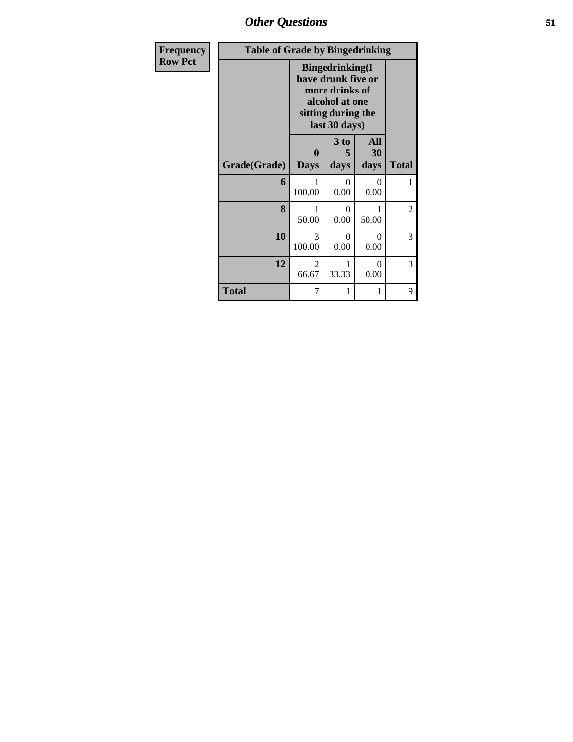| Frequency<br>Row Pct |
|---|

**Table of Grade by Bingedrinking**

| Grade(Grade) | Bingedrinking(I have drunk five or more drinks of alcohol at one sitting during the last 30 days) | | | Total |
|---|---|---|---|---|
| | 0 Days | 3 to 5 days | All 30 days | |
| 6 | 1<br>100.00 | 0<br>0.00 | 0<br>0.00 | 1 |
| 8 | 1<br>50.00 | 0<br>0.00 | 1<br>50.00 | 2 |
| 10 | 3<br>100.00 | 0<br>0.00 | 0<br>0.00 | 3 |
| 12 | 2<br>66.67 | 1<br>33.33 | 0<br>0.00 | 3 |
| Total | 7 | 1 | 1 | 9 |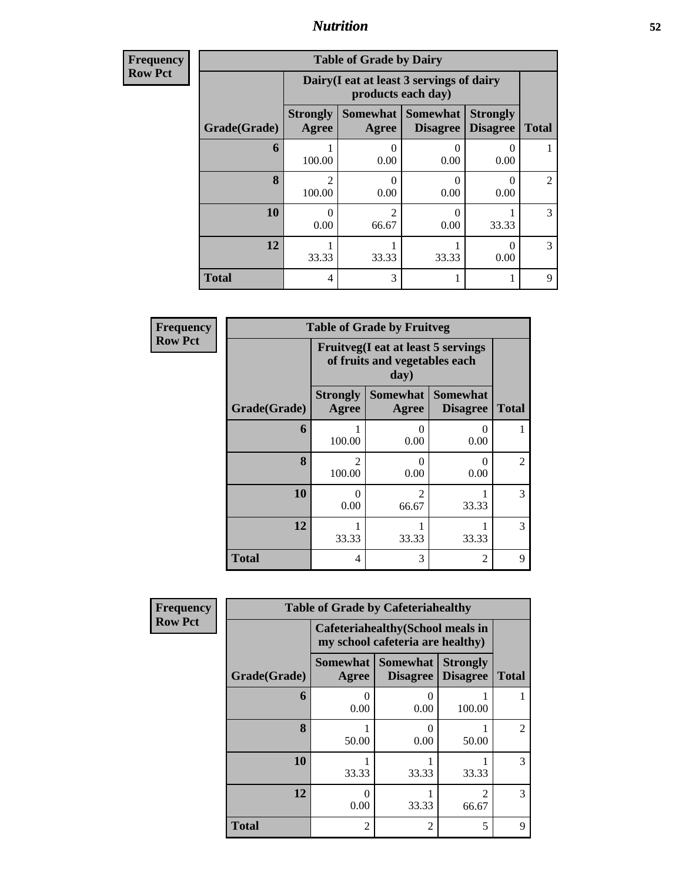## Nutrition

| Frequency Row Pct | Table of Grade by Dairy | | | | |
|---|---|---|---|---|---|
| | Dairy(I eat at least 3 servings of dairy products each day) | | | | |
| Grade(Grade) | Strongly Agree | Somewhat Agree | Somewhat Disagree | Strongly Disagree | Total |
| 6 | 1<br>100.00 | 0<br>0.00 | 0<br>0.00 | 0<br>0.00 | 1 |
| 8 | 2<br>100.00 | 0<br>0.00 | 0<br>0.00 | 0<br>0.00 | 2 |
| 10 | 0<br>0.00 | 2<br>66.67 | 0<br>0.00 | 1<br>33.33 | 3 |
| 12 | 1<br>33.33 | 1<br>33.33 | 1<br>33.33 | 0<br>0.00 | 3 |
| Total | 4 | 3 | 1 | 1 | 9 |

| Frequency Row Pct | Table of Grade by Fruitveg | | | |
|---|---|---|---|---|
| | Fruitveg(I eat at least 5 servings of fruits and vegetables each day) | | | |
| Grade(Grade) | Strongly Agree | Somewhat Agree | Somewhat Disagree | Total |
| 6 | 1<br>100.00 | 0<br>0.00 | 0<br>0.00 | 1 |
| 8 | 2<br>100.00 | 0<br>0.00 | 0<br>0.00 | 2 |
| 10 | 0<br>0.00 | 2<br>66.67 | 1<br>33.33 | 3 |
| 12 | 1<br>33.33 | 1<br>33.33 | 1<br>33.33 | 3 |
| Total | 4 | 3 | 2 | 9 |

| Frequency Row Pct | Table of Grade by Cafeteriahealthy | | | |
|---|---|---|---|---|
| | Cafeteriahealthy(School meals in my school cafeteria are healthy) | | | |
| Grade(Grade) | Somewhat Agree | Somewhat Disagree | Strongly Disagree | Total |
| 6 | 0<br>0.00 | 0<br>0.00 | 1<br>100.00 | 1 |
| 8 | 1<br>50.00 | 0<br>0.00 | 1<br>50.00 | 2 |
| 10 | 1<br>33.33 | 1<br>33.33 | 1<br>33.33 | 3 |
| 12 | 0<br>0.00 | 1<br>33.33 | 2<br>66.67 | 3 |
| Total | 2 | 2 | 5 | 9 |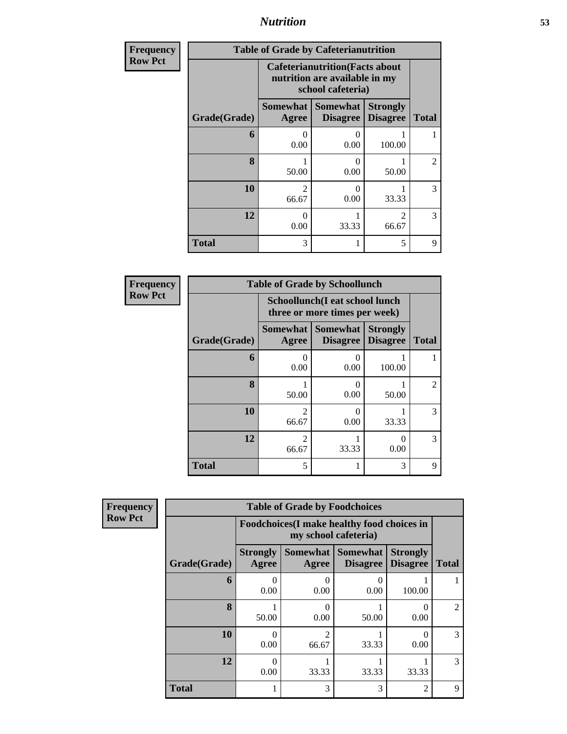| Frequency Row Pct | Table of Grade by Cafeterianutrition | | | |
|---|---|---|---|---|
| | Cafeterianutrition(Facts about nutrition are available in my school cafeteria) | | | |
| Grade(Grade) | Somewhat Agree | Somewhat Disagree | Strongly Disagree | Total |
| 6 | 0<br>0.00 | 0<br>0.00 | 1<br>100.00 | 1 |
| 8 | 1<br>50.00 | 0<br>0.00 | 1<br>50.00 | 2 |
| 10 | 2<br>66.67 | 0<br>0.00 | 1<br>33.33 | 3 |
| 12 | 0<br>0.00 | 1<br>33.33 | 2<br>66.67 | 3 |
| Total | 3 | 1 | 5 | 9 |

| Frequency Row Pct | Table of Grade by Schoollunch | | | |
|---|---|---|---|---|
| | Schoollunch(I eat school lunch three or more times per week) | | | |
| Grade(Grade) | Somewhat Agree | Somewhat Disagree | Strongly Disagree | Total |
| 6 | 0<br>0.00 | 0<br>0.00 | 1<br>100.00 | 1 |
| 8 | 1<br>50.00 | 0<br>0.00 | 1<br>50.00 | 2 |
| 10 | 2<br>66.67 | 0<br>0.00 | 1<br>33.33 | 3 |
| 12 | 2<br>66.67 | 1<br>33.33 | 0<br>0.00 | 3 |
| Total | 5 | 1 | 3 | 9 |

| Frequency Row Pct | Table of Grade by Foodchoices | | | | |
|---|---|---|---|---|---|
| | Foodchoices(I make healthy food choices in my school cafeteria) | | | | |
| Grade(Grade) | Strongly Agree | Somewhat Agree | Somewhat Disagree | Strongly Disagree | Total |
| 6 | 0<br>0.00 | 0<br>0.00 | 0<br>0.00 | 1<br>100.00 | 1 |
| 8 | 1<br>50.00 | 0<br>0.00 | 1<br>50.00 | 0<br>0.00 | 2 |
| 10 | 0<br>0.00 | 2<br>66.67 | 1<br>33.33 | 0<br>0.00 | 3 |
| 12 | 0<br>0.00 | 1<br>33.33 | 1<br>33.33 | 1<br>33.33 | 3 |
| Total | 1 | 3 | 3 | 2 | 9 |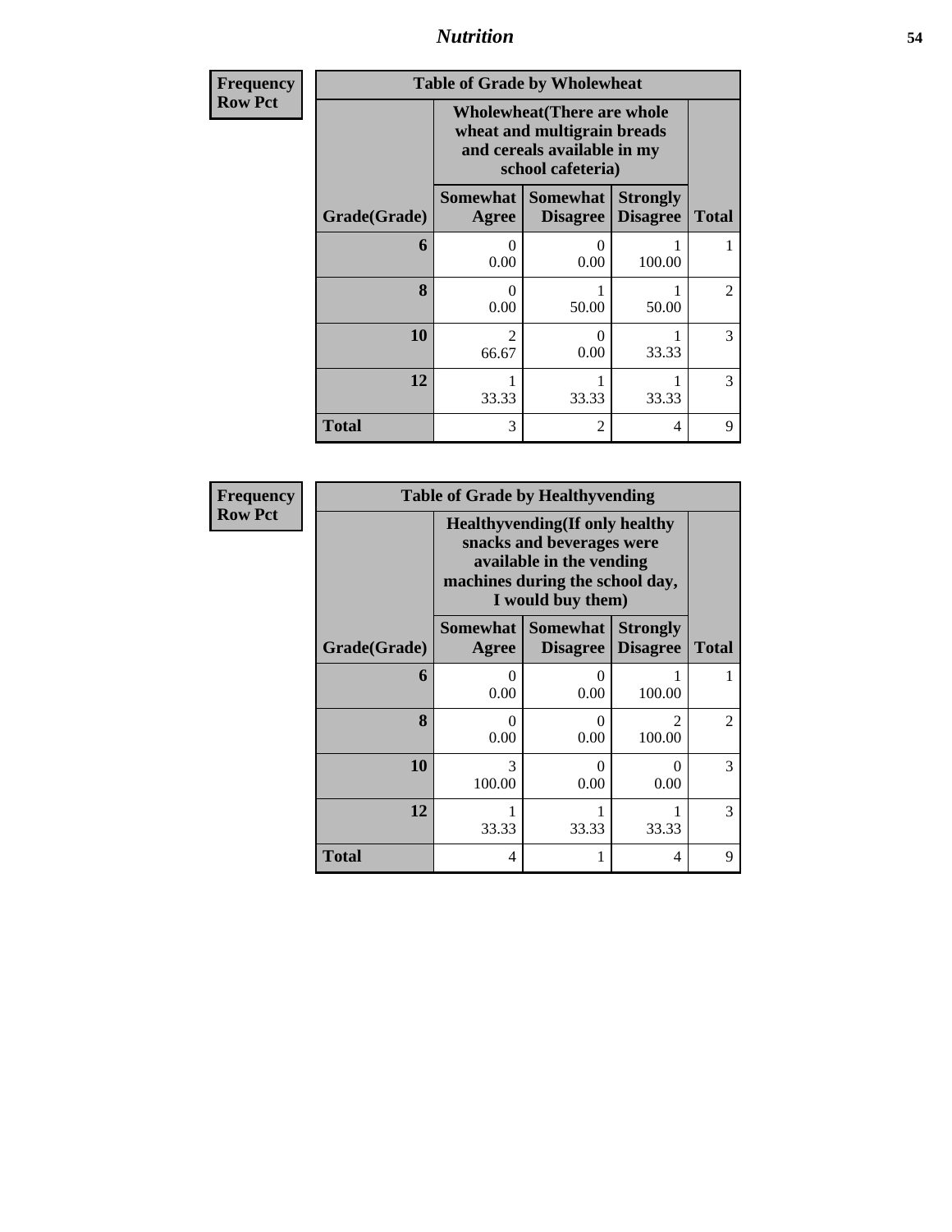| Frequency Row Pct | Table of Grade by Wholewheat | | | |
|---|---|---|---|---|
| | Wholewheat(There are whole wheat and multigrain breads and cereals available in my school cafeteria) | | | |
| Grade(Grade) | Somewhat Agree | Somewhat Disagree | Strongly Disagree | Total |
| 6 | 0<br>0.00 | 0<br>0.00 | 1<br>100.00 | 1 |
| 8 | 0<br>0.00 | 1<br>50.00 | 1<br>50.00 | 2 |
| 10 | 2<br>66.67 | 0<br>0.00 | 1<br>33.33 | 3 |
| 12 | 1<br>33.33 | 1<br>33.33 | 1<br>33.33 | 3 |
| Total | 3 | 2 | 4 | 9 |

| Frequency Row Pct | Table of Grade by Healthyvending | | | |
|---|---|---|---|---|
| | Healthyvending(If only healthy snacks and beverages were available in the vending machines during the school day, I would buy them) | | | |
| Grade(Grade) | Somewhat Agree | Somewhat Disagree | Strongly Disagree | Total |
| 6 | 0<br>0.00 | 0<br>0.00 | 1<br>100.00 | 1 |
| 8 | 0<br>0.00 | 0<br>0.00 | 2<br>100.00 | 2 |
| 10 | 3<br>100.00 | 0<br>0.00 | 0<br>0.00 | 3 |
| 12 | 1<br>33.33 | 1<br>33.33 | 1<br>33.33 | 3 |
| Total | 4 | 1 | 4 | 9 |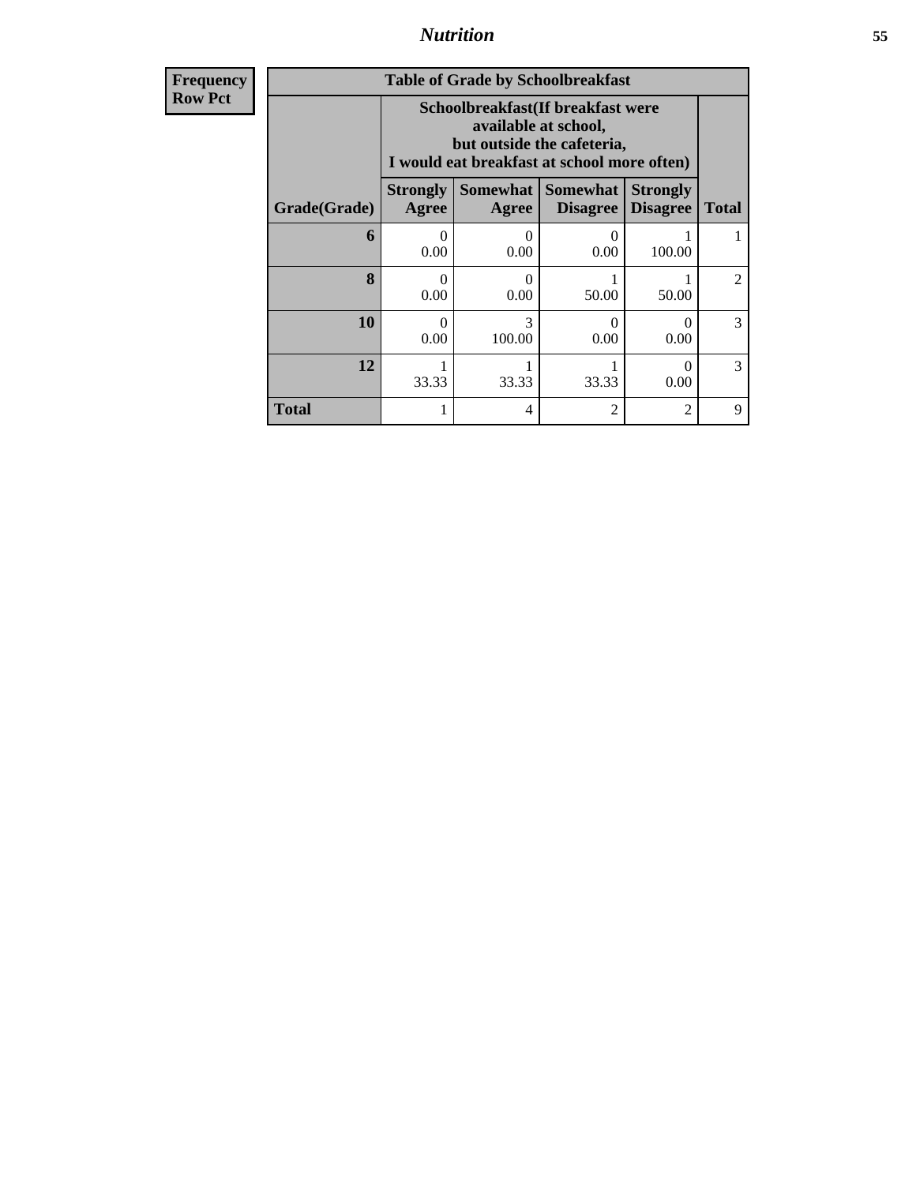## Nutrition

| Frequency<br>Row Pct |
|---|

**Table of Grade by Schoolbreakfast**

| Grade(Grade) | Schoolbreakfast(If breakfast were available at school, but outside the cafeteria, I would eat breakfast at school more often) | | | | Total |
|---|---|---|---|---|---|
| | Strongly Agree | Somewhat Agree | Somewhat Disagree | Strongly Disagree | |
| **6** | 0<br>0.00 | 0<br>0.00 | 0<br>0.00 | 1<br>100.00 | 1 |
| **8** | 0<br>0.00 | 0<br>0.00 | 1<br>50.00 | 1<br>50.00 | 2 |
| **10** | 0<br>0.00 | 3<br>100.00 | 0<br>0.00 | 0<br>0.00 | 3 |
| **12** | 1<br>33.33 | 1<br>33.33 | 1<br>33.33 | 0<br>0.00 | 3 |
| **Total** | 1 | 4 | 2 | 2 | 9 |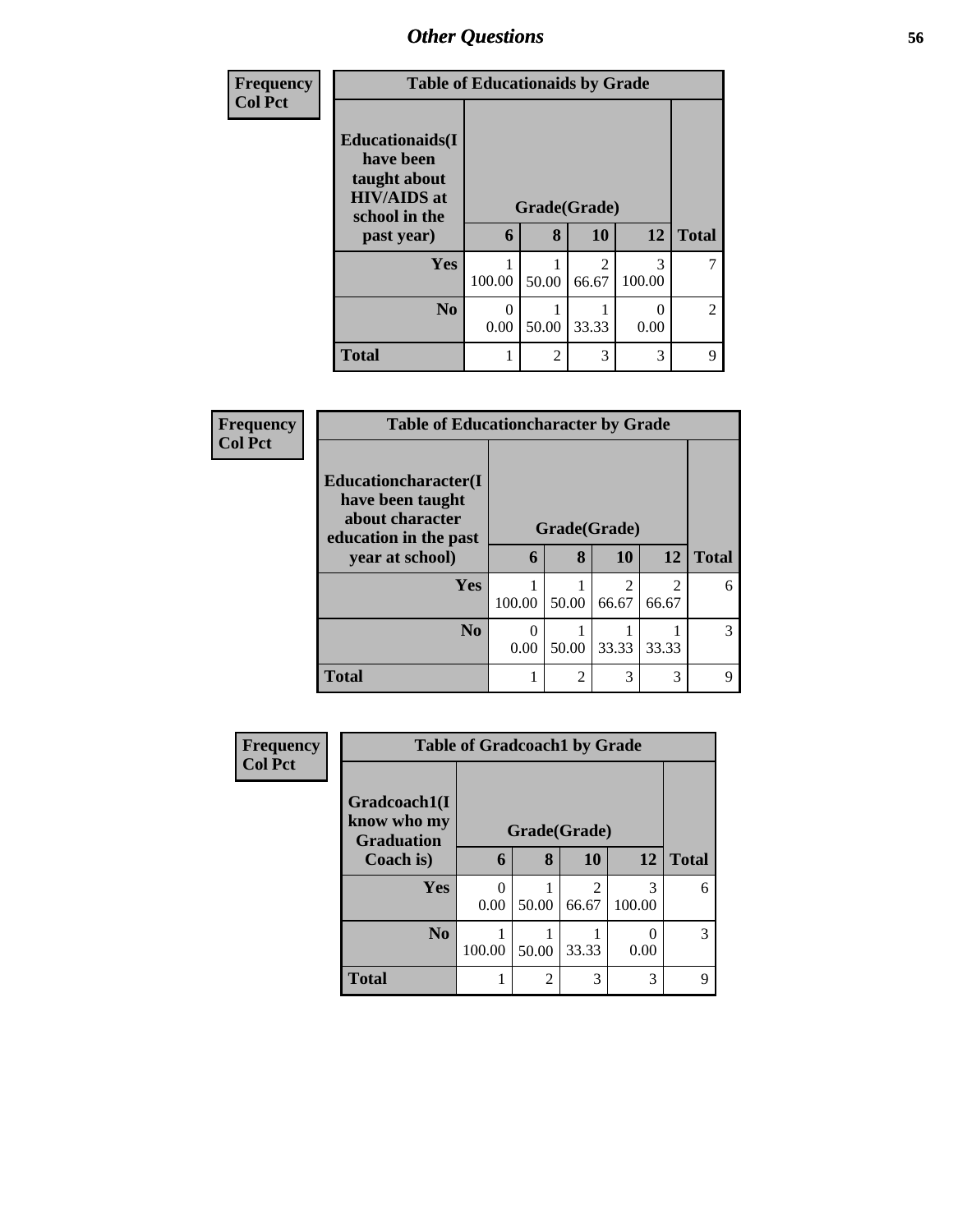## Other Questions

**Frequency**
**Col Pct**

| Table of Educationaids by Grade | | | | | |
|---|---|---|---|---|---|
| **Educationaids(I have been taught about HIV/AIDS at school in the past year)** | **Grade(Grade)** | | | | |
| | **6** | **8** | **10** | **12** | **Total** |
| **Yes** | 1<br>100.00 | 1<br>50.00 | 2<br>66.67 | 3<br>100.00 | 7 |
| **No** | 0<br>0.00 | 1<br>50.00 | 1<br>33.33 | 0<br>0.00 | 2 |
| **Total** | 1 | 2 | 3 | 3 | 9 |

**Frequency**
**Col Pct**

| Table of Educationcharacter by Grade | | | | | |
|---|---|---|---|---|---|
| **Educationcharacter(I have been taught about character education in the past year at school)** | **Grade(Grade)** | | | | |
| | **6** | **8** | **10** | **12** | **Total** |
| **Yes** | 1<br>100.00 | 1<br>50.00 | 2<br>66.67 | 2<br>66.67 | 6 |
| **No** | 0<br>0.00 | 1<br>50.00 | 1<br>33.33 | 1<br>33.33 | 3 |
| **Total** | 1 | 2 | 3 | 3 | 9 |

**Frequency**
**Col Pct**

| Table of Gradcoach1 by Grade | | | | | |
|---|---|---|---|---|---|
| **Gradcoach1(I know who my Graduation Coach is)** | **Grade(Grade)** | | | | |
| | **6** | **8** | **10** | **12** | **Total** |
| **Yes** | 0<br>0.00 | 1<br>50.00 | 2<br>66.67 | 3<br>100.00 | 6 |
| **No** | 1<br>100.00 | 1<br>50.00 | 1<br>33.33 | 0<br>0.00 | 3 |
| **Total** | 1 | 2 | 3 | 3 | 9 |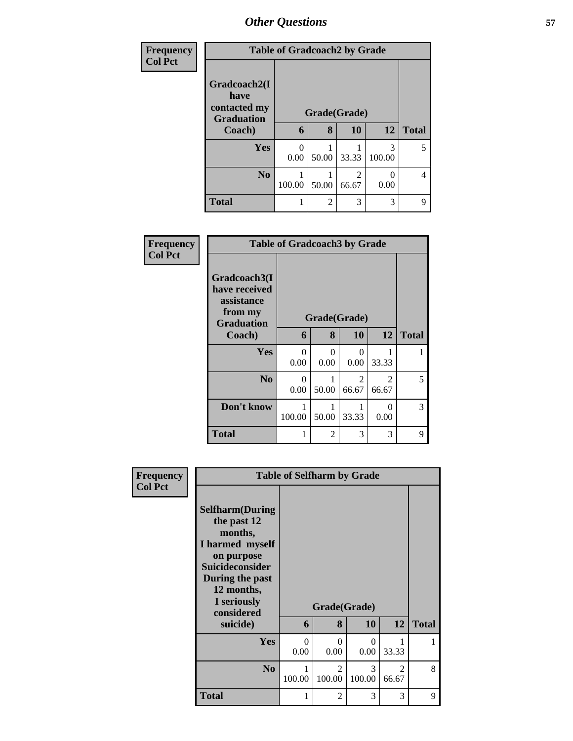| Frequency<br>Col Pct | Table of Gradcoach2 by Grade | | | | |
|---|---|---|---|---|---|
| Gradcoach2(I have contacted my Graduation Coach) | Grade(Grade) | | | | |
| | 6 | 8 | 10 | 12 | Total |
| Yes | 0<br>0.00 | 1<br>50.00 | 1<br>33.33 | 3<br>100.00 | 5 |
| No | 1<br>100.00 | 1<br>50.00 | 2<br>66.67 | 0<br>0.00 | 4 |
| Total | 1 | 2 | 3 | 3 | 9 |

| Frequency<br>Col Pct | Table of Gradcoach3 by Grade | | | | |
|---|---|---|---|---|---|
| Gradcoach3(I have received assistance from my Graduation Coach) | Grade(Grade) | | | | |
| | 6 | 8 | 10 | 12 | Total |
| Yes | 0<br>0.00 | 0<br>0.00 | 0<br>0.00 | 1<br>33.33 | 1 |
| No | 0<br>0.00 | 1<br>50.00 | 2<br>66.67 | 2<br>66.67 | 5 |
| Don't know | 1<br>100.00 | 1<br>50.00 | 1<br>33.33 | 0<br>0.00 | 3 |
| Total | 1 | 2 | 3 | 3 | 9 |

| Frequency<br>Col Pct | Table of Selfharm by Grade | | | | |
|---|---|---|---|---|---|
| Selfharm(During the past 12 months, I harmed myself on purpose Suicideconsider During the past 12 months, I seriously considered suicide) | Grade(Grade) | | | | |
| | 6 | 8 | 10 | 12 | Total |
| Yes | 0<br>0.00 | 0<br>0.00 | 0<br>0.00 | 1<br>33.33 | 1 |
| No | 1<br>100.00 | 2<br>100.00 | 3<br>100.00 | 2<br>66.67 | 8 |
| Total | 1 | 2 | 3 | 3 | 9 |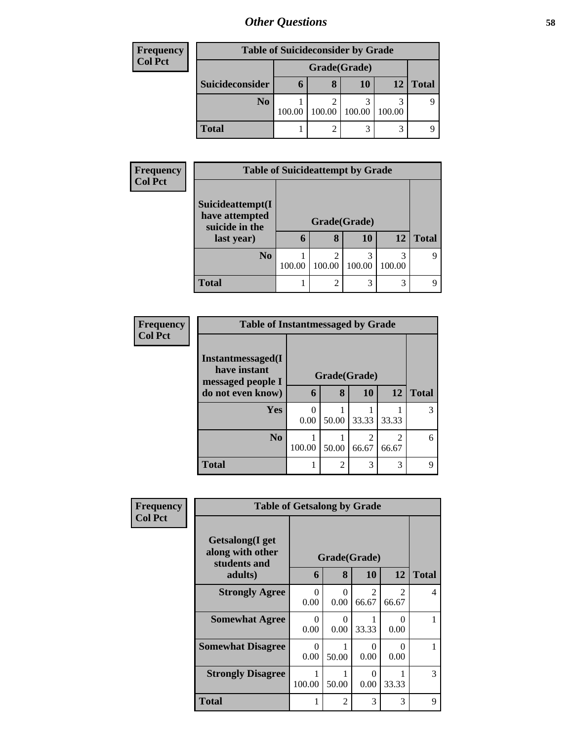## Other Questions

**Frequency**
**Col Pct**

| Table of Suicideconsider by Grade | | | | | |
|---|---|---|---|---|---|
| | Grade(Grade) | | | | |
| Suicideconsider | 6 | 8 | 10 | 12 | Total |
| No | 1<br>100.00 | 2<br>100.00 | 3<br>100.00 | 3<br>100.00 | 9 |
| Total | 1 | 2 | 3 | 3 | 9 |

**Frequency**
**Col Pct**

| Table of Suicideattempt by Grade | | | | | |
|---|---|---|---|---|---|
| Suicideattempt(I have attempted suicide in the last year) | Grade(Grade) | | | | |
| | 6 | 8 | 10 | 12 | Total |
| No | 1<br>100.00 | 2<br>100.00 | 3<br>100.00 | 3<br>100.00 | 9 |
| Total | 1 | 2 | 3 | 3 | 9 |

**Frequency**
**Col Pct**

| Table of Instantmessaged by Grade | | | | | |
|---|---|---|---|---|---|
| Instantmessaged(I have instant messaged people I do not even know) | Grade(Grade) | | | | |
| | 6 | 8 | 10 | 12 | Total |
| Yes | 0<br>0.00 | 1<br>50.00 | 1<br>33.33 | 1<br>33.33 | 3 |
| No | 1<br>100.00 | 1<br>50.00 | 2<br>66.67 | 2<br>66.67 | 6 |
| Total | 1 | 2 | 3 | 3 | 9 |

**Frequency**
**Col Pct**

| Table of Getsalong by Grade | | | | | |
|---|---|---|---|---|---|
| Getsalong(I get along with other students and adults) | Grade(Grade) | | | | |
| | 6 | 8 | 10 | 12 | Total |
| Strongly Agree | 0<br>0.00 | 0<br>0.00 | 2<br>66.67 | 2<br>66.67 | 4 |
| Somewhat Agree | 0<br>0.00 | 0<br>0.00 | 1<br>33.33 | 0<br>0.00 | 1 |
| Somewhat Disagree | 0<br>0.00 | 1<br>50.00 | 0<br>0.00 | 0<br>0.00 | 1 |
| Strongly Disagree | 1<br>100.00 | 1<br>50.00 | 0<br>0.00 | 1<br>33.33 | 3 |
| Total | 1 | 2 | 3 | 3 | 9 |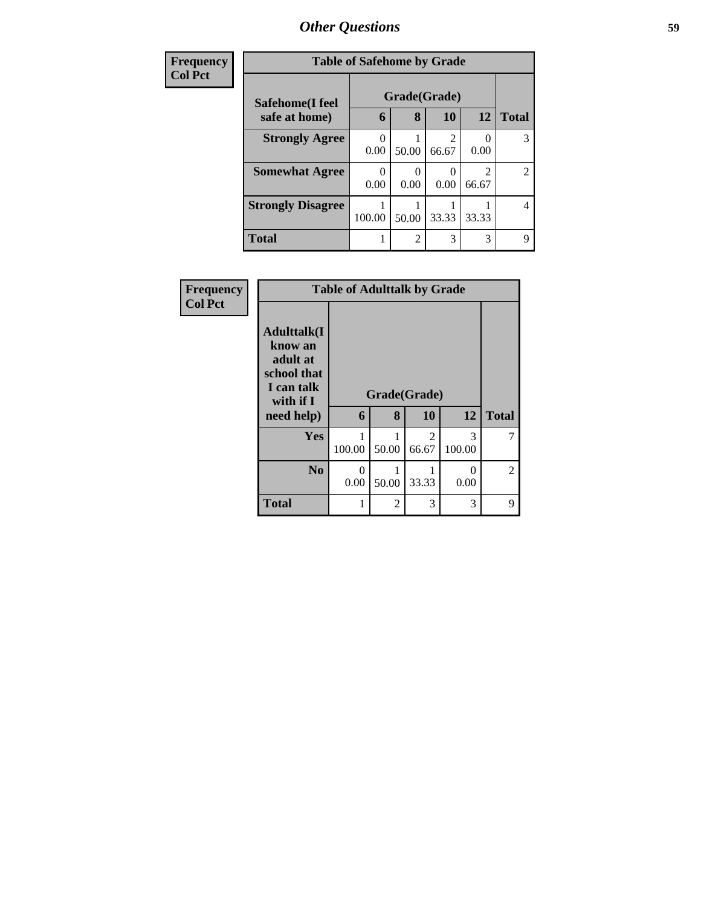| Frequency<br>Col Pct |
|---|

| Table of Safehome by Grade | | | | | |
|---|---|---|---|---|---|
| Safehome(I feel safe at home) | Grade(Grade) | | | | |
| | 6 | 8 | 10 | 12 | Total |
| **Strongly Agree** | 0<br>0.00 | 1<br>50.00 | 2<br>66.67 | 0<br>0.00 | 3 |
| **Somewhat Agree** | 0<br>0.00 | 0<br>0.00 | 0<br>0.00 | 2<br>66.67 | 2 |
| **Strongly Disagree** | 1<br>100.00 | 1<br>50.00 | 1<br>33.33 | 1<br>33.33 | 4 |
| **Total** | 1 | 2 | 3 | 3 | 9 |

| Frequency<br>Col Pct |
|---|

| Table of Adulttalk by Grade | | | | | |
|---|---|---|---|---|---|
| Adulttalk(I know an adult at school that I can talk with if I need help) | Grade(Grade) | | | | |
| | 6 | 8 | 10 | 12 | Total |
| **Yes** | 1<br>100.00 | 1<br>50.00 | 2<br>66.67 | 3<br>100.00 | 7 |
| **No** | 0<br>0.00 | 1<br>50.00 | 1<br>33.33 | 0<br>0.00 | 2 |
| **Total** | 1 | 2 | 3 | 3 | 9 |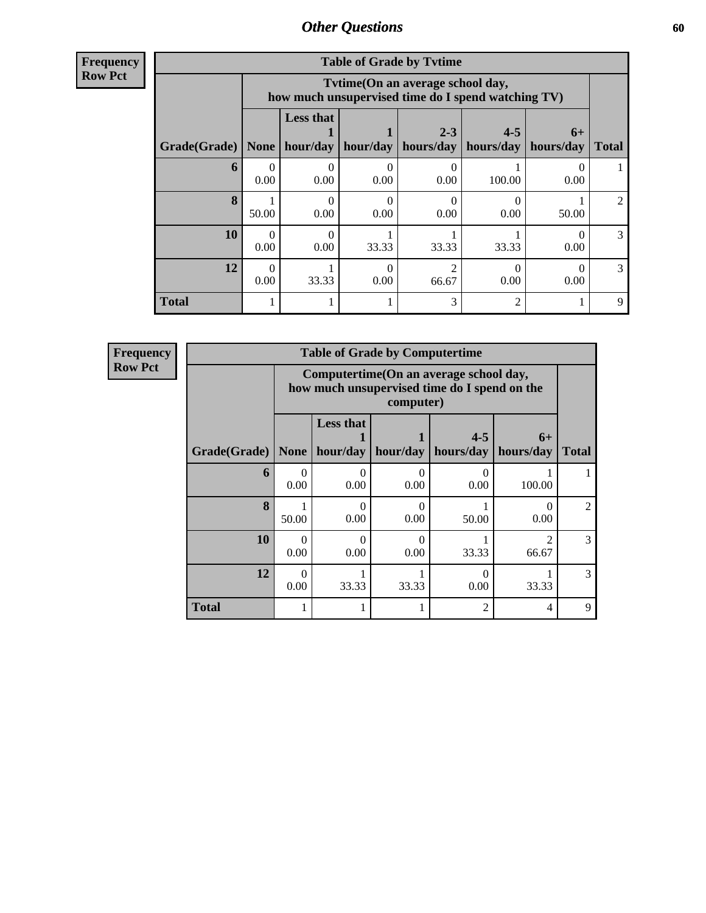## Other Questions

**Frequency**
**Row Pct**

| Table of Grade by Tvtime | | | | | | | |
|---|---|---|---|---|---|---|---|
| | Tvtime(On an average school day, how much unsupervised time do I spend watching TV) | | | | | | |
| Grade(Grade) | None | Less that 1 hour/day | 1 hour/day | 2-3 hours/day | 4-5 hours/day | 6+ hours/day | Total |
| 6 | 0<br>0.00 | 0<br>0.00 | 0<br>0.00 | 0<br>0.00 | 1<br>100.00 | 0<br>0.00 | 1 |
| 8 | 1<br>50.00 | 0<br>0.00 | 0<br>0.00 | 0<br>0.00 | 0<br>0.00 | 1<br>50.00 | 2 |
| 10 | 0<br>0.00 | 0<br>0.00 | 1<br>33.33 | 1<br>33.33 | 1<br>33.33 | 0<br>0.00 | 3 |
| 12 | 0<br>0.00 | 1<br>33.33 | 0<br>0.00 | 2<br>66.67 | 0<br>0.00 | 0<br>0.00 | 3 |
| Total | 1 | 1 | 1 | 3 | 2 | 1 | 9 |

**Frequency**
**Row Pct**

| Table of Grade by Computertime | | | | | | |
|---|---|---|---|---|---|---|
| | Computertime(On an average school day, how much unsupervised time do I spend on the computer) | | | | | |
| Grade(Grade) | None | Less that 1 hour/day | 1 hour/day | 4-5 hours/day | 6+ hours/day | Total |
| 6 | 0<br>0.00 | 0<br>0.00 | 0<br>0.00 | 0<br>0.00 | 1<br>100.00 | 1 |
| 8 | 1<br>50.00 | 0<br>0.00 | 0<br>0.00 | 1<br>50.00 | 0<br>0.00 | 2 |
| 10 | 0<br>0.00 | 0<br>0.00 | 0<br>0.00 | 1<br>33.33 | 2<br>66.67 | 3 |
| 12 | 0<br>0.00 | 1<br>33.33 | 1<br>33.33 | 0<br>0.00 | 1<br>33.33 | 3 |
| Total | 1 | 1 | 1 | 2 | 4 | 9 |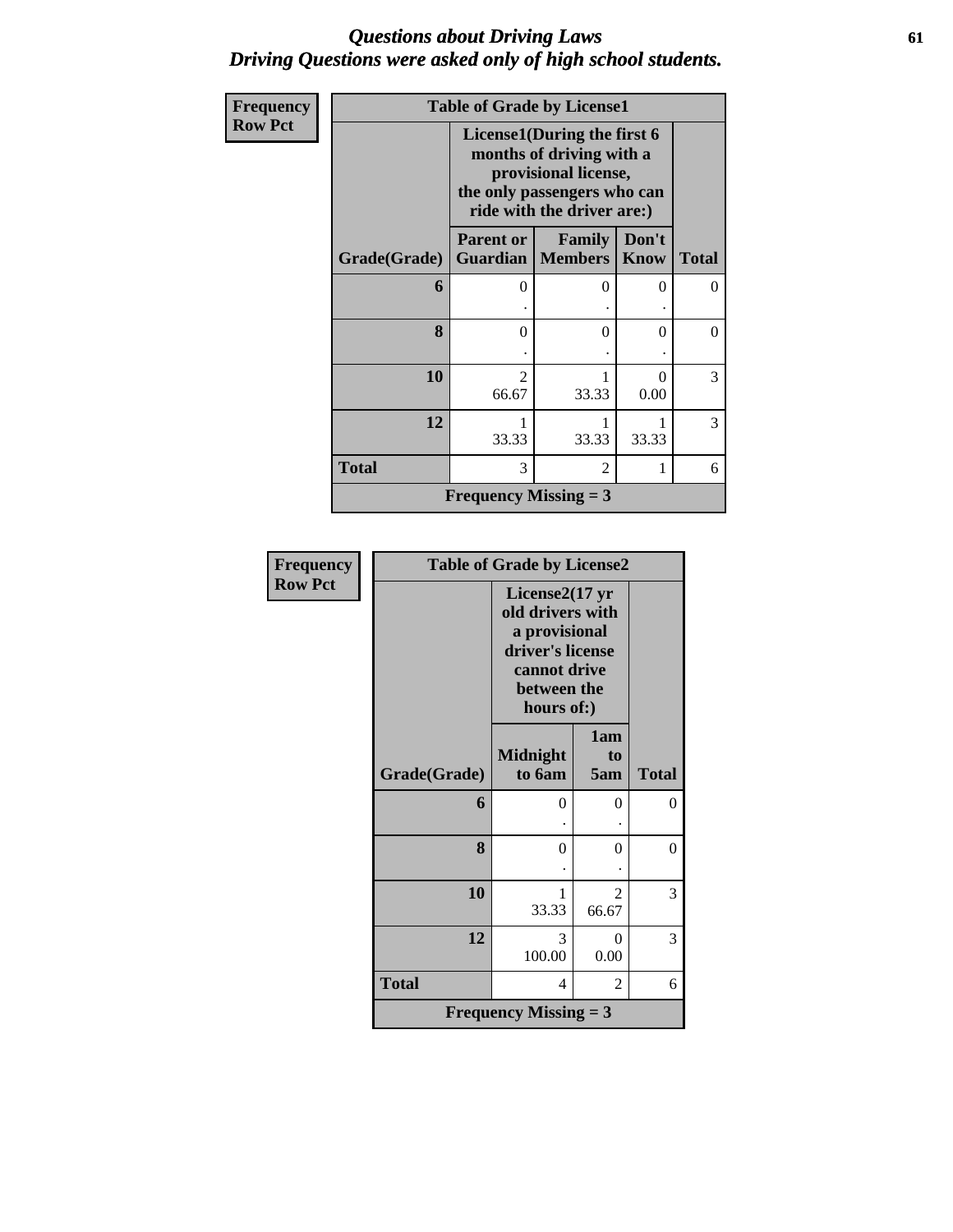## *Questions about Driving Laws*
## *Driving Questions were asked only of high school students.*

| Frequency Row Pct | Table of Grade by License1 | | | |
|---|---|---|---|---|
| | License1(During the first 6 months of driving with a provisional license, the only passengers who can ride with the driver are:) | | | |
| Grade(Grade) | Parent or Guardian | Family Members | Don't Know | Total |
| 6 | 0<br>. | 0<br>. | 0<br>. | 0 |
| 8 | 0<br>. | 0<br>. | 0<br>. | 0 |
| 10 | 2<br>66.67 | 1<br>33.33 | 0<br>0.00 | 3 |
| 12 | 1<br>33.33 | 1<br>33.33 | 1<br>33.33 | 3 |
| Total | 3 | 2 | 1 | 6 |
| Frequency Missing = 3 | | | | |

| Frequency Row Pct | Table of Grade by License2 | | |
|---|---|---|---|
| | License2(17 yr old drivers with a provisional driver's license cannot drive between the hours of:) | | |
| Grade(Grade) | Midnight to 6am | 1am to 5am | Total |
| 6 | 0<br>. | 0<br>. | 0 |
| 8 | 0<br>. | 0<br>. | 0 |
| 10 | 1<br>33.33 | 2<br>66.67 | 3 |
| 12 | 3<br>100.00 | 0<br>0.00 | 3 |
| Total | 4 | 2 | 6 |
| Frequency Missing = 3 | | | |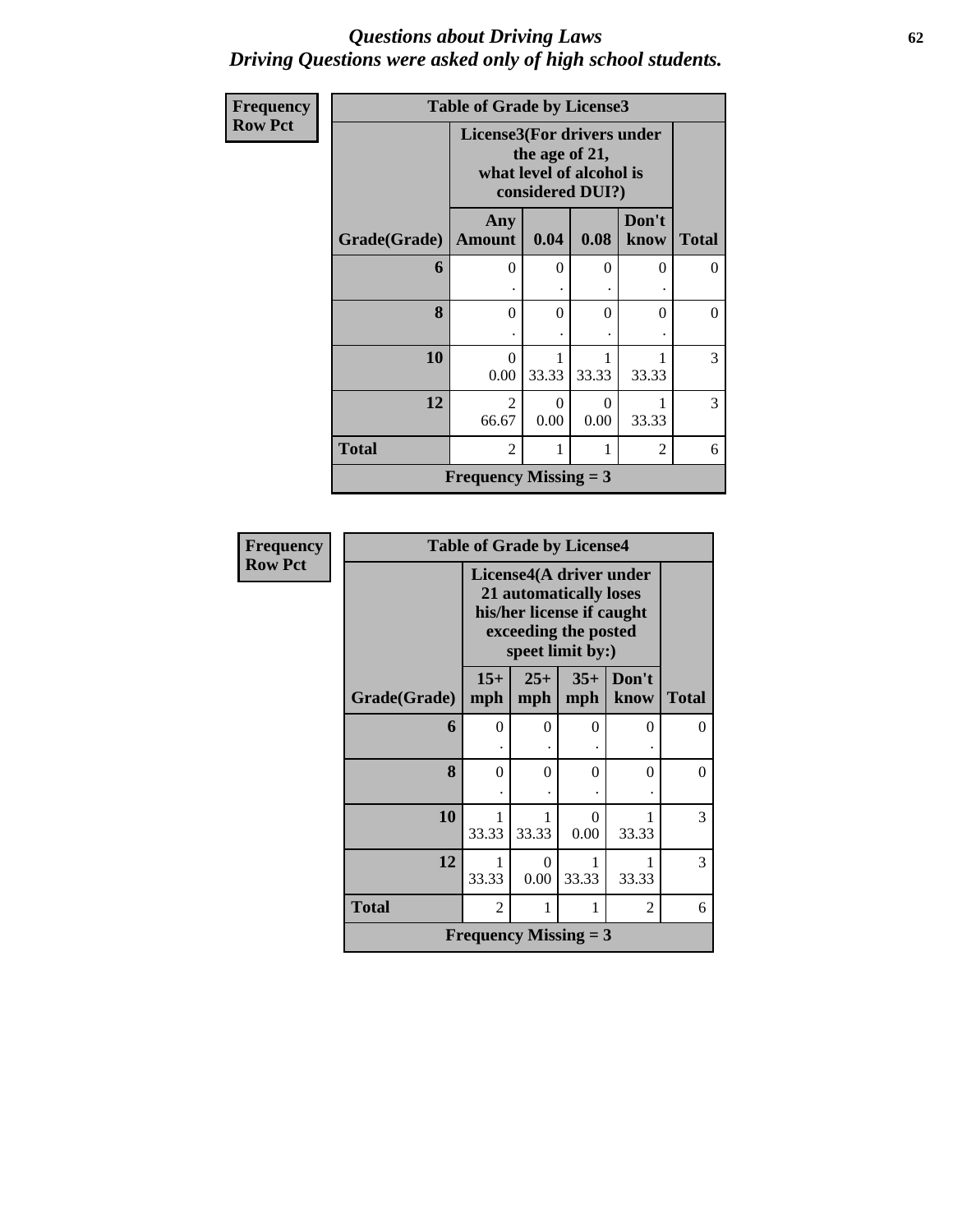# *Questions about Driving Laws*
# *Driving Questions were asked only of high school students.*

**Frequency**
**Row Pct**

| Table of Grade by License3 | | | | | |
|---|---|---|---|---|---|
| | License3(For drivers under the age of 21, what level of alcohol is considered DUI?) | | | | |
| Grade(Grade) | Any Amount | 0.04 | 0.08 | Don't know | Total |
| 6 | 0<br>. | 0<br>. | 0<br>. | 0<br>. | 0 |
| 8 | 0<br>. | 0<br>. | 0<br>. | 0<br>. | 0 |
| 10 | 0<br>0.00 | 1<br>33.33 | 1<br>33.33 | 1<br>33.33 | 3 |
| 12 | 2<br>66.67 | 0<br>0.00 | 0<br>0.00 | 1<br>33.33 | 3 |
| Total | 2 | 1 | 1 | 2 | 6 |
| Frequency Missing = 3 | | | | | |

**Frequency**
**Row Pct**

| Table of Grade by License4 | | | | | |
|---|---|---|---|---|---|
| | License4(A driver under 21 automatically loses his/her license if caught exceeding the posted speet limit by:) | | | | |
| Grade(Grade) | 15+ mph | 25+ mph | 35+ mph | Don't know | Total |
| 6 | 0<br>. | 0<br>. | 0<br>. | 0<br>. | 0 |
| 8 | 0<br>. | 0<br>. | 0<br>. | 0<br>. | 0 |
| 10 | 1<br>33.33 | 1<br>33.33 | 0<br>0.00 | 1<br>33.33 | 3 |
| 12 | 1<br>33.33 | 0<br>0.00 | 1<br>33.33 | 1<br>33.33 | 3 |
| Total | 2 | 1 | 1 | 2 | 6 |
| Frequency Missing = 3 | | | | | |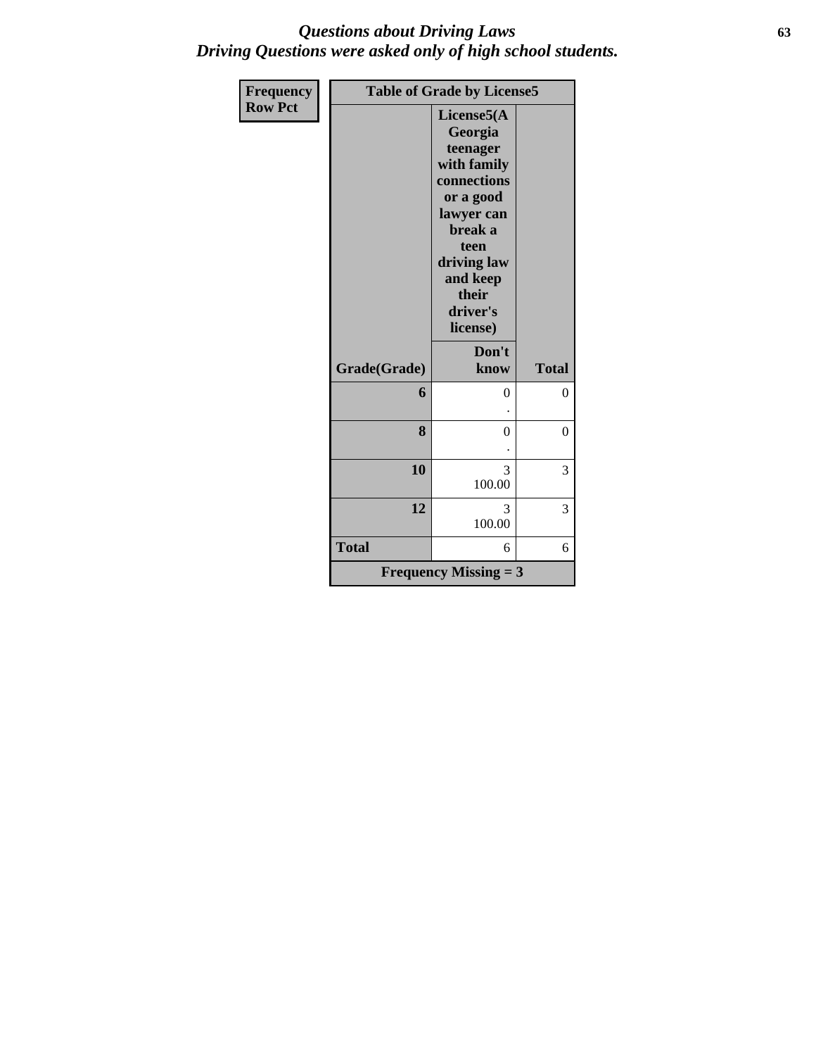# Questions about Driving Laws
## Driving Questions were asked only of high school students.

| Frequency<br>Row Pct | Table of Grade by License5 | |
|---|---|---|
| | License5(A Georgia teenager with family connections or a good lawyer can break a teen driving law and keep their driver's license) | |
| Grade(Grade) | Don't know | Total |
| 6 | 0<br>. | 0 |
| 8 | 0<br>. | 0 |
| 10 | 3<br>100.00 | 3 |
| 12 | 3<br>100.00 | 3 |
| Total | 6 | 6 |
| Frequency Missing = 3 | | |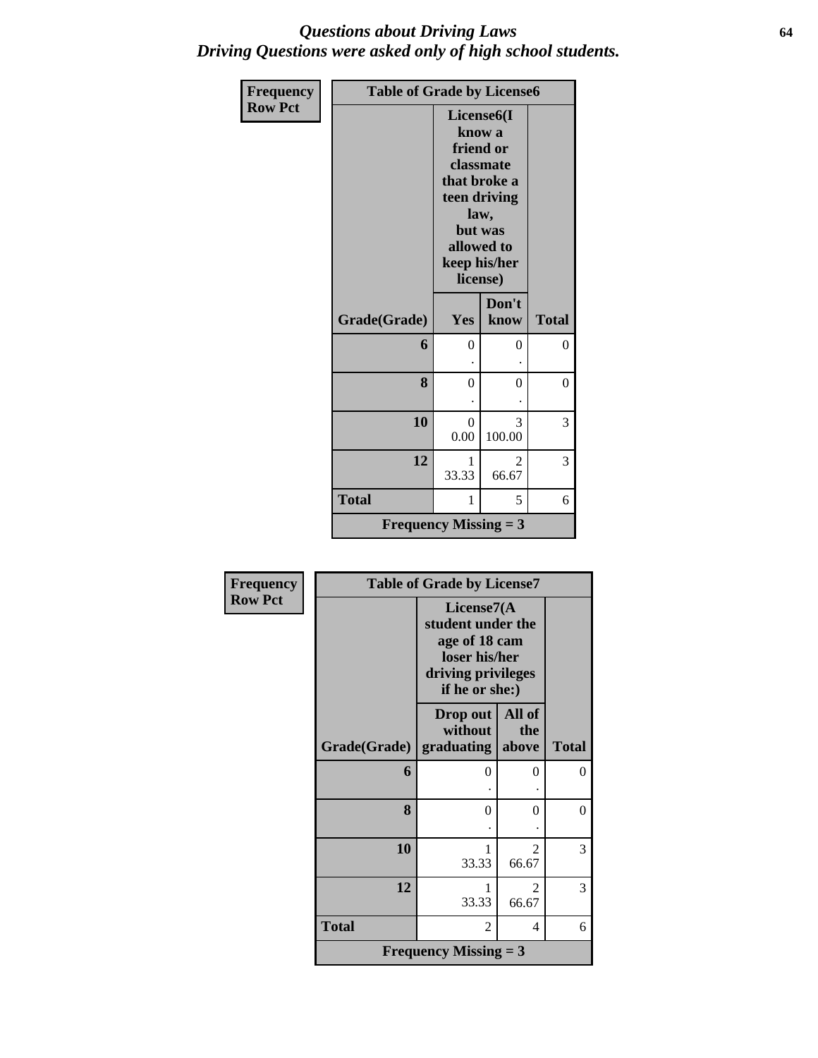# Questions about Driving Laws
## Driving Questions were asked only of high school students.

| Frequency<br>Row Pct | Table of Grade by License6 | | |
|---|---|---|---|
| | License6(I know a friend or classmate that broke a teen driving law, but was allowed to keep his/her license) | | |
| Grade(Grade) | Yes | Don't know | Total |
| 6 | 0<br>. | 0<br>. | 0 |
| 8 | 0<br>. | 0<br>. | 0 |
| 10 | 0<br>0.00 | 3<br>100.00 | 3 |
| 12 | 1<br>33.33 | 2<br>66.67 | 3 |
| Total | 1 | 5 | 6 |
| Frequency Missing = 3 | | | |

| Frequency<br>Row Pct | Table of Grade by License7 | | |
|---|---|---|---|
| | License7(A student under the age of 18 cam loser his/her driving privileges if he or she:) | | |
| Grade(Grade) | Drop out without graduating | All of the above | Total |
| 6 | 0<br>. | 0<br>. | 0 |
| 8 | 0<br>. | 0<br>. | 0 |
| 10 | 1<br>33.33 | 2<br>66.67 | 3 |
| 12 | 1<br>33.33 | 2<br>66.67 | 3 |
| Total | 2 | 4 | 6 |
| Frequency Missing = 3 | | | |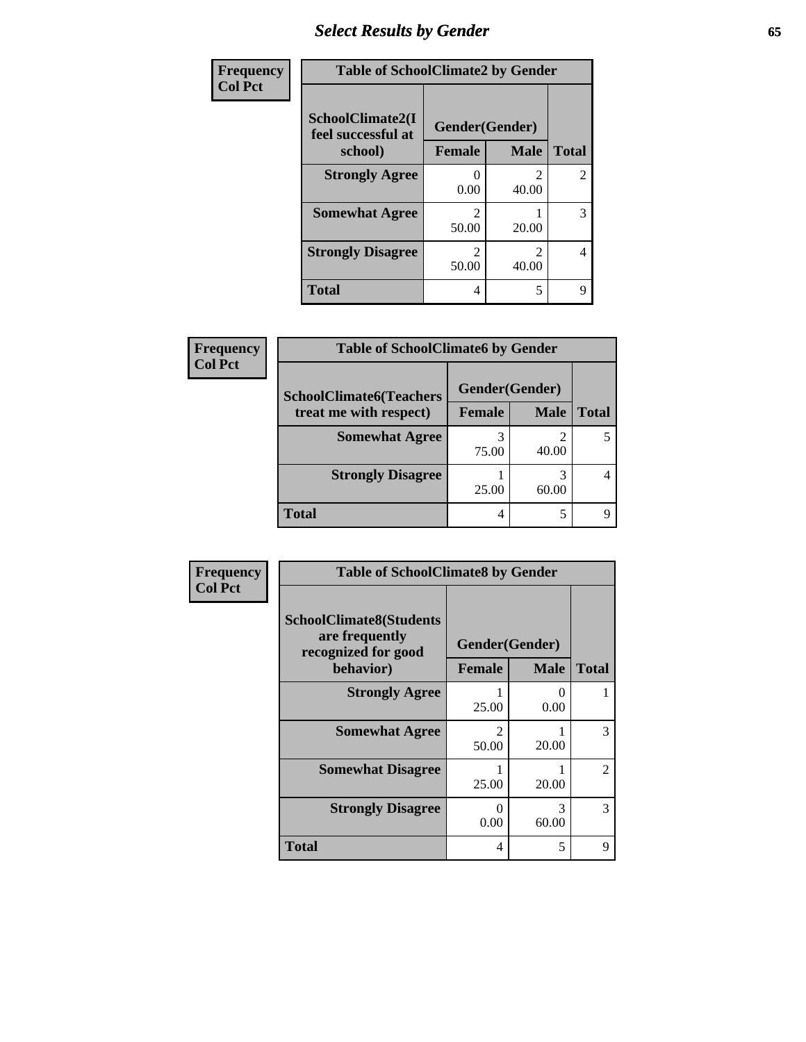## Select Results by Gender

**Frequency**
**Col Pct**

| Table of SchoolClimate2 by Gender | | | |
|---|---|---|---|
| SchoolClimate2(I feel successful at school) | Gender(Gender) | | |
| | Female | Male | Total |
| **Strongly Agree** | 0<br>0.00 | 2<br>40.00 | 2 |
| **Somewhat Agree** | 2<br>50.00 | 1<br>20.00 | 3 |
| **Strongly Disagree** | 2<br>50.00 | 2<br>40.00 | 4 |
| **Total** | 4 | 5 | 9 |

**Frequency**
**Col Pct**

| Table of SchoolClimate6 by Gender | | | |
|---|---|---|---|
| SchoolClimate6(Teachers treat me with respect) | Gender(Gender) | | |
| | Female | Male | Total |
| **Somewhat Agree** | 3<br>75.00 | 2<br>40.00 | 5 |
| **Strongly Disagree** | 1<br>25.00 | 3<br>60.00 | 4 |
| **Total** | 4 | 5 | 9 |

**Frequency**
**Col Pct**

| Table of SchoolClimate8 by Gender | | | |
|---|---|---|---|
| SchoolClimate8(Students are frequently recognized for good behavior) | Gender(Gender) | | |
| | Female | Male | Total |
| **Strongly Agree** | 1<br>25.00 | 0<br>0.00 | 1 |
| **Somewhat Agree** | 2<br>50.00 | 1<br>20.00 | 3 |
| **Somewhat Disagree** | 1<br>25.00 | 1<br>20.00 | 2 |
| **Strongly Disagree** | 0<br>0.00 | 3<br>60.00 | 3 |
| **Total** | 4 | 5 | 9 |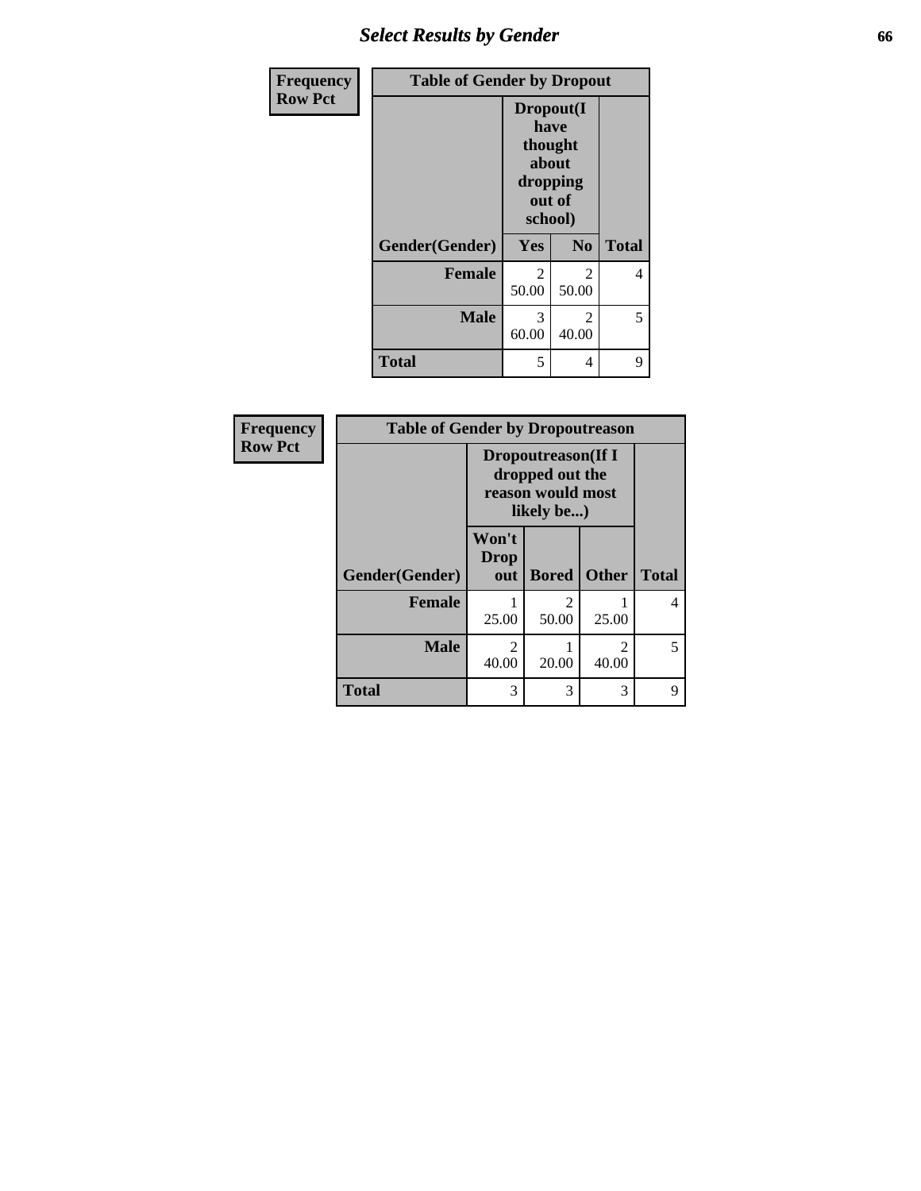| Frequency<br>Row Pct | Table of Gender by Dropout | | |
|---|---|---|---|
| | Dropout(I have thought about dropping out of school) | | |
| Gender(Gender) | Yes | No | Total |
| Female | 2<br>50.00 | 2<br>50.00 | 4 |
| Male | 3<br>60.00 | 2<br>40.00 | 5 |
| Total | 5 | 4 | 9 |

| Frequency<br>Row Pct | Table of Gender by Dropoutreason | | | |
|---|---|---|---|---|
| | Dropoutreason(If I dropped out the reason would most likely be...) | | | |
| Gender(Gender) | Won't Drop out | Bored | Other | Total |
| Female | 1<br>25.00 | 2<br>50.00 | 1<br>25.00 | 4 |
| Male | 2<br>40.00 | 1<br>20.00 | 2<br>40.00 | 5 |
| Total | 3 | 3 | 3 | 9 |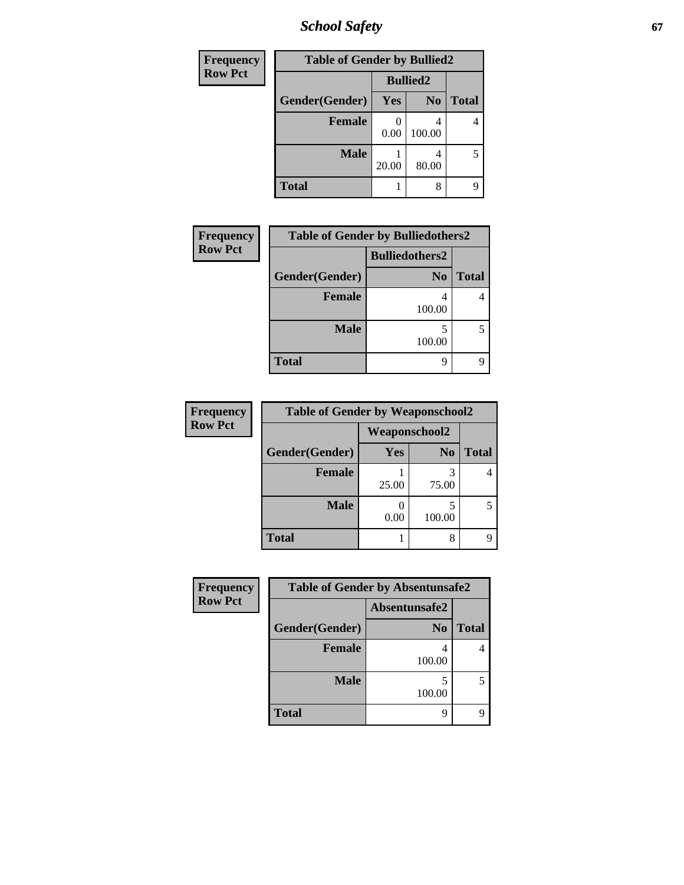| Frequency<br>Row Pct | Table of Gender by Bullied2 | | |
|---|---|---|---|
| | Bullied2 | | |
| Gender(Gender) | Yes | No | Total |
| Female | 0<br>0.00 | 4<br>100.00 | 4 |
| Male | 1<br>20.00 | 4<br>80.00 | 5 |
| Total | 1 | 8 | 9 |

| Frequency<br>Row Pct | Table of Gender by Bulliedothers2 | |
|---|---|---|
| | Bulliedothers2 | |
| Gender(Gender) | No | Total |
| Female | 4<br>100.00 | 4 |
| Male | 5<br>100.00 | 5 |
| Total | 9 | 9 |

| Frequency<br>Row Pct | Table of Gender by Weaponschool2 | | |
|---|---|---|---|
| | Weaponschool2 | | |
| Gender(Gender) | Yes | No | Total |
| Female | 1<br>25.00 | 3<br>75.00 | 4 |
| Male | 0<br>0.00 | 5<br>100.00 | 5 |
| Total | 1 | 8 | 9 |

| Frequency<br>Row Pct | Table of Gender by Absentunsafe2 | |
|---|---|---|
| | Absentunsafe2 | |
| Gender(Gender) | No | Total |
| Female | 4<br>100.00 | 4 |
| Male | 5<br>100.00 | 5 |
| Total | 9 | 9 |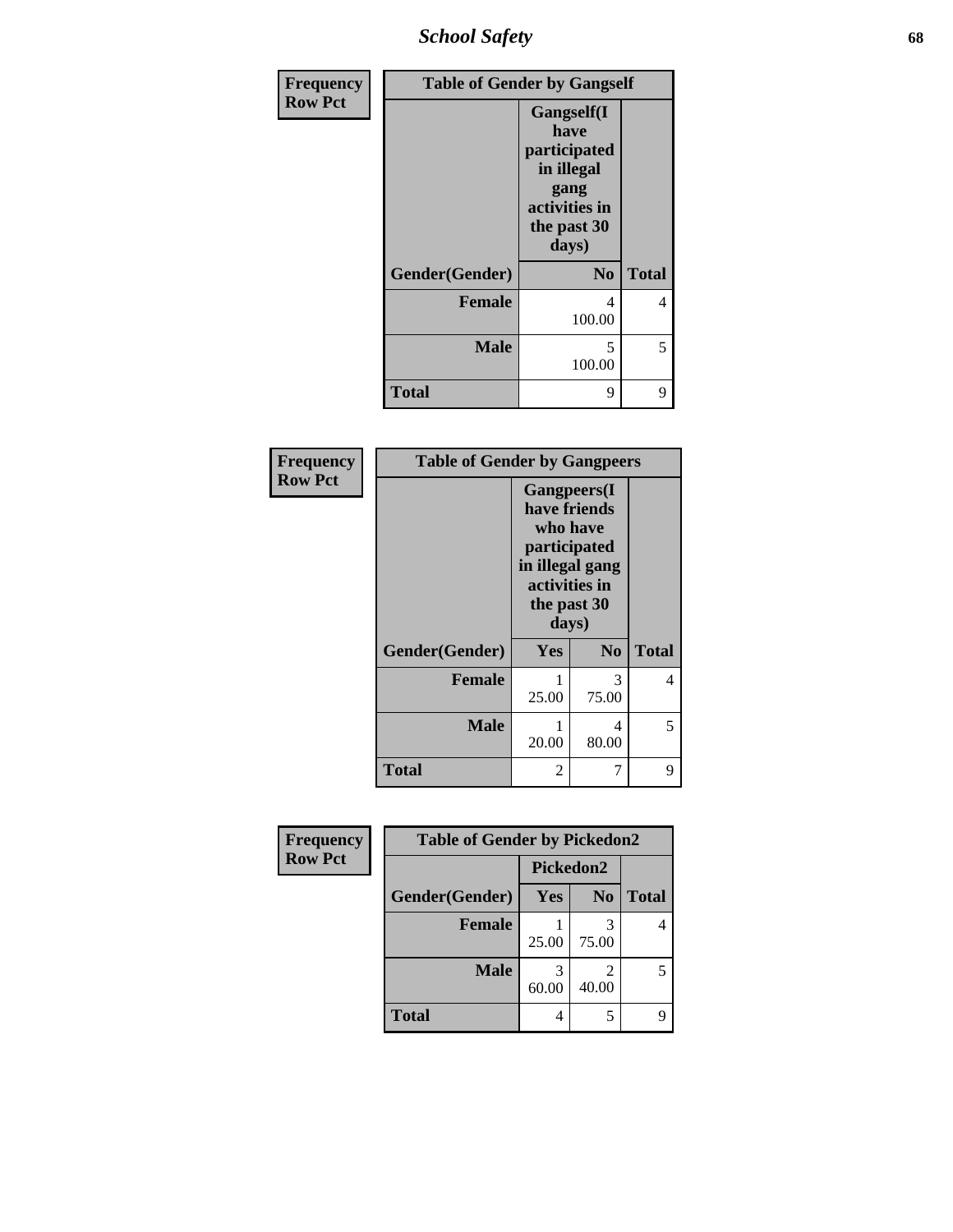| Frequency<br>Row Pct | Table of Gender by Gangself | |
|---|---|---|
| | Gangself(I have participated in illegal gang activities in the past 30 days) | |
| Gender(Gender) | No | Total |
| Female | 4<br>100.00 | 4 |
| Male | 5<br>100.00 | 5 |
| Total | 9 | 9 |

| Frequency<br>Row Pct | Table of Gender by Gangpeers | | |
|---|---|---|---|
| | Gangpeers(I have friends who have participated in illegal gang activities in the past 30 days) | | |
| Gender(Gender) | Yes | No | Total |
| Female | 1<br>25.00 | 3<br>75.00 | 4 |
| Male | 1<br>20.00 | 4<br>80.00 | 5 |
| Total | 2 | 7 | 9 |

| Frequency<br>Row Pct | Table of Gender by Pickedon2 | | |
|---|---|---|---|
| | Pickedon2 | | |
| Gender(Gender) | Yes | No | Total |
| Female | 1<br>25.00 | 3<br>75.00 | 4 |
| Male | 3<br>60.00 | 2<br>40.00 | 5 |
| Total | 4 | 5 | 9 |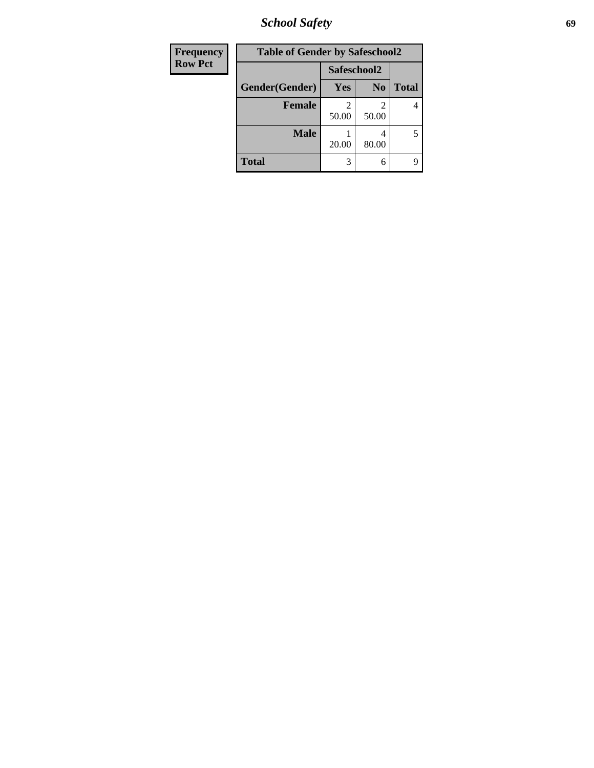| Frequency<br>Row Pct |
|---|

**Table of Gender by Safeschool2**

| Gender(Gender) | Safeschool2 | | Total |
|---|---|---|---|
| | Yes | No | |
| **Female** | 2<br>50.00 | 2<br>50.00 | 4 |
| **Male** | 1<br>20.00 | 4<br>80.00 | 5 |
| **Total** | 3 | 6 | 9 |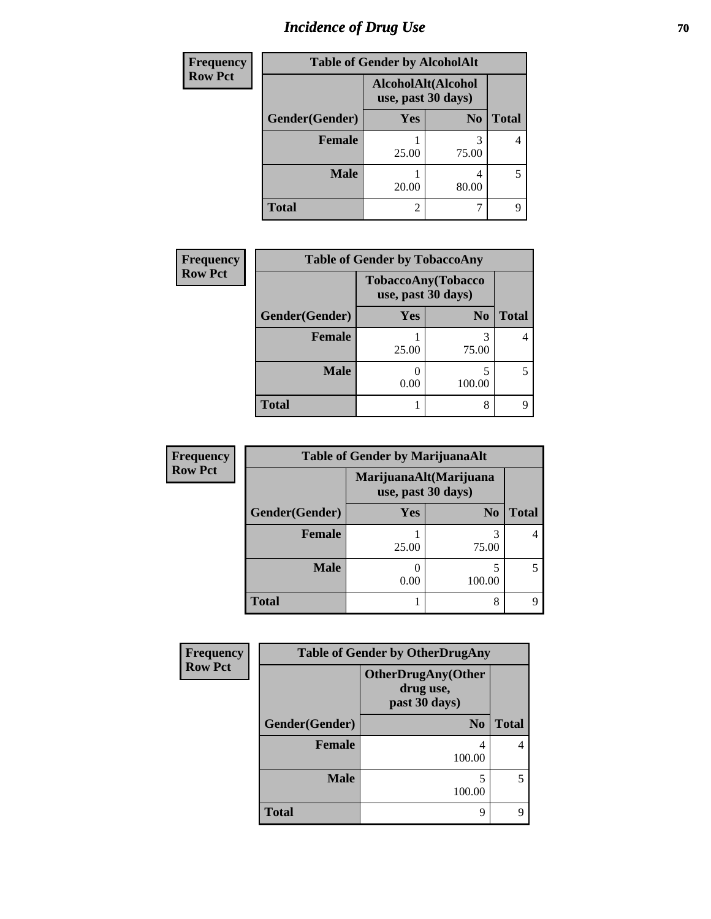# *Incidence of Drug Use*

**Frequency**
**Row Pct**

| Table of Gender by AlcoholAlt | | | |
|---|---|---|---|
| | AlcoholAlt(Alcohol use, past 30 days) | | |
| Gender(Gender) | Yes | No | Total |
| Female | 1<br>25.00 | 3<br>75.00 | 4 |
| Male | 1<br>20.00 | 4<br>80.00 | 5 |
| Total | 2 | 7 | 9 |

**Frequency**
**Row Pct**

| Table of Gender by TobaccoAny | | | |
|---|---|---|---|
| | TobaccoAny(Tobacco use, past 30 days) | | |
| Gender(Gender) | Yes | No | Total |
| Female | 1<br>25.00 | 3<br>75.00 | 4 |
| Male | 0<br>0.00 | 5<br>100.00 | 5 |
| Total | 1 | 8 | 9 |

**Frequency**
**Row Pct**

| Table of Gender by MarijuanaAlt | | | |
|---|---|---|---|
| | MarijuanaAlt(Marijuana use, past 30 days) | | |
| Gender(Gender) | Yes | No | Total |
| Female | 1<br>25.00 | 3<br>75.00 | 4 |
| Male | 0<br>0.00 | 5<br>100.00 | 5 |
| Total | 1 | 8 | 9 |

**Frequency**
**Row Pct**

| Table of Gender by OtherDrugAny | | |
|---|---|---|
| | OtherDrugAny(Other drug use, past 30 days) | |
| Gender(Gender) | No | Total |
| Female | 4<br>100.00 | 4 |
| Male | 5<br>100.00 | 5 |
| Total | 9 | 9 |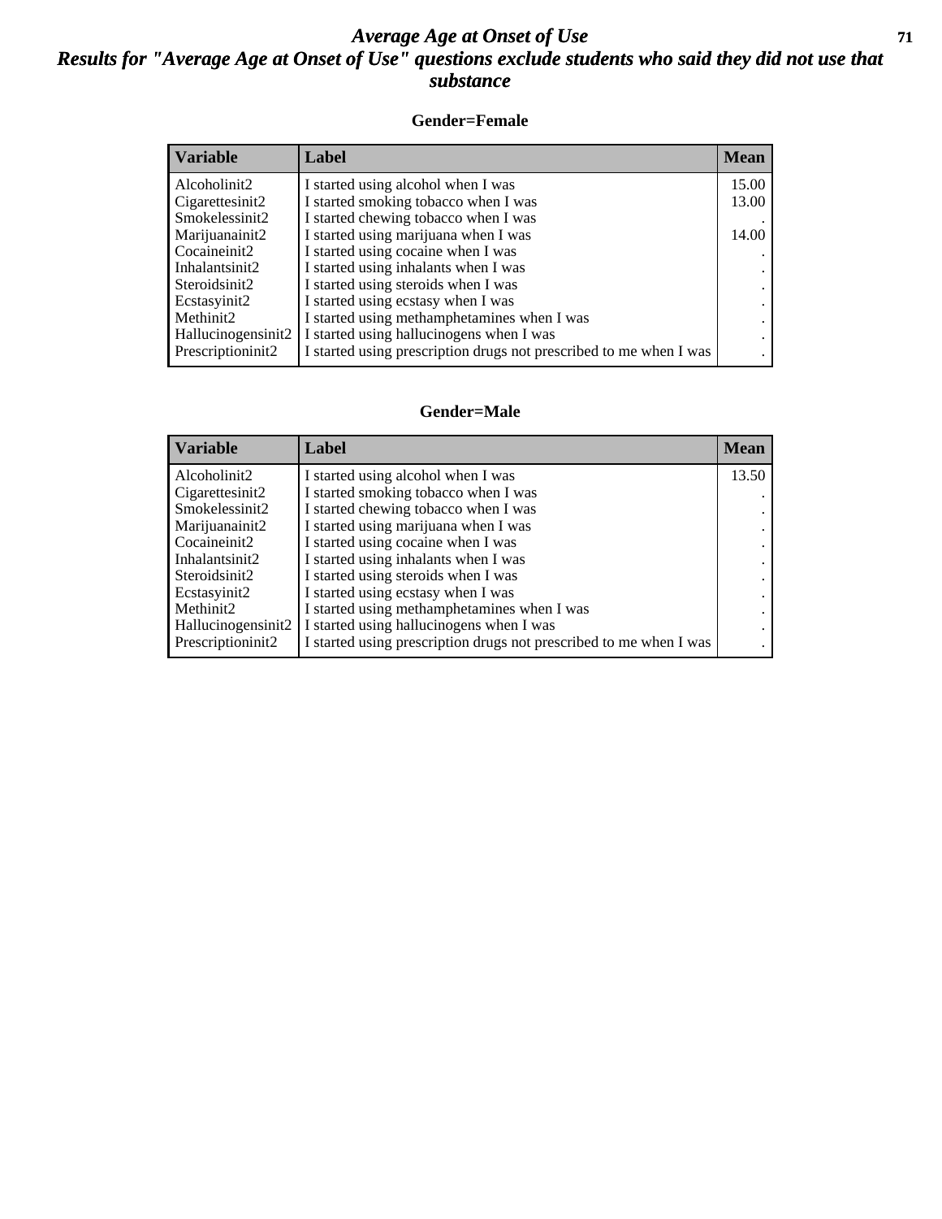# *Average Age at Onset of Use*

## *Results for "Average Age at Onset of Use" questions exclude students who said they did not use that substance*

### Gender=Female

| Variable | Label | Mean |
|---|---|---|
| Alcoholinit2 | I started using alcohol when I was | 15.00 |
| Cigarettesinit2 | I started smoking tobacco when I was | 13.00 |
| Smokelessinit2 | I started chewing tobacco when I was | . |
| Marijuanainit2 | I started using marijuana when I was | 14.00 |
| Cocaineinit2 | I started using cocaine when I was | . |
| Inhalantsinit2 | I started using inhalants when I was | . |
| Steroidsinit2 | I started using steroids when I was | . |
| Ecstasyinit2 | I started using ecstasy when I was | . |
| Methinit2 | I started using methamphetamines when I was | . |
| Hallucinogensinit2 | I started using hallucinogens when I was | . |
| Prescriptioninit2 | I started using prescription drugs not prescribed to me when I was | . |

### Gender=Male

| Variable | Label | Mean |
|---|---|---|
| Alcoholinit2 | I started using alcohol when I was | 13.50 |
| Cigarettesinit2 | I started smoking tobacco when I was | . |
| Smokelessinit2 | I started chewing tobacco when I was | . |
| Marijuanainit2 | I started using marijuana when I was | . |
| Cocaineinit2 | I started using cocaine when I was | . |
| Inhalantsinit2 | I started using inhalants when I was | . |
| Steroidsinit2 | I started using steroids when I was | . |
| Ecstasyinit2 | I started using ecstasy when I was | . |
| Methinit2 | I started using methamphetamines when I was | . |
| Hallucinogensinit2 | I started using hallucinogens when I was | . |
| Prescriptioninit2 | I started using prescription drugs not prescribed to me when I was | . |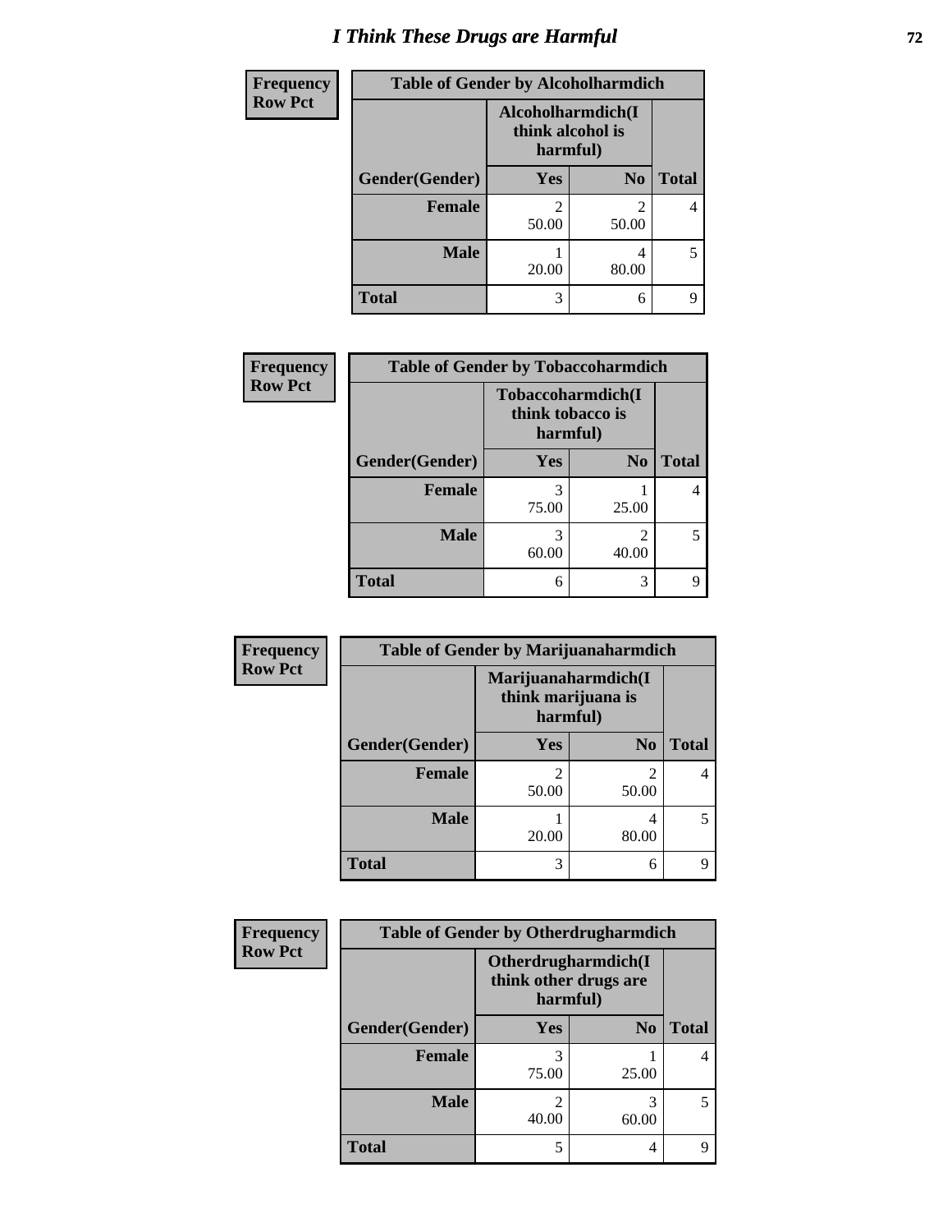# I Think These Drugs are Harmful

| Frequency Row Pct | Table of Gender by Alcoholharmdich | | |
|---|---|---|---|
| | Alcoholharmdich(I think alcohol is harmful) | | |
| Gender(Gender) | Yes | No | Total |
| Female | 2<br>50.00 | 2<br>50.00 | 4 |
| Male | 1<br>20.00 | 4<br>80.00 | 5 |
| Total | 3 | 6 | 9 |

| Frequency Row Pct | Table of Gender by Tobaccoharmdich | | |
|---|---|---|---|
| | Tobaccoharmdich(I think tobacco is harmful) | | |
| Gender(Gender) | Yes | No | Total |
| Female | 3<br>75.00 | 1<br>25.00 | 4 |
| Male | 3<br>60.00 | 2<br>40.00 | 5 |
| Total | 6 | 3 | 9 |

| Frequency Row Pct | Table of Gender by Marijuanaharmdich | | |
|---|---|---|---|
| | Marijuanaharmdich(I think marijuana is harmful) | | |
| Gender(Gender) | Yes | No | Total |
| Female | 2<br>50.00 | 2<br>50.00 | 4 |
| Male | 1<br>20.00 | 4<br>80.00 | 5 |
| Total | 3 | 6 | 9 |

| Frequency Row Pct | Table of Gender by Otherdrugharmdich | | |
|---|---|---|---|
| | Otherdrugharmdich(I think other drugs are harmful) | | |
| Gender(Gender) | Yes | No | Total |
| Female | 3<br>75.00 | 1<br>25.00 | 4 |
| Male | 2<br>40.00 | 3<br>60.00 | 5 |
| Total | 5 | 4 | 9 |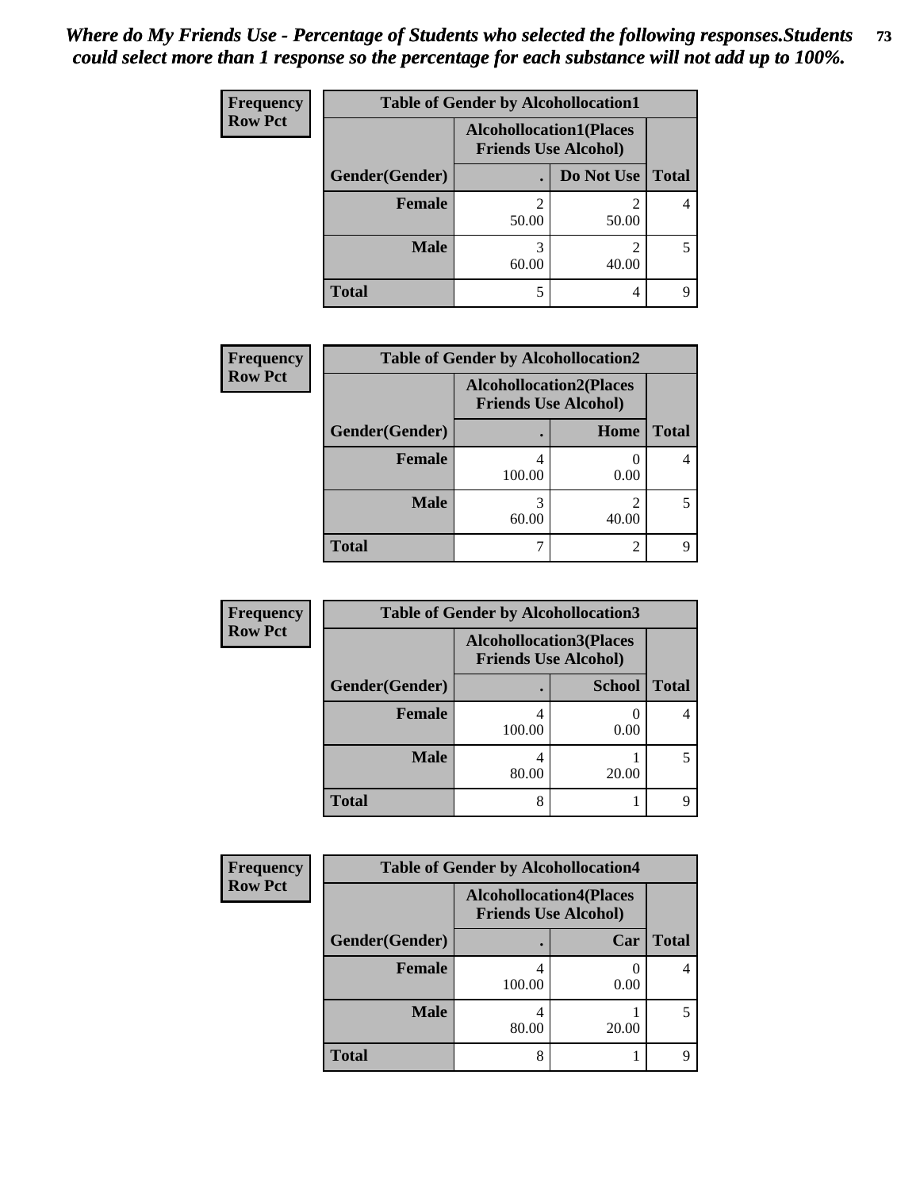*Where do My Friends Use - Percentage of Students who selected the following responses.Students could select more than 1 response so the percentage for each substance will not add up to 100%.*

**Frequency**
**Row Pct**

| Table of Gender by Alcohollocation1 | | | |
|---|---|---|---|
| | Alcohollocation1(Places Friends Use Alcohol) | | |
| Gender(Gender) | . | Do Not Use | Total |
| Female | 2<br>50.00 | 2<br>50.00 | 4 |
| Male | 3<br>60.00 | 2<br>40.00 | 5 |
| Total | 5 | 4 | 9 |

**Frequency**
**Row Pct**

| Table of Gender by Alcohollocation2 | | | |
|---|---|---|---|
| | Alcohollocation2(Places Friends Use Alcohol) | | |
| Gender(Gender) | . | Home | Total |
| Female | 4<br>100.00 | 0<br>0.00 | 4 |
| Male | 3<br>60.00 | 2<br>40.00 | 5 |
| Total | 7 | 2 | 9 |

**Frequency**
**Row Pct**

| Table of Gender by Alcohollocation3 | | | |
|---|---|---|---|
| | Alcohollocation3(Places Friends Use Alcohol) | | |
| Gender(Gender) | . | School | Total |
| Female | 4<br>100.00 | 0<br>0.00 | 4 |
| Male | 4<br>80.00 | 1<br>20.00 | 5 |
| Total | 8 | 1 | 9 |

**Frequency**
**Row Pct**

| Table of Gender by Alcohollocation4 | | | |
|---|---|---|---|
| | Alcohollocation4(Places Friends Use Alcohol) | | |
| Gender(Gender) | . | Car | Total |
| Female | 4<br>100.00 | 0<br>0.00 | 4 |
| Male | 4<br>80.00 | 1<br>20.00 | 5 |
| Total | 8 | 1 | 9 |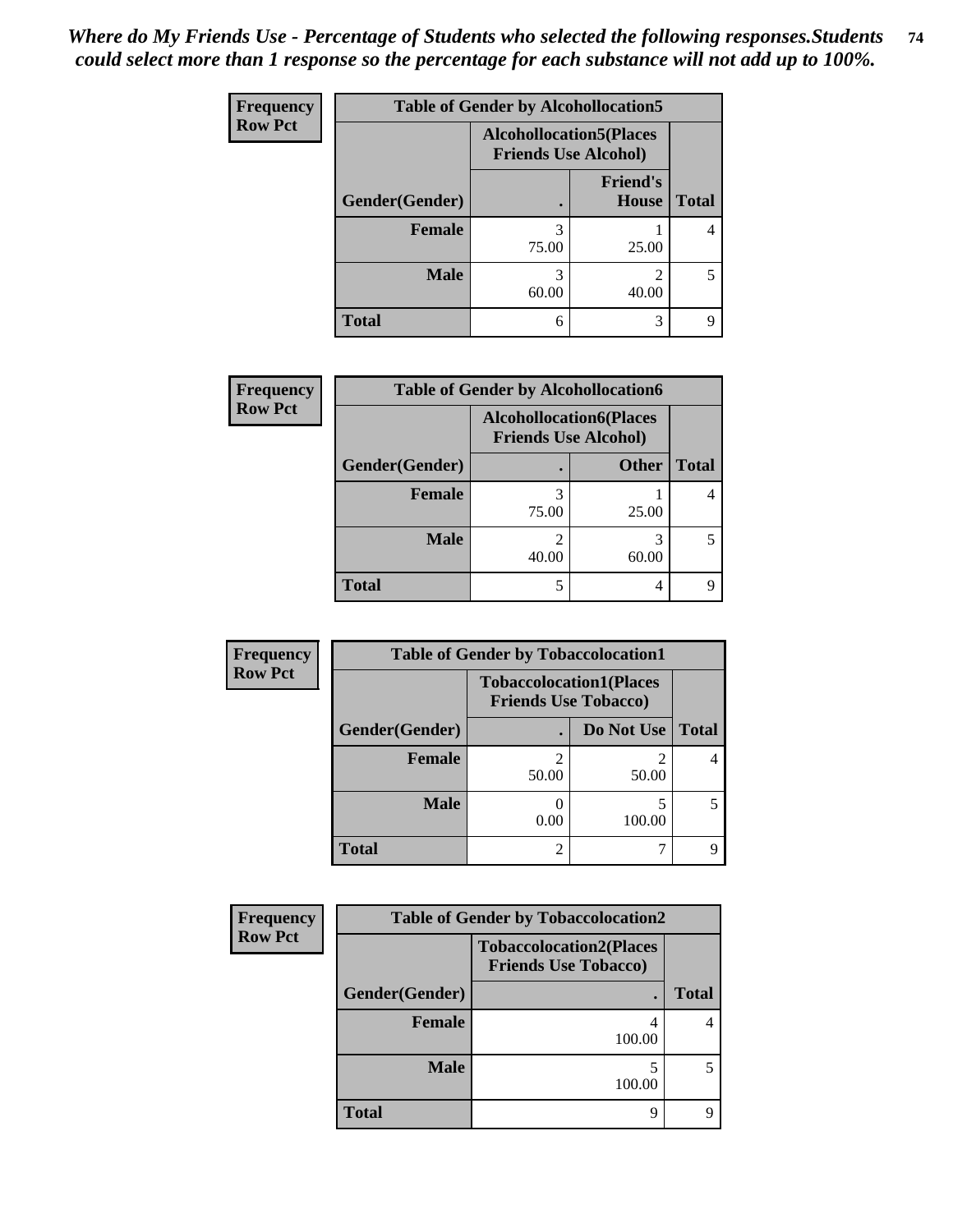*Where do My Friends Use - Percentage of Students who selected the following responses.Students could select more than 1 response so the percentage for each substance will not add up to 100%.*

**Frequency**
**Row Pct**

| Table of Gender by Alcohollocation5 | | | |
|---|---|---|---|
| | Alcohollocation5(Places Friends Use Alcohol) | | |
| Gender(Gender) | . | Friend's House | Total |
| **Female** | 3<br>75.00 | 1<br>25.00 | 4 |
| **Male** | 3<br>60.00 | 2<br>40.00 | 5 |
| **Total** | 6 | 3 | 9 |

**Frequency**
**Row Pct**

| Table of Gender by Alcohollocation6 | | | |
|---|---|---|---|
| | Alcohollocation6(Places Friends Use Alcohol) | | |
| Gender(Gender) | . | Other | Total |
| **Female** | 3<br>75.00 | 1<br>25.00 | 4 |
| **Male** | 2<br>40.00 | 3<br>60.00 | 5 |
| **Total** | 5 | 4 | 9 |

**Frequency**
**Row Pct**

| Table of Gender by Tobaccolocation1 | | | |
|---|---|---|---|
| | Tobaccolocation1(Places Friends Use Tobacco) | | |
| Gender(Gender) | . | Do Not Use | Total |
| **Female** | 2<br>50.00 | 2<br>50.00 | 4 |
| **Male** | 0<br>0.00 | 5<br>100.00 | 5 |
| **Total** | 2 | 7 | 9 |

**Frequency**
**Row Pct**

| Table of Gender by Tobaccolocation2 | | |
|---|---|---|
| | Tobaccolocation2(Places Friends Use Tobacco) | |
| Gender(Gender) | . | Total |
| **Female** | 4<br>100.00 | 4 |
| **Male** | 5<br>100.00 | 5 |
| **Total** | 9 | 9 |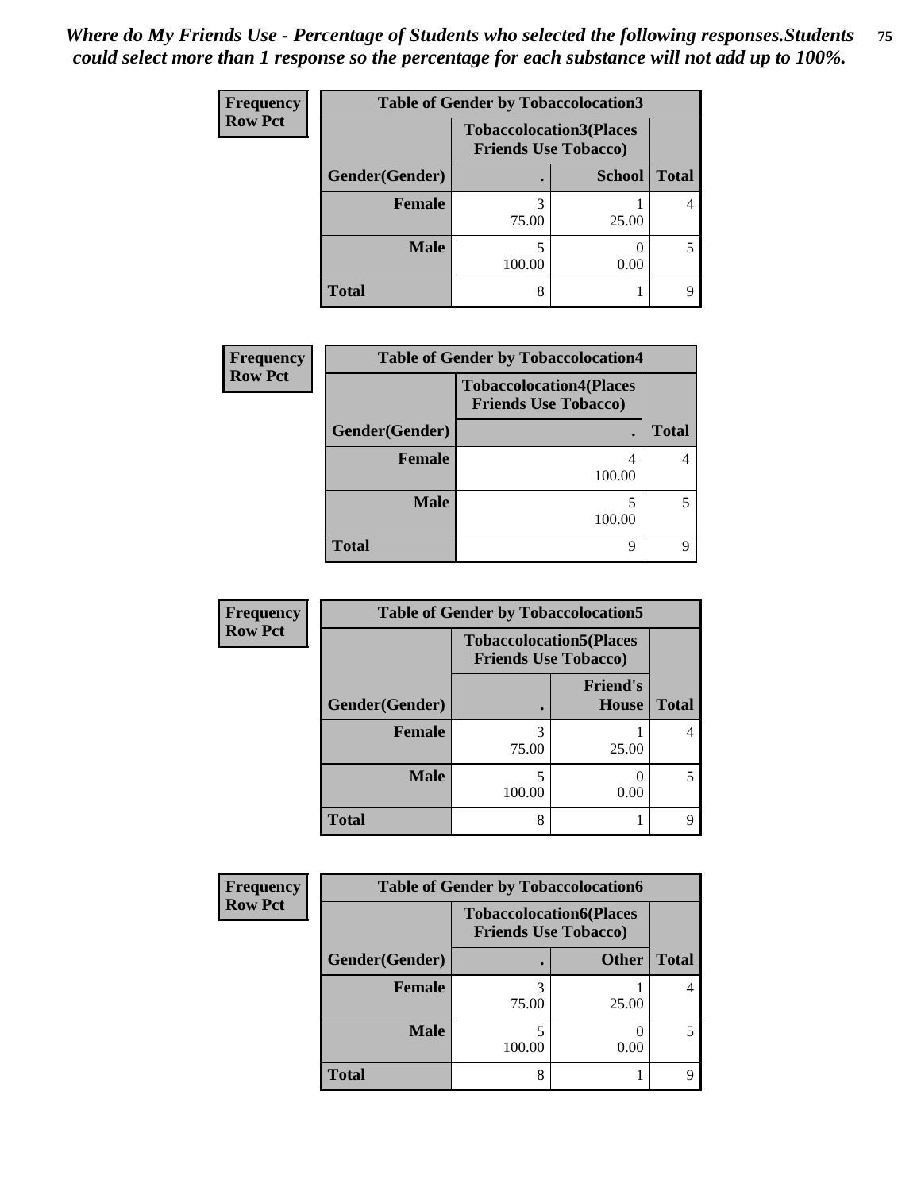*Where do My Friends Use - Percentage of Students who selected the following responses.Students could select more than 1 response so the percentage for each substance will not add up to 100%.*

**Frequency**
**Row Pct**

| Table of Gender by Tobaccolocation3 | | | |
|---|---|---|---|
| | Tobaccolocation3(Places Friends Use Tobacco) | | |
| Gender(Gender) | . | School | Total |
| Female | 3<br>75.00 | 1<br>25.00 | 4 |
| Male | 5<br>100.00 | 0<br>0.00 | 5 |
| Total | 8 | 1 | 9 |

**Frequency**
**Row Pct**

| Table of Gender by Tobaccolocation4 | | |
|---|---|---|
| | Tobaccolocation4(Places Friends Use Tobacco) | |
| Gender(Gender) | . | Total |
| Female | 4<br>100.00 | 4 |
| Male | 5<br>100.00 | 5 |
| Total | 9 | 9 |

**Frequency**
**Row Pct**

| Table of Gender by Tobaccolocation5 | | | |
|---|---|---|---|
| | Tobaccolocation5(Places Friends Use Tobacco) | | |
| Gender(Gender) | . | Friend's House | Total |
| Female | 3<br>75.00 | 1<br>25.00 | 4 |
| Male | 5<br>100.00 | 0<br>0.00 | 5 |
| Total | 8 | 1 | 9 |

**Frequency**
**Row Pct**

| Table of Gender by Tobaccolocation6 | | | |
|---|---|---|---|
| | Tobaccolocation6(Places Friends Use Tobacco) | | |
| Gender(Gender) | . | Other | Total |
| Female | 3<br>75.00 | 1<br>25.00 | 4 |
| Male | 5<br>100.00 | 0<br>0.00 | 5 |
| Total | 8 | 1 | 9 |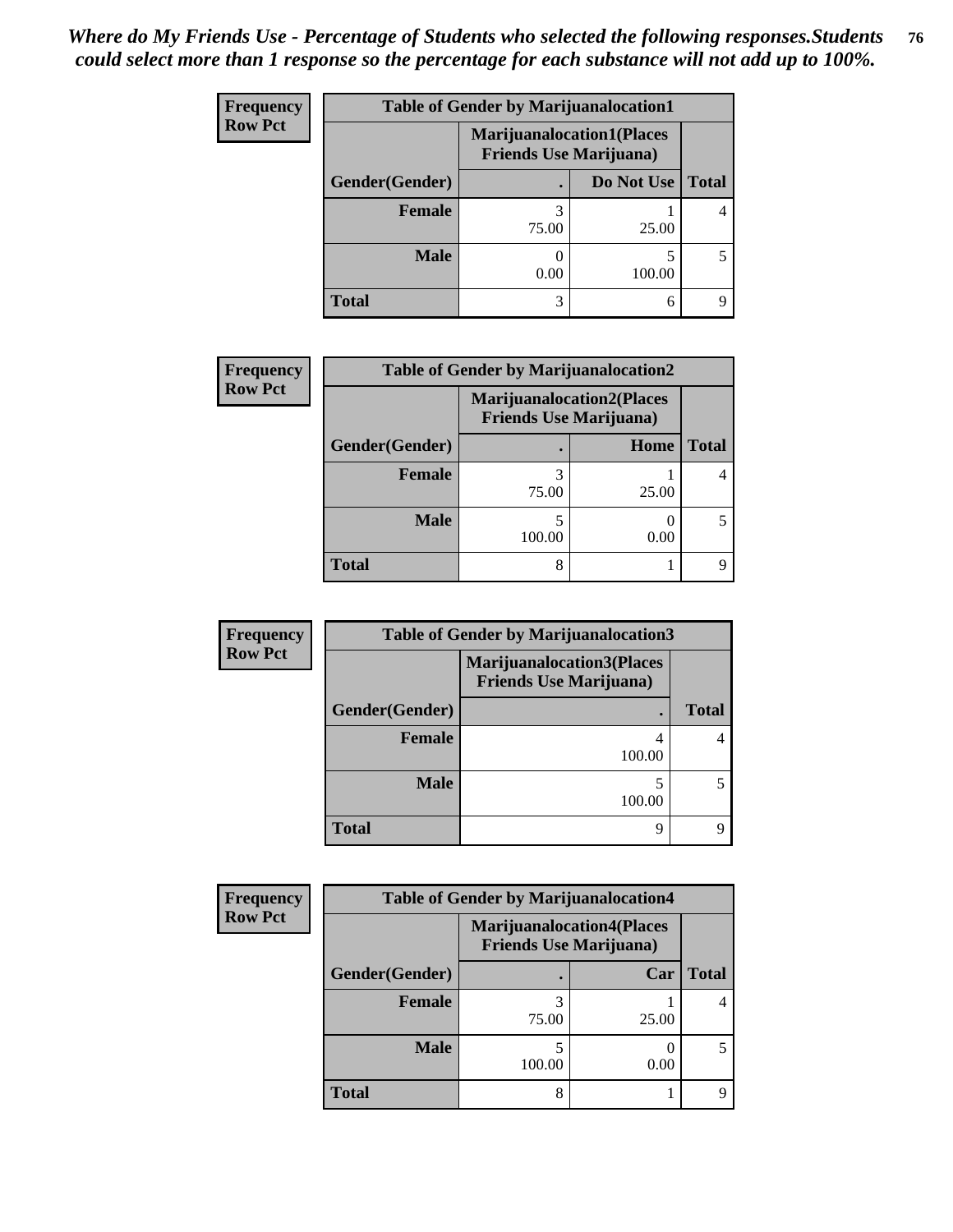*Where do My Friends Use - Percentage of Students who selected the following responses.Students could select more than 1 response so the percentage for each substance will not add up to 100%.*

**Frequency**
**Row Pct**

| Table of Gender by Marijuanalocation1 | | | |
|---|---|---|---|
| | Marijuanalocation1(Places Friends Use Marijuana) | | |
| Gender(Gender) | . | Do Not Use | Total |
| **Female** | 3<br>75.00 | 1<br>25.00 | 4 |
| **Male** | 0<br>0.00 | 5<br>100.00 | 5 |
| **Total** | 3 | 6 | 9 |

**Frequency**
**Row Pct**

| Table of Gender by Marijuanalocation2 | | | |
|---|---|---|---|
| | Marijuanalocation2(Places Friends Use Marijuana) | | |
| Gender(Gender) | . | Home | Total |
| **Female** | 3<br>75.00 | 1<br>25.00 | 4 |
| **Male** | 5<br>100.00 | 0<br>0.00 | 5 |
| **Total** | 8 | 1 | 9 |

**Frequency**
**Row Pct**

| Table of Gender by Marijuanalocation3 | | |
|---|---|---|
| | Marijuanalocation3(Places Friends Use Marijuana) | |
| Gender(Gender) | . | Total |
| **Female** | 4<br>100.00 | 4 |
| **Male** | 5<br>100.00 | 5 |
| **Total** | 9 | 9 |

**Frequency**
**Row Pct**

| Table of Gender by Marijuanalocation4 | | | |
|---|---|---|---|
| | Marijuanalocation4(Places Friends Use Marijuana) | | |
| Gender(Gender) | . | Car | Total |
| **Female** | 3<br>75.00 | 1<br>25.00 | 4 |
| **Male** | 5<br>100.00 | 0<br>0.00 | 5 |
| **Total** | 8 | 1 | 9 |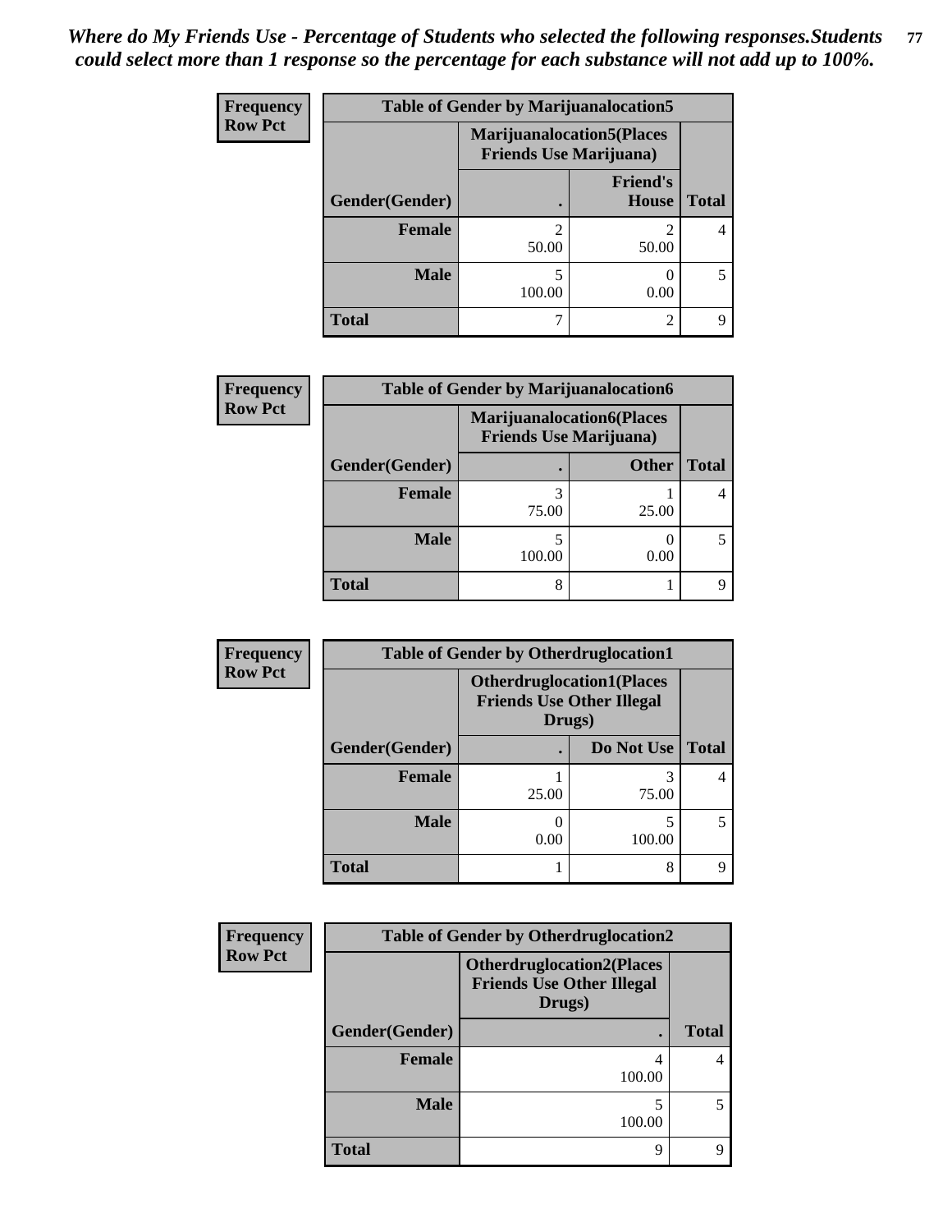*Where do My Friends Use - Percentage of Students who selected the following responses.Students could select more than 1 response so the percentage for each substance will not add up to 100%.*

**Frequency**
**Row Pct**

| Table of Gender by Marijuanalocation5 | | | |
|---|---|---|---|
| | Marijuanalocation5(Places Friends Use Marijuana) | | |
| Gender(Gender) | . | Friend's House | Total |
| Female | 2<br>50.00 | 2<br>50.00 | 4 |
| Male | 5<br>100.00 | 0<br>0.00 | 5 |
| Total | 7 | 2 | 9 |

**Frequency**
**Row Pct**

| Table of Gender by Marijuanalocation6 | | | |
|---|---|---|---|
| | Marijuanalocation6(Places Friends Use Marijuana) | | |
| Gender(Gender) | . | Other | Total |
| Female | 3<br>75.00 | 1<br>25.00 | 4 |
| Male | 5<br>100.00 | 0<br>0.00 | 5 |
| Total | 8 | 1 | 9 |

**Frequency**
**Row Pct**

| Table of Gender by Otherdruglocation1 | | | |
|---|---|---|---|
| | Otherdruglocation1(Places Friends Use Other Illegal Drugs) | | |
| Gender(Gender) | . | Do Not Use | Total |
| Female | 1<br>25.00 | 3<br>75.00 | 4 |
| Male | 0<br>0.00 | 5<br>100.00 | 5 |
| Total | 1 | 8 | 9 |

**Frequency**
**Row Pct**

| Table of Gender by Otherdruglocation2 | | |
|---|---|---|
| | Otherdruglocation2(Places Friends Use Other Illegal Drugs) | |
| Gender(Gender) | . | Total |
| Female | 4<br>100.00 | 4 |
| Male | 5<br>100.00 | 5 |
| Total | 9 | 9 |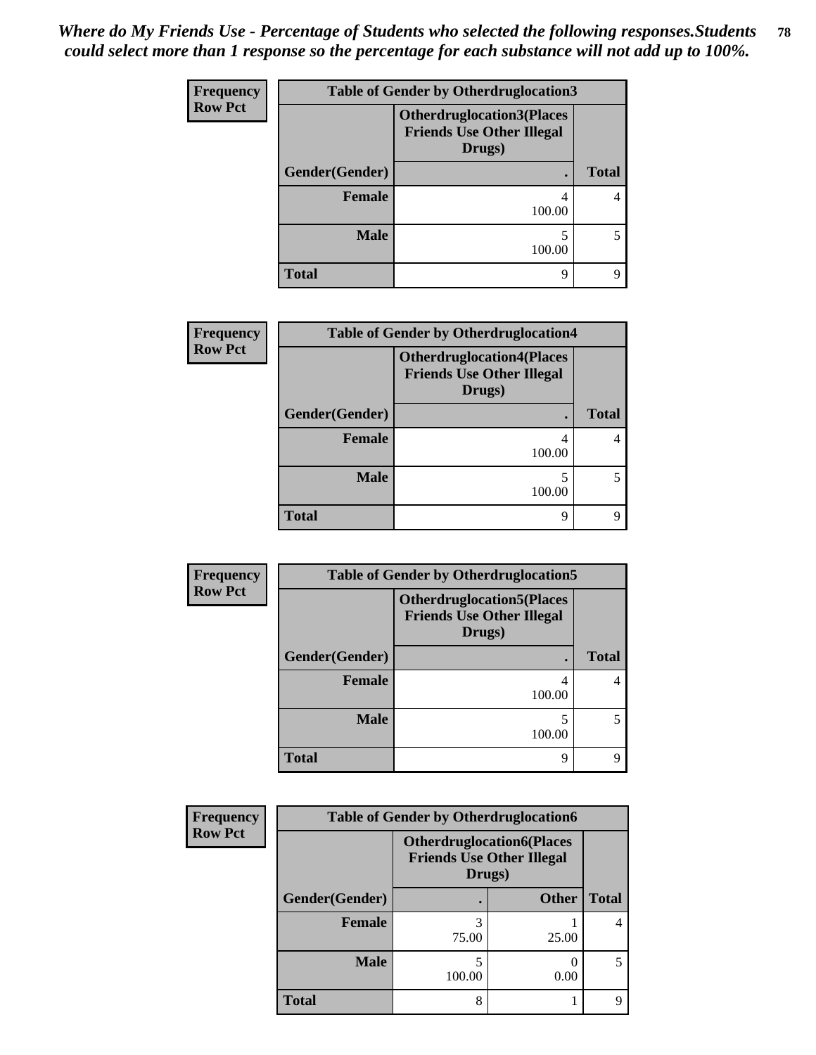*Where do My Friends Use - Percentage of Students who selected the following responses.Students could select more than 1 response so the percentage for each substance will not add up to 100%.*

| Frequency Row Pct | Table of Gender by Otherdruglocation3 | |
|---|---|---|
| | Otherdruglocation3(Places Friends Use Other Illegal Drugs) | |
| Gender(Gender) | . | Total |
| Female | 4<br>100.00 | 4 |
| Male | 5<br>100.00 | 5 |
| Total | 9 | 9 |

| Frequency Row Pct | Table of Gender by Otherdruglocation4 | |
|---|---|---|
| | Otherdruglocation4(Places Friends Use Other Illegal Drugs) | |
| Gender(Gender) | . | Total |
| Female | 4<br>100.00 | 4 |
| Male | 5<br>100.00 | 5 |
| Total | 9 | 9 |

| Frequency Row Pct | Table of Gender by Otherdruglocation5 | |
|---|---|---|
| | Otherdruglocation5(Places Friends Use Other Illegal Drugs) | |
| Gender(Gender) | . | Total |
| Female | 4<br>100.00 | 4 |
| Male | 5<br>100.00 | 5 |
| Total | 9 | 9 |

| Frequency Row Pct | Table of Gender by Otherdruglocation6 | | |
|---|---|---|---|
| | Otherdruglocation6(Places Friends Use Other Illegal Drugs) | | |
| Gender(Gender) | . | Other | Total |
| Female | 3<br>75.00 | 1<br>25.00 | 4 |
| Male | 5<br>100.00 | 0<br>0.00 | 5 |
| Total | 8 | 1 | 9 |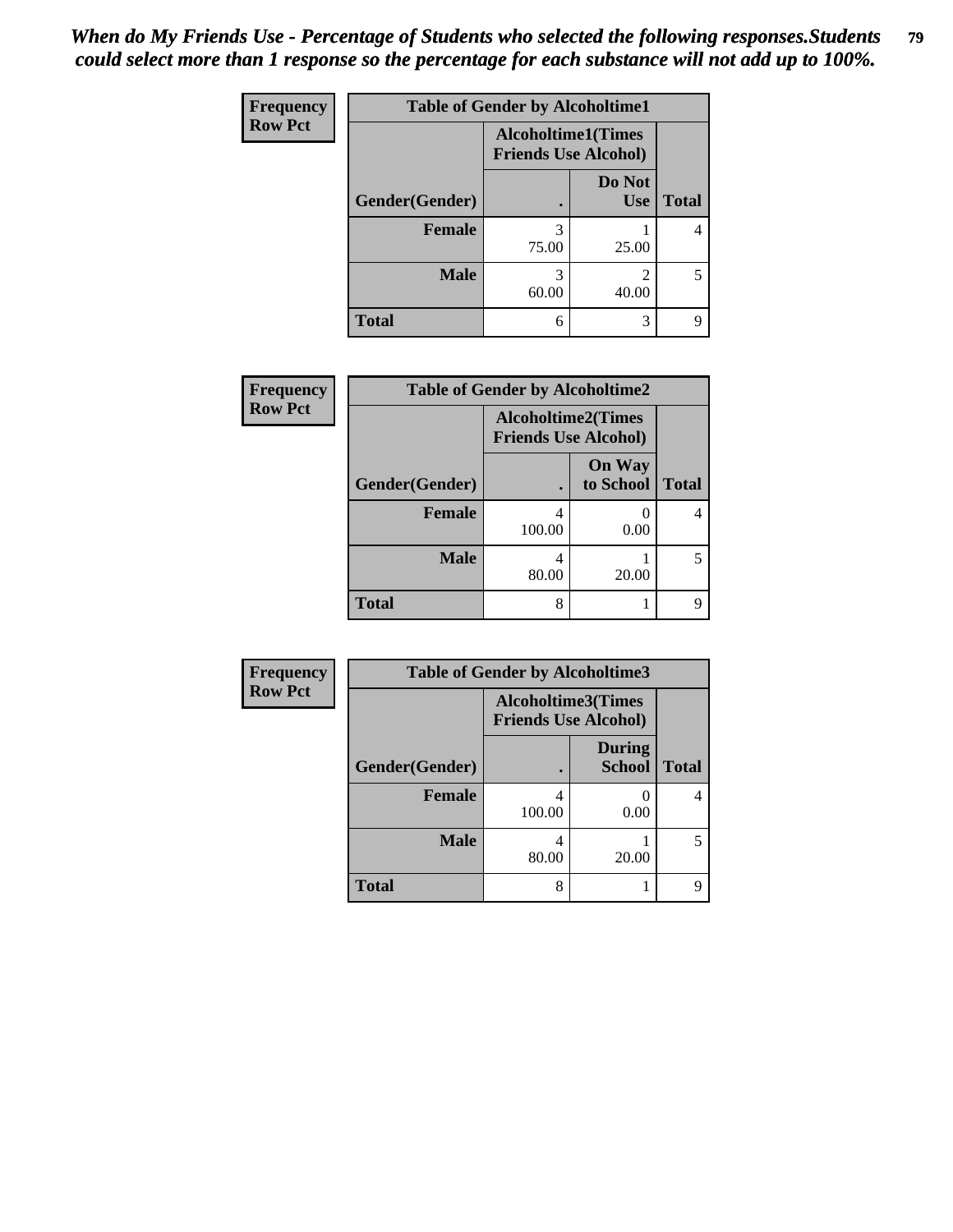*When do My Friends Use - Percentage of Students who selected the following responses.Students could select more than 1 response so the percentage for each substance will not add up to 100%.*

| Frequency Row Pct | Table of Gender by Alcoholtime1 | | |
|---|---|---|---|
| | Alcoholtime1(Times Friends Use Alcohol) | | |
| Gender(Gender) | . | Do Not Use | Total |
| Female | 3<br>75.00 | 1<br>25.00 | 4 |
| Male | 3<br>60.00 | 2<br>40.00 | 5 |
| Total | 6 | 3 | 9 |

| Frequency Row Pct | Table of Gender by Alcoholtime2 | | |
|---|---|---|---|
| | Alcoholtime2(Times Friends Use Alcohol) | | |
| Gender(Gender) | . | On Way to School | Total |
| Female | 4<br>100.00 | 0<br>0.00 | 4 |
| Male | 4<br>80.00 | 1<br>20.00 | 5 |
| Total | 8 | 1 | 9 |

| Frequency Row Pct | Table of Gender by Alcoholtime3 | | |
|---|---|---|---|
| | Alcoholtime3(Times Friends Use Alcohol) | | |
| Gender(Gender) | . | During School | Total |
| Female | 4<br>100.00 | 0<br>0.00 | 4 |
| Male | 4<br>80.00 | 1<br>20.00 | 5 |
| Total | 8 | 1 | 9 |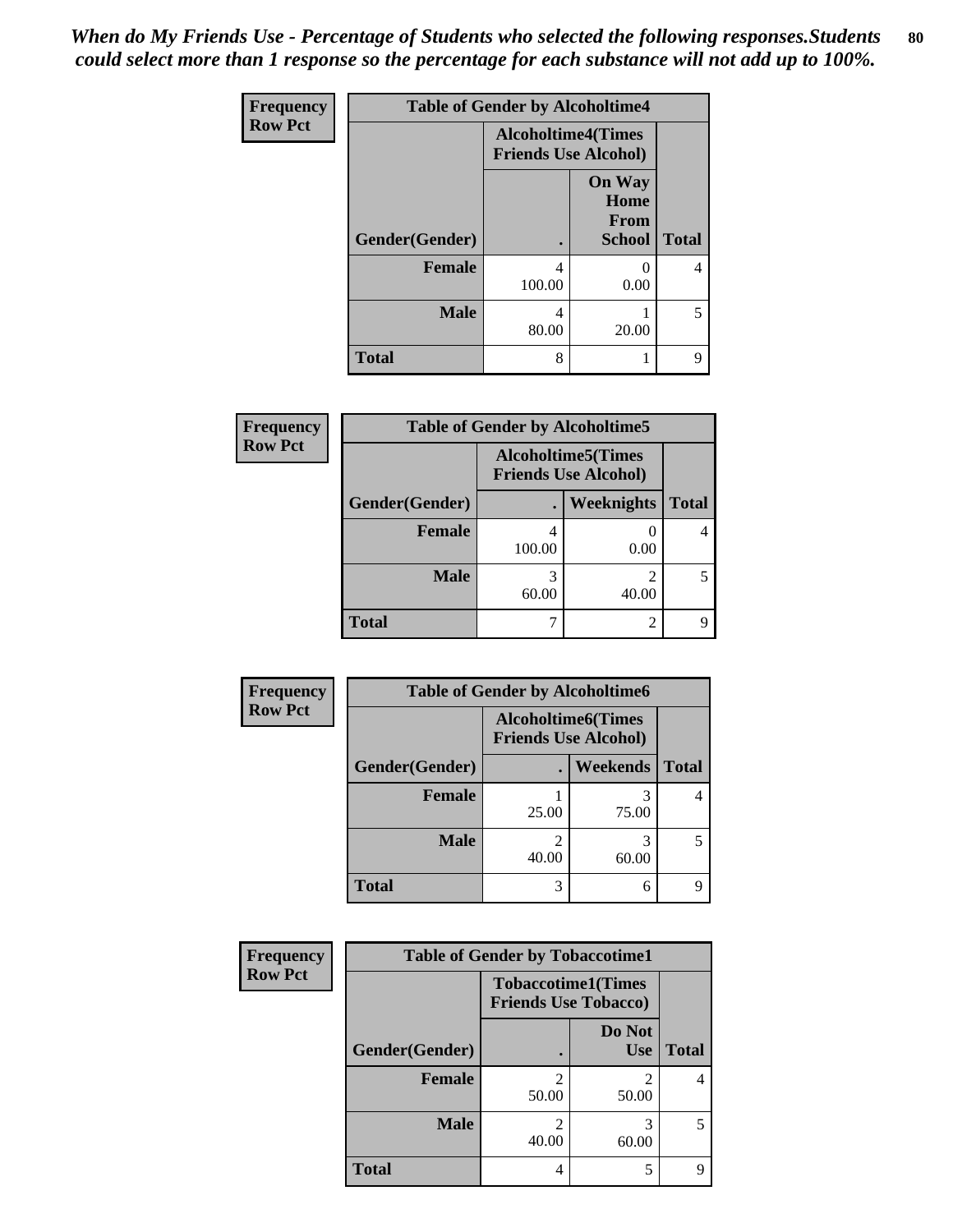*When do My Friends Use - Percentage of Students who selected the following responses.Students could select more than 1 response so the percentage for each substance will not add up to 100%.*

**Frequency**
**Row Pct**

| Table of Gender by Alcoholtime4 | | | |
|---|---|---|---|
| | Alcoholtime4(Times Friends Use Alcohol) | | |
| Gender(Gender) | . | On Way Home From School | Total |
| **Female** | 4<br>100.00 | 0<br>0.00 | 4 |
| **Male** | 4<br>80.00 | 1<br>20.00 | 5 |
| **Total** | 8 | 1 | 9 |

**Frequency**
**Row Pct**

| Table of Gender by Alcoholtime5 | | | |
|---|---|---|---|
| | Alcoholtime5(Times Friends Use Alcohol) | | |
| Gender(Gender) | . | Weeknights | Total |
| **Female** | 4<br>100.00 | 0<br>0.00 | 4 |
| **Male** | 3<br>60.00 | 2<br>40.00 | 5 |
| **Total** | 7 | 2 | 9 |

**Frequency**
**Row Pct**

| Table of Gender by Alcoholtime6 | | | |
|---|---|---|---|
| | Alcoholtime6(Times Friends Use Alcohol) | | |
| Gender(Gender) | . | Weekends | Total |
| **Female** | 1<br>25.00 | 3<br>75.00 | 4 |
| **Male** | 2<br>40.00 | 3<br>60.00 | 5 |
| **Total** | 3 | 6 | 9 |

**Frequency**
**Row Pct**

| Table of Gender by Tobaccotime1 | | | |
|---|---|---|---|
| | Tobaccotime1(Times Friends Use Tobacco) | | |
| Gender(Gender) | . | Do Not Use | Total |
| **Female** | 2<br>50.00 | 2<br>50.00 | 4 |
| **Male** | 2<br>40.00 | 3<br>60.00 | 5 |
| **Total** | 4 | 5 | 9 |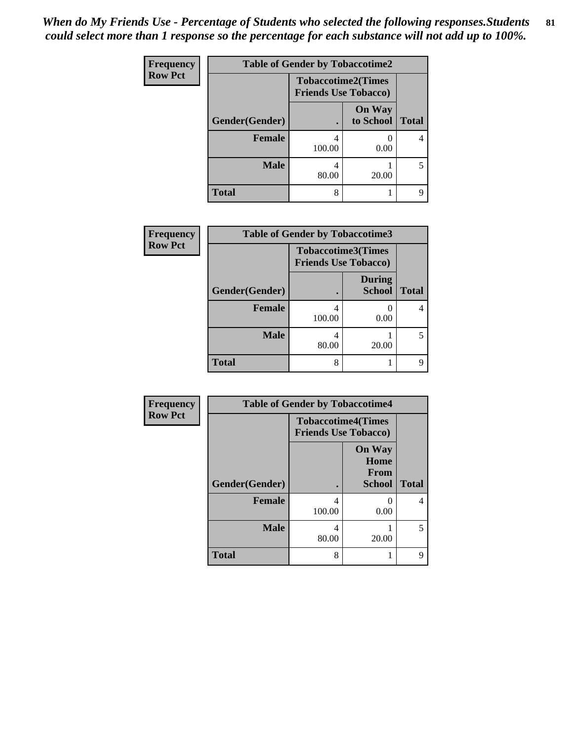*When do My Friends Use - Percentage of Students who selected the following responses.Students could select more than 1 response so the percentage for each substance will not add up to 100%.*

**Frequency**
**Row Pct**

| Table of Gender by Tobaccotime2 | | | |
|---|---|---|---|
| | Tobaccotime2(Times Friends Use Tobacco) | | |
| Gender(Gender) | . | On Way to School | Total |
| **Female** | 4<br>100.00 | 0<br>0.00 | 4 |
| **Male** | 4<br>80.00 | 1<br>20.00 | 5 |
| **Total** | 8 | 1 | 9 |

**Frequency**
**Row Pct**

| Table of Gender by Tobaccotime3 | | | |
|---|---|---|---|
| | Tobaccotime3(Times Friends Use Tobacco) | | |
| Gender(Gender) | . | During School | Total |
| **Female** | 4<br>100.00 | 0<br>0.00 | 4 |
| **Male** | 4<br>80.00 | 1<br>20.00 | 5 |
| **Total** | 8 | 1 | 9 |

**Frequency**
**Row Pct**

| Table of Gender by Tobaccotime4 | | | |
|---|---|---|---|
| | Tobaccotime4(Times Friends Use Tobacco) | | |
| Gender(Gender) | . | On Way Home From School | Total |
| **Female** | 4<br>100.00 | 0<br>0.00 | 4 |
| **Male** | 4<br>80.00 | 1<br>20.00 | 5 |
| **Total** | 8 | 1 | 9 |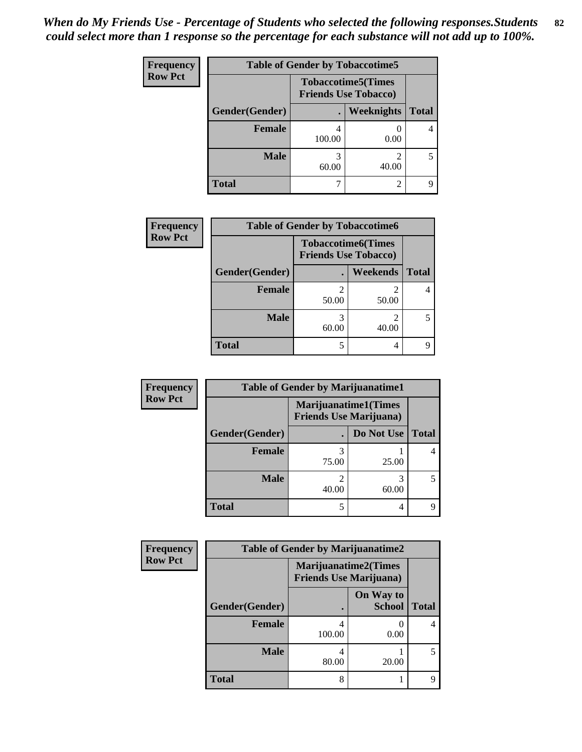*When do My Friends Use - Percentage of Students who selected the following responses.Students could select more than 1 response so the percentage for each substance will not add up to 100%.*

**Frequency Row Pct**

| Table of Gender by Tobaccotime5 | | | |
|---|---|---|---|
| | Tobaccotime5(Times Friends Use Tobacco) | | |
| Gender(Gender) | . | Weeknights | Total |
| Female | 4<br>100.00 | 0<br>0.00 | 4 |
| Male | 3<br>60.00 | 2<br>40.00 | 5 |
| Total | 7 | 2 | 9 |

**Frequency Row Pct**

| Table of Gender by Tobaccotime6 | | | |
|---|---|---|---|
| | Tobaccotime6(Times Friends Use Tobacco) | | |
| Gender(Gender) | . | Weekends | Total |
| Female | 2<br>50.00 | 2<br>50.00 | 4 |
| Male | 3<br>60.00 | 2<br>40.00 | 5 |
| Total | 5 | 4 | 9 |

**Frequency Row Pct**

| Table of Gender by Marijuanatime1 | | | |
|---|---|---|---|
| | Marijuanatime1(Times Friends Use Marijuana) | | |
| Gender(Gender) | . | Do Not Use | Total |
| Female | 3<br>75.00 | 1<br>25.00 | 4 |
| Male | 2<br>40.00 | 3<br>60.00 | 5 |
| Total | 5 | 4 | 9 |

**Frequency Row Pct**

| Table of Gender by Marijuanatime2 | | | |
|---|---|---|---|
| | Marijuanatime2(Times Friends Use Marijuana) | | |
| Gender(Gender) | . | On Way to School | Total |
| Female | 4<br>100.00 | 0<br>0.00 | 4 |
| Male | 4<br>80.00 | 1<br>20.00 | 5 |
| Total | 8 | 1 | 9 |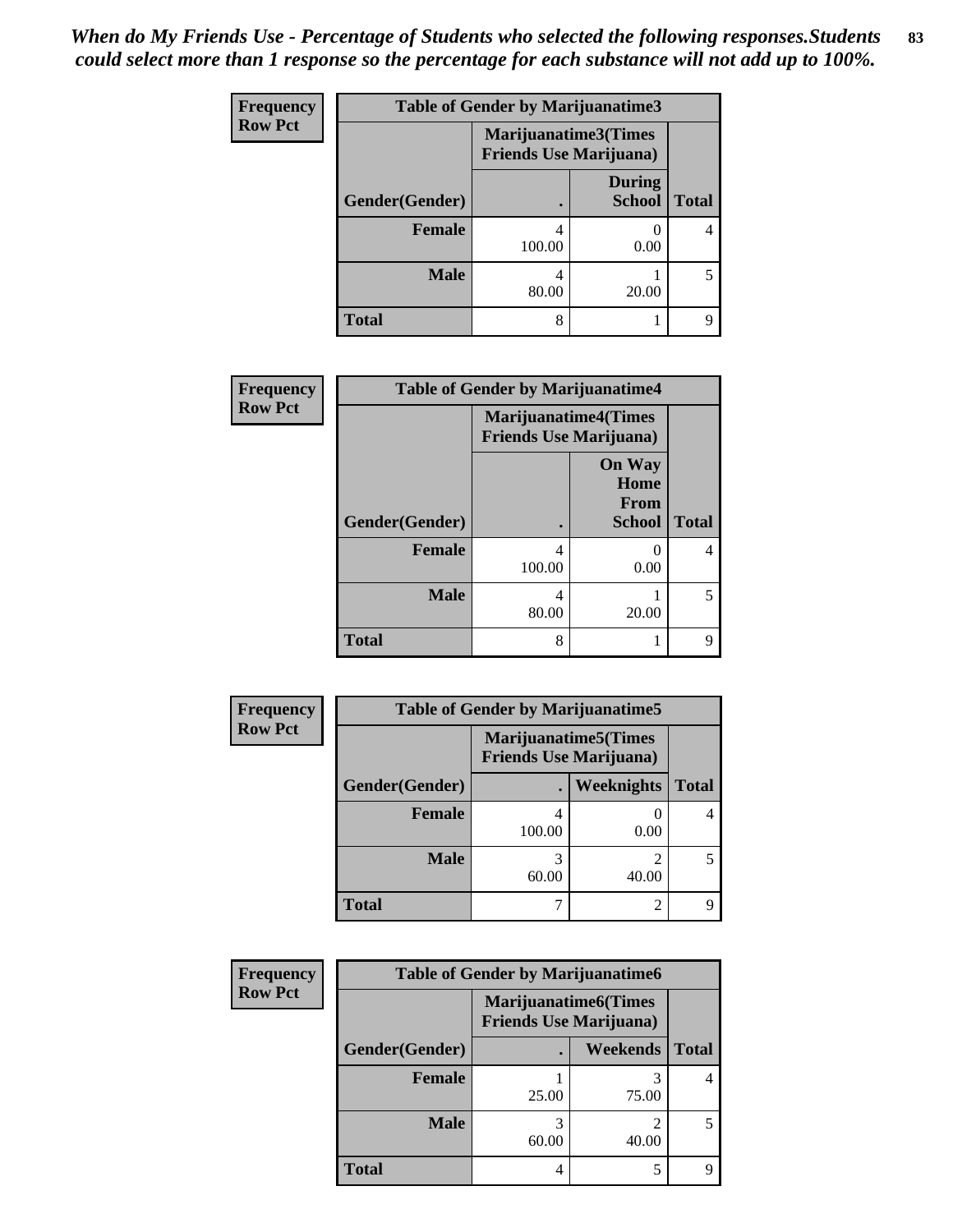*When do My Friends Use - Percentage of Students who selected the following responses.Students could select more than 1 response so the percentage for each substance will not add up to 100%.*

**Frequency / Row Pct**

**Table of Gender by Marijuanatime3**

| Gender(Gender) | Marijuanatime3(Times Friends Use Marijuana) . | During School | Total |
|---|---|---|---|
| Female | 4<br>100.00 | 0<br>0.00 | 4 |
| Male | 4<br>80.00 | 1<br>20.00 | 5 |
| Total | 8 | 1 | 9 |

**Frequency / Row Pct**

**Table of Gender by Marijuanatime4**

| Gender(Gender) | Marijuanatime4(Times Friends Use Marijuana) . | On Way Home From School | Total |
|---|---|---|---|
| Female | 4<br>100.00 | 0<br>0.00 | 4 |
| Male | 4<br>80.00 | 1<br>20.00 | 5 |
| Total | 8 | 1 | 9 |

**Frequency / Row Pct**

**Table of Gender by Marijuanatime5**

| Gender(Gender) | Marijuanatime5(Times Friends Use Marijuana) . | Weeknights | Total |
|---|---|---|---|
| Female | 4<br>100.00 | 0<br>0.00 | 4 |
| Male | 3<br>60.00 | 2<br>40.00 | 5 |
| Total | 7 | 2 | 9 |

**Frequency / Row Pct**

**Table of Gender by Marijuanatime6**

| Gender(Gender) | Marijuanatime6(Times Friends Use Marijuana) . | Weekends | Total |
|---|---|---|---|
| Female | 1<br>25.00 | 3<br>75.00 | 4 |
| Male | 3<br>60.00 | 2<br>40.00 | 5 |
| Total | 4 | 5 | 9 |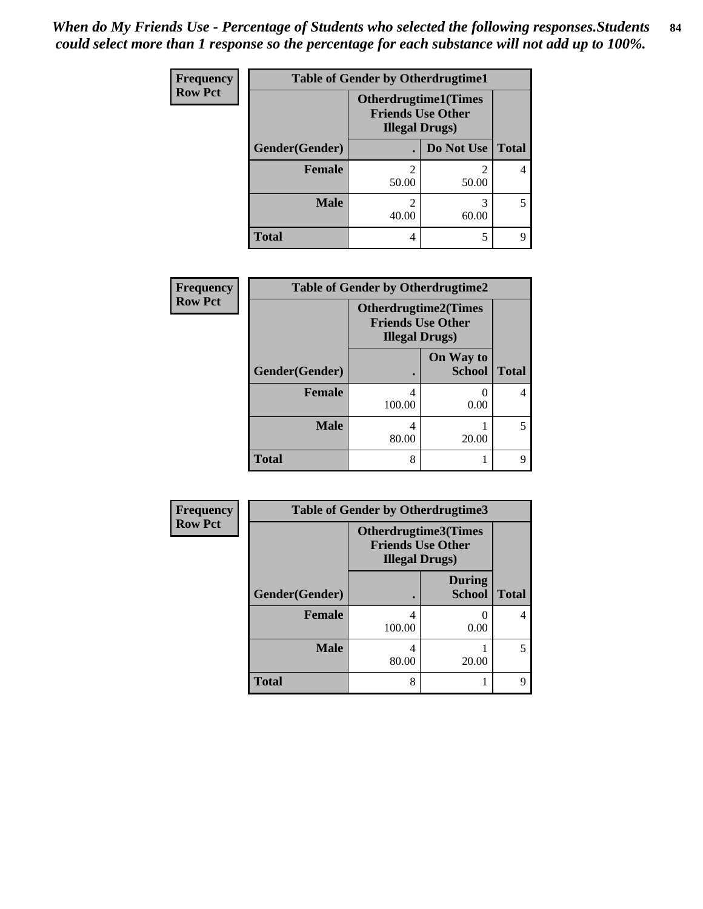*When do My Friends Use - Percentage of Students who selected the following responses.Students could select more than 1 response so the percentage for each substance will not add up to 100%.*

**Frequency**
**Row Pct**

| Table of Gender by Otherdrugtime1 | | | |
|---|---|---|---|
| | Otherdrugtime1(Times Friends Use Other Illegal Drugs) | | |
| Gender(Gender) | . | Do Not Use | Total |
| **Female** | 2<br>50.00 | 2<br>50.00 | 4 |
| **Male** | 2<br>40.00 | 3<br>60.00 | 5 |
| **Total** | 4 | 5 | 9 |

**Frequency**
**Row Pct**

| Table of Gender by Otherdrugtime2 | | | |
|---|---|---|---|
| | Otherdrugtime2(Times Friends Use Other Illegal Drugs) | | |
| Gender(Gender) | . | On Way to School | Total |
| **Female** | 4<br>100.00 | 0<br>0.00 | 4 |
| **Male** | 4<br>80.00 | 1<br>20.00 | 5 |
| **Total** | 8 | 1 | 9 |

**Frequency**
**Row Pct**

| Table of Gender by Otherdrugtime3 | | | |
|---|---|---|---|
| | Otherdrugtime3(Times Friends Use Other Illegal Drugs) | | |
| Gender(Gender) | . | During School | Total |
| **Female** | 4<br>100.00 | 0<br>0.00 | 4 |
| **Male** | 4<br>80.00 | 1<br>20.00 | 5 |
| **Total** | 8 | 1 | 9 |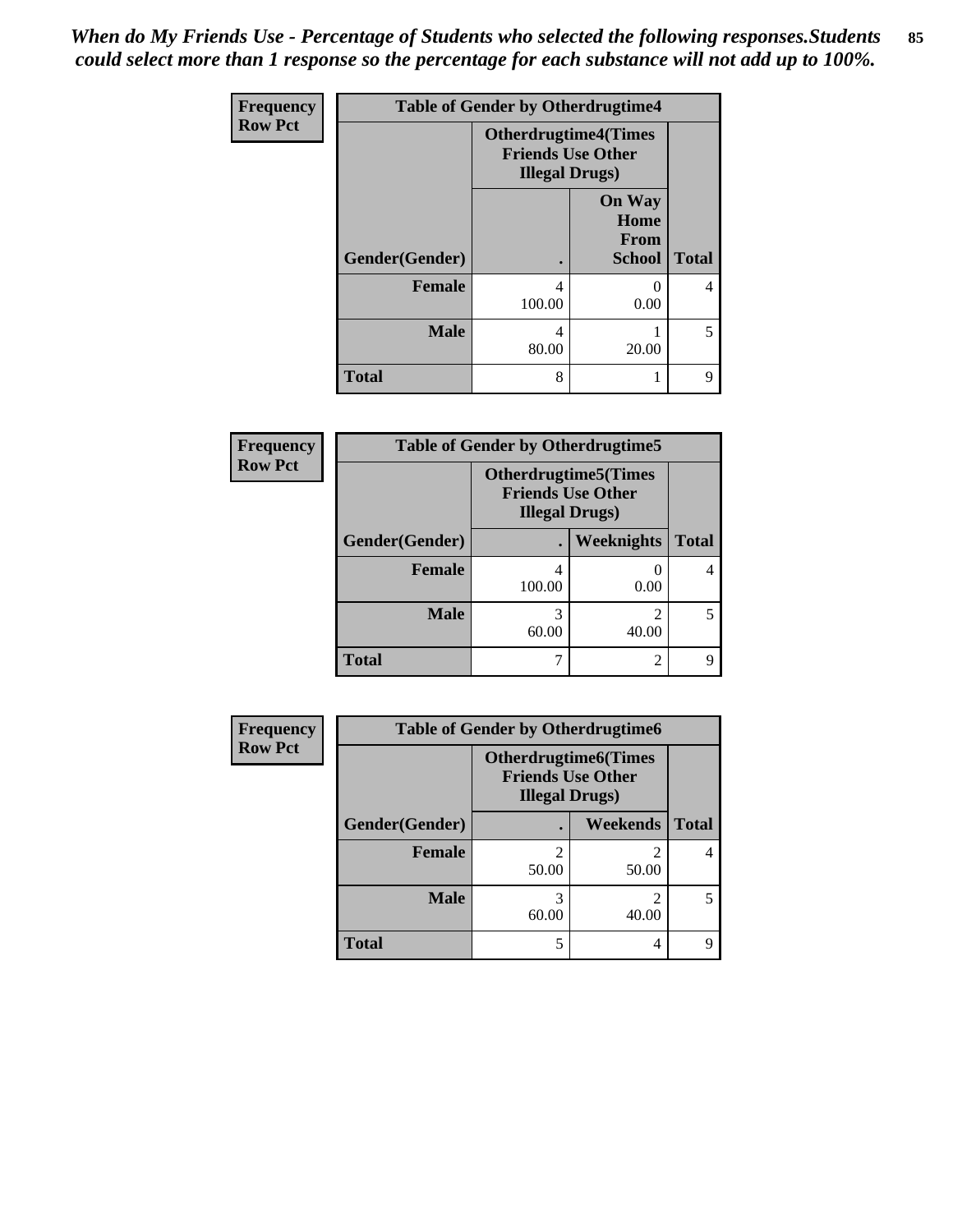*When do My Friends Use - Percentage of Students who selected the following responses.Students could select more than 1 response so the percentage for each substance will not add up to 100%.*

| Frequency Row Pct | Table of Gender by Otherdrugtime4 | | |
|---|---|---|---|
| | Otherdrugtime4(Times Friends Use Other Illegal Drugs) | | |
| Gender(Gender) | . | On Way Home From School | Total |
| Female | 4<br>100.00 | 0<br>0.00 | 4 |
| Male | 4<br>80.00 | 1<br>20.00 | 5 |
| Total | 8 | 1 | 9 |

| Frequency Row Pct | Table of Gender by Otherdrugtime5 | | |
|---|---|---|---|
| | Otherdrugtime5(Times Friends Use Other Illegal Drugs) | | |
| Gender(Gender) | . | Weeknights | Total |
| Female | 4<br>100.00 | 0<br>0.00 | 4 |
| Male | 3<br>60.00 | 2<br>40.00 | 5 |
| Total | 7 | 2 | 9 |

| Frequency Row Pct | Table of Gender by Otherdrugtime6 | | |
|---|---|---|---|
| | Otherdrugtime6(Times Friends Use Other Illegal Drugs) | | |
| Gender(Gender) | . | Weekends | Total |
| Female | 2<br>50.00 | 2<br>50.00 | 4 |
| Male | 3<br>60.00 | 2<br>40.00 | 5 |
| Total | 5 | 4 | 9 |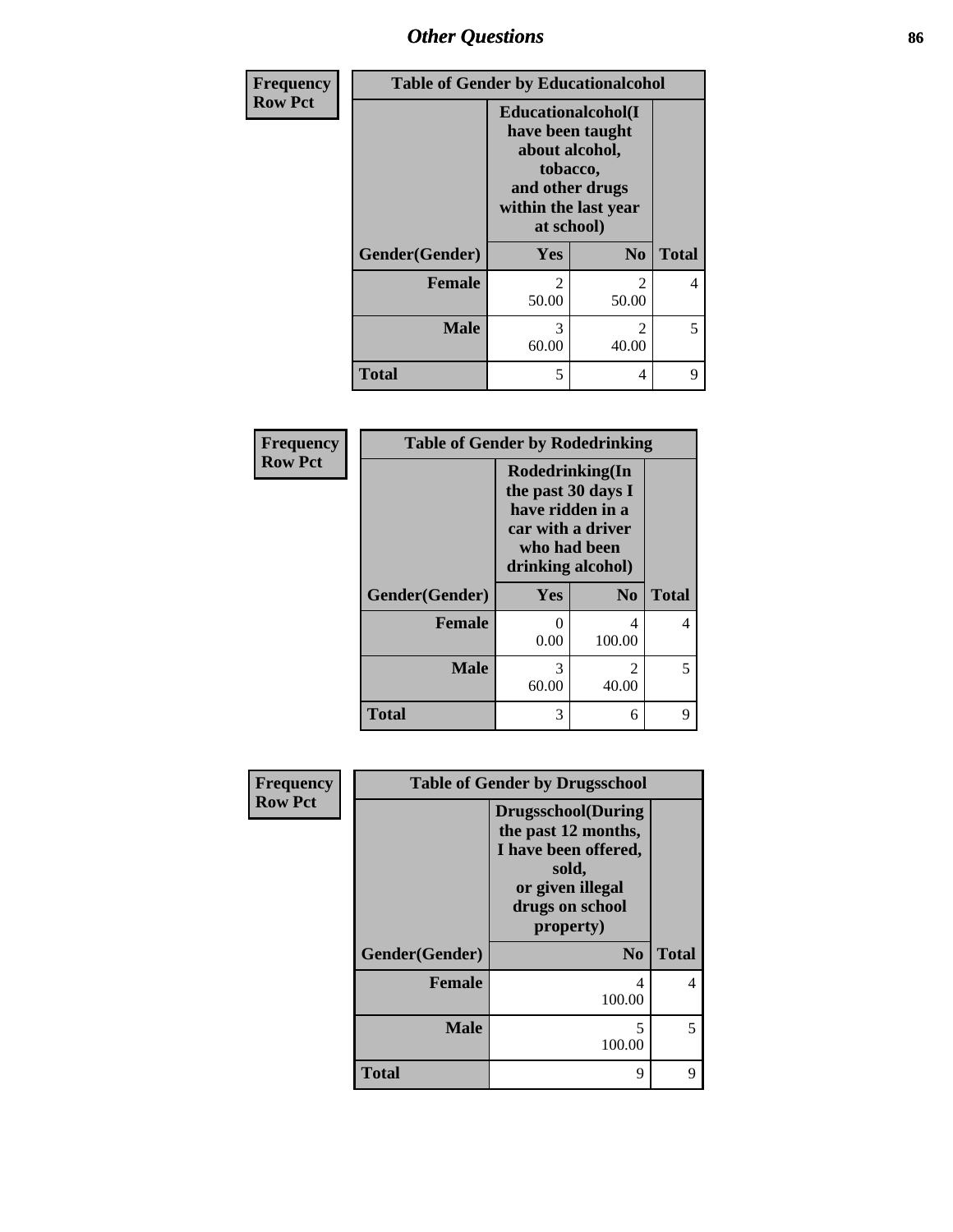| Frequency Row Pct | Table of Gender by Educationalcohol | | |
|---|---|---|---|
| | Educationalcohol(I have been taught about alcohol, tobacco, and other drugs within the last year at school) | | |
| Gender(Gender) | Yes | No | Total |
| Female | 2<br>50.00 | 2<br>50.00 | 4 |
| Male | 3<br>60.00 | 2<br>40.00 | 5 |
| Total | 5 | 4 | 9 |

| Frequency Row Pct | Table of Gender by Rodedrinking | | |
|---|---|---|---|
| | Rodedrinking(In the past 30 days I have ridden in a car with a driver who had been drinking alcohol) | | |
| Gender(Gender) | Yes | No | Total |
| Female | 0<br>0.00 | 4<br>100.00 | 4 |
| Male | 3<br>60.00 | 2<br>40.00 | 5 |
| Total | 3 | 6 | 9 |

| Frequency Row Pct | Table of Gender by Drugsschool | |
|---|---|---|
| | Drugsschool(During the past 12 months, I have been offered, sold, or given illegal drugs on school property) | |
| Gender(Gender) | No | Total |
| Female | 4<br>100.00 | 4 |
| Male | 5<br>100.00 | 5 |
| Total | 9 | 9 |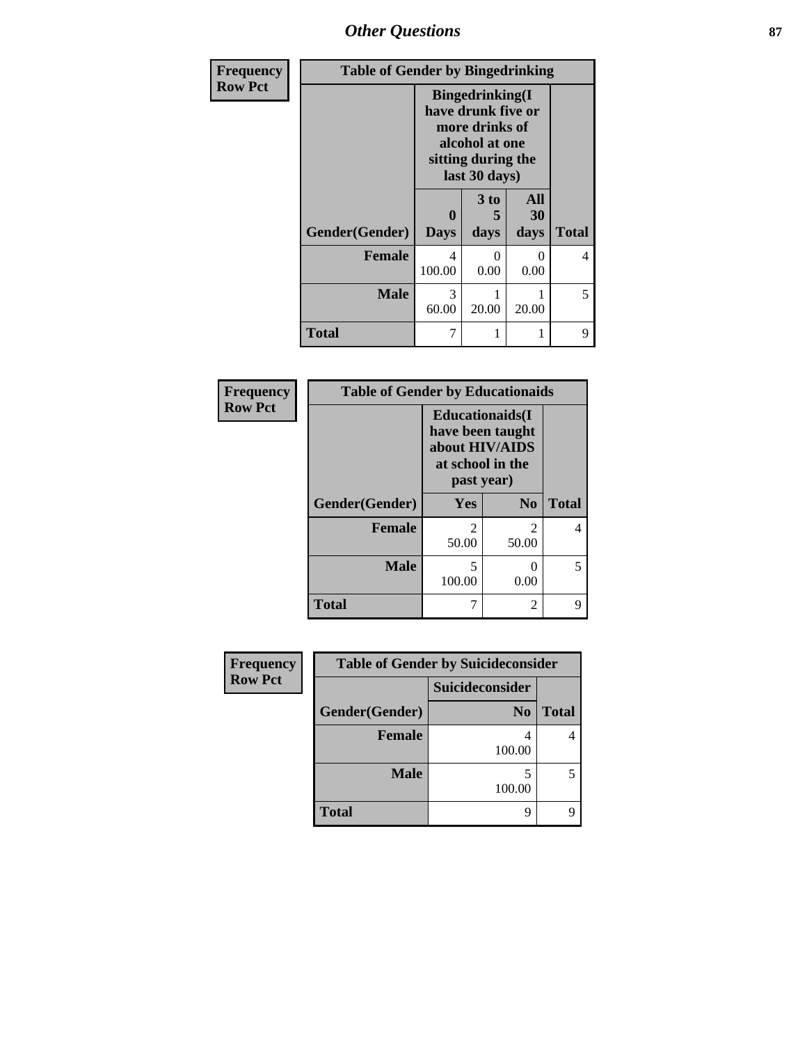| Frequency<br>Row Pct | Table of Gender by Bingedrinking | | | |
|---|---|---|---|---|
| | Bingedrinking(I have drunk five or more drinks of alcohol at one sitting during the last 30 days) | | | |
| Gender(Gender) | 0 Days | 3 to 5 days | All 30 days | Total |
| Female | 4<br>100.00 | 0<br>0.00 | 0<br>0.00 | 4 |
| Male | 3<br>60.00 | 1<br>20.00 | 1<br>20.00 | 5 |
| Total | 7 | 1 | 1 | 9 |

| Frequency<br>Row Pct | Table of Gender by Educationaids | | |
|---|---|---|---|
| | Educationaids(I have been taught about HIV/AIDS at school in the past year) | | |
| Gender(Gender) | Yes | No | Total |
| Female | 2<br>50.00 | 2<br>50.00 | 4 |
| Male | 5<br>100.00 | 0<br>0.00 | 5 |
| Total | 7 | 2 | 9 |

| Frequency<br>Row Pct | Table of Gender by Suicideconsider | |
|---|---|---|
| | Suicideconsider | |
| Gender(Gender) | No | Total |
| Female | 4<br>100.00 | 4 |
| Male | 5<br>100.00 | 5 |
| Total | 9 | 9 |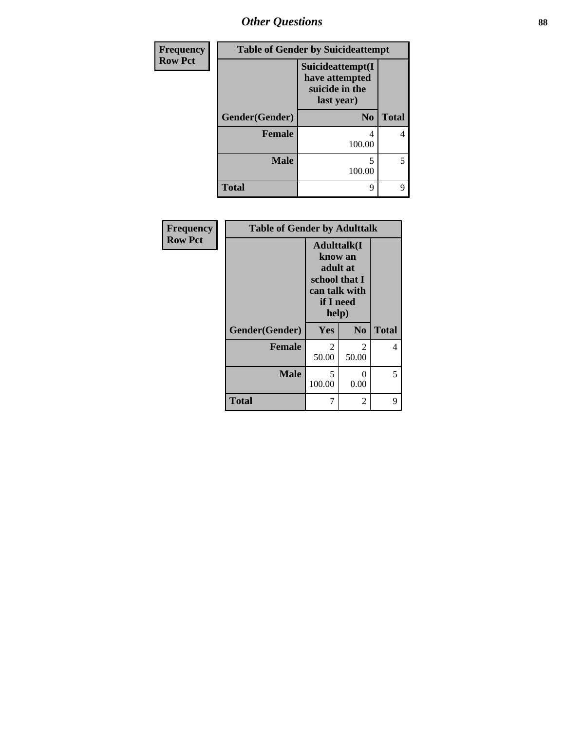## Other Questions

| Frequency<br>Row Pct | Table of Gender by Suicideattempt | |
|---|---|---|
| | Suicideattempt(I have attempted suicide in the last year) | |
| Gender(Gender) | No | Total |
| Female | 4<br>100.00 | 4 |
| Male | 5<br>100.00 | 5 |
| Total | 9 | 9 |

| Frequency<br>Row Pct | Table of Gender by Adulttalk | | |
|---|---|---|---|
| | Adulttalk(I know an adult at school that I can talk with if I need help) | | |
| Gender(Gender) | Yes | No | Total |
| Female | 2<br>50.00 | 2<br>50.00 | 4 |
| Male | 5<br>100.00 | 0<br>0.00 | 5 |
| Total | 7 | 2 | 9 |